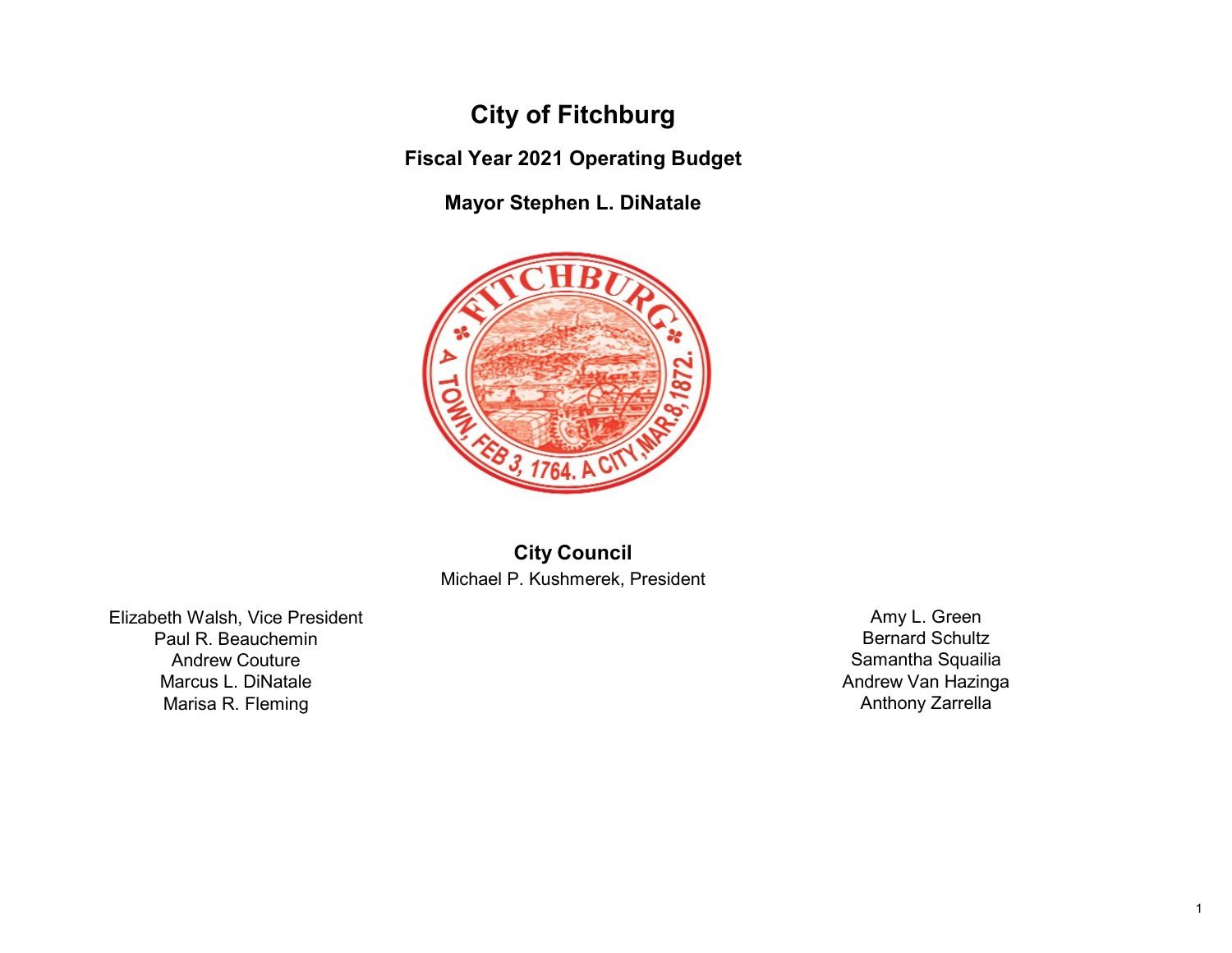# City of Fitchburg

## Fiscal Year 2021 Operating Budget

## Mayor Stephen L. DiNatale

### City Council

Michael P. Kushmerek, President

Elizabeth Walsh, Vice President
Paul R. Beauchemin
Andrew Couture
Marcus L. DiNatale
Marisa R. Fleming
Amy L. Green
Bernard Schultz
Samantha Squailia
Andrew Van Hazinga
Anthony Zarrella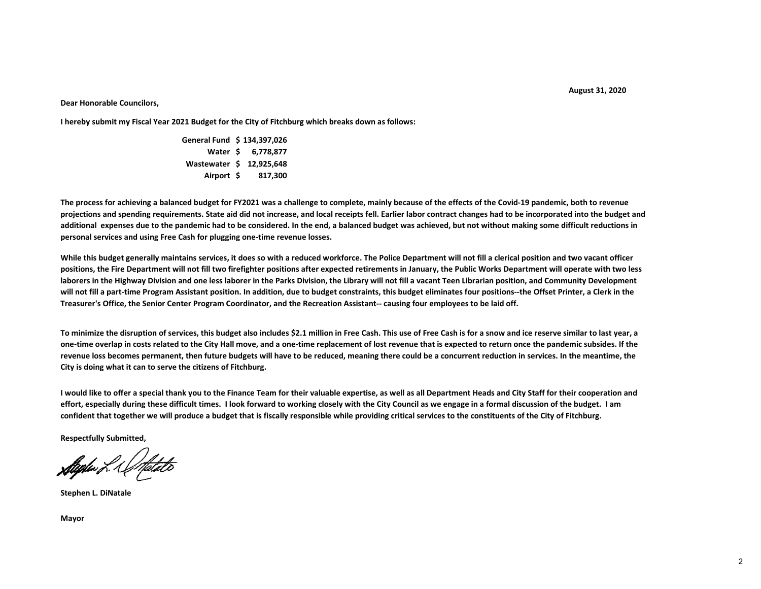August 31, 2020

**Dear Honorable Councilors,**

**I hereby submit my Fiscal Year 2021 Budget for the City of Fitchburg which breaks down as follows:**

| | |
|---|---|
| **General Fund** | **$ 134,397,026** |
| **Water** | **$ 6,778,877** |
| **Wastewater** | **$ 12,925,648** |
| **Airport** | **$ 817,300** |

**The process for achieving a balanced budget for FY2021 was a challenge to complete, mainly because of the effects of the Covid-19 pandemic, both to revenue projections and spending requirements. State aid did not increase, and local receipts fell. Earlier labor contract changes had to be incorporated into the budget and additional expenses due to the pandemic had to be considered. In the end, a balanced budget was achieved, but not without making some difficult reductions in personal services and using Free Cash for plugging one-time revenue losses.**

**While this budget generally maintains services, it does so with a reduced workforce. The Police Department will not fill a clerical position and two vacant officer positions, the Fire Department will not fill two firefighter positions after expected retirements in January, the Public Works Department will operate with two less laborers in the Highway Division and one less laborer in the Parks Division, the Library will not fill a vacant Teen Librarian position, and Community Development will not fill a part-time Program Assistant position. In addition, due to budget constraints, this budget eliminates four positions--the Offset Printer, a Clerk in the Treasurer's Office, the Senior Center Program Coordinator, and the Recreation Assistant-- causing four employees to be laid off.**

**To minimize the disruption of services, this budget also includes $2.1 million in Free Cash. This use of Free Cash is for a snow and ice reserve similar to last year, a one-time overlap in costs related to the City Hall move, and a one-time replacement of lost revenue that is expected to return once the pandemic subsides. If the revenue loss becomes permanent, then future budgets will have to be reduced, meaning there could be a concurrent reduction in services. In the meantime, the City is doing what it can to serve the citizens of Fitchburg.**

**I would like to offer a special thank you to the Finance Team for their valuable expertise, as well as all Department Heads and City Staff for their cooperation and effort, especially during these difficult times. I look forward to working closely with the City Council as we engage in a formal discussion of the budget. I am confident that together we will produce a budget that is fiscally responsible while providing critical services to the constituents of the City of Fitchburg.**

**Respectfully Submitted,**

Stephen L. DiNatale

**Stephen L. DiNatale**

**Mayor**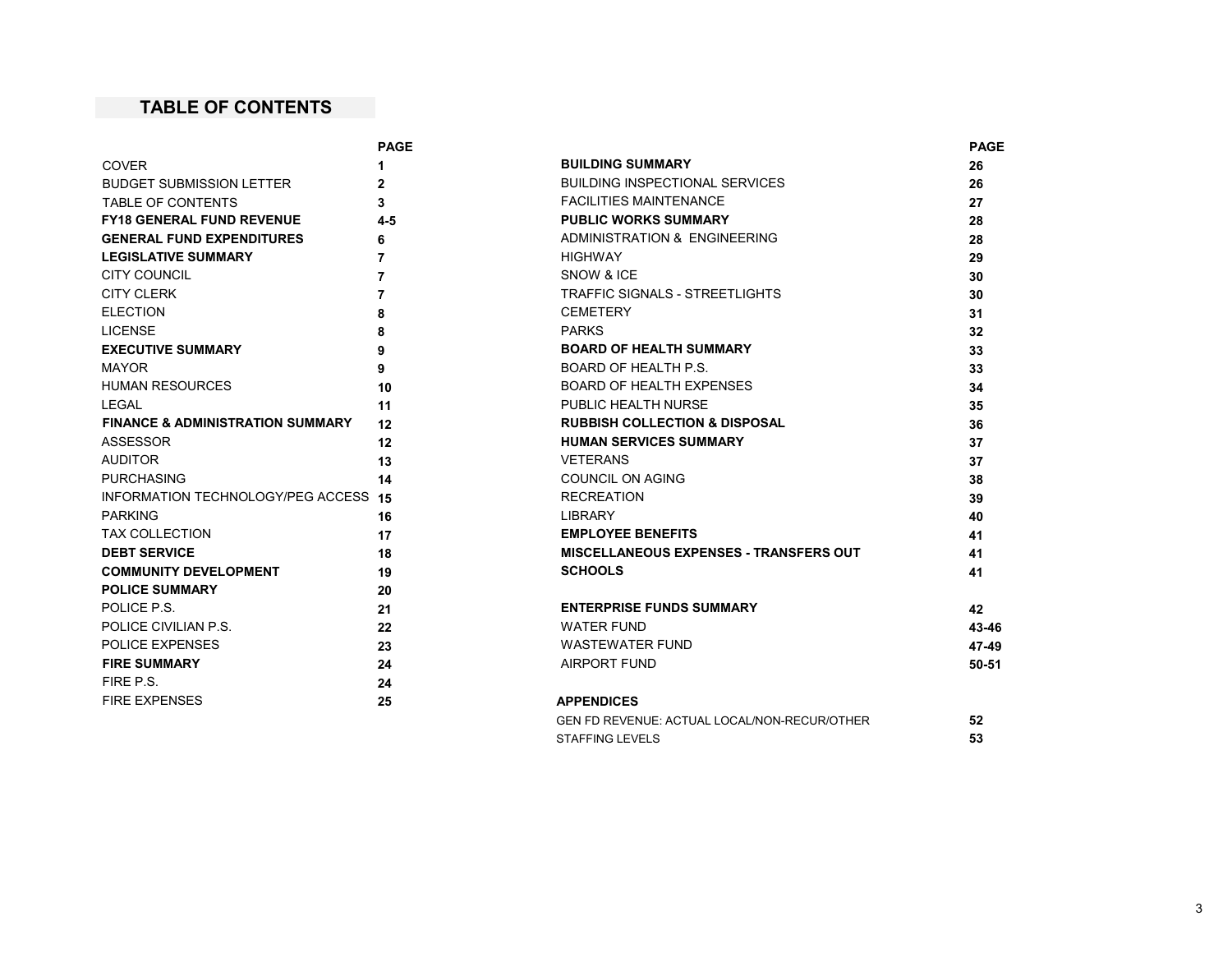## TABLE OF CONTENTS

| | PAGE |
|---|---|
| COVER | 1 |
| BUDGET SUBMISSION LETTER | 2 |
| TABLE OF CONTENTS | 3 |
| **FY18 GENERAL FUND REVENUE** | 4-5 |
| **GENERAL FUND EXPENDITURES** | 6 |
| **LEGISLATIVE SUMMARY** | 7 |
| CITY COUNCIL | 7 |
| CITY CLERK | 7 |
| ELECTION | 8 |
| LICENSE | 8 |
| **EXECUTIVE SUMMARY** | 9 |
| MAYOR | 9 |
| HUMAN RESOURCES | 10 |
| LEGAL | 11 |
| **FINANCE & ADMINISTRATION SUMMARY** | 12 |
| ASSESSOR | 12 |
| AUDITOR | 13 |
| PURCHASING | 14 |
| INFORMATION TECHNOLOGY/PEG ACCESS | 15 |
| PARKING | 16 |
| TAX COLLECTION | 17 |
| **DEBT SERVICE** | 18 |
| **COMMUNITY DEVELOPMENT** | 19 |
| **POLICE SUMMARY** | 20 |
| POLICE P.S. | 21 |
| POLICE CIVILIAN P.S. | 22 |
| POLICE EXPENSES | 23 |
| **FIRE SUMMARY** | 24 |
| FIRE P.S. | 24 |
| FIRE EXPENSES | 25 |
| **BUILDING SUMMARY** | 26 |
| BUILDING INSPECTIONAL SERVICES | 26 |
| FACILITIES MAINTENANCE | 27 |
| **PUBLIC WORKS SUMMARY** | 28 |
| ADMINISTRATION & ENGINEERING | 28 |
| HIGHWAY | 29 |
| SNOW & ICE | 30 |
| TRAFFIC SIGNALS - STREETLIGHTS | 30 |
| CEMETERY | 31 |
| PARKS | 32 |
| **BOARD OF HEALTH SUMMARY** | 33 |
| BOARD OF HEALTH P.S. | 33 |
| BOARD OF HEALTH EXPENSES | 34 |
| PUBLIC HEALTH NURSE | 35 |
| **RUBBISH COLLECTION & DISPOSAL** | 36 |
| **HUMAN SERVICES SUMMARY** | 37 |
| VETERANS | 37 |
| COUNCIL ON AGING | 38 |
| RECREATION | 39 |
| LIBRARY | 40 |
| **EMPLOYEE BENEFITS** | 41 |
| **MISCELLANEOUS EXPENSES - TRANSFERS OUT** | 41 |
| **SCHOOLS** | 41 |
| **ENTERPRISE FUNDS SUMMARY** | 42 |
| WATER FUND | 43-46 |
| WASTEWATER FUND | 47-49 |
| AIRPORT FUND | 50-51 |
| **APPENDICES** | |
| GEN FD REVENUE: ACTUAL LOCAL/NON-RECUR/OTHER | 52 |
| STAFFING LEVELS | 53 |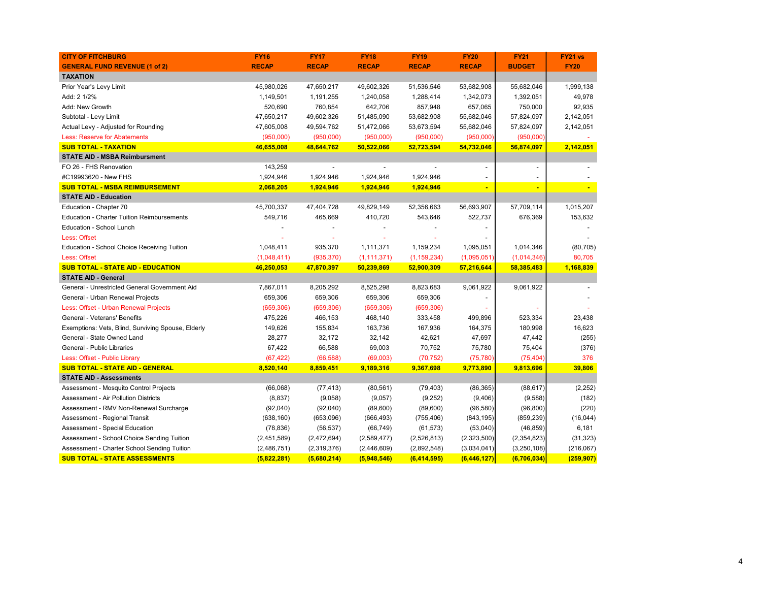| CITY OF FITCHBURG<br>GENERAL FUND REVENUE (1 of 2) | FY16<br>RECAP | FY17<br>RECAP | FY18<br>RECAP | FY19<br>RECAP | FY20<br>RECAP | FY21<br>BUDGET | FY21 vs<br>FY20 |
|---|---|---|---|---|---|---|---|
| **TAXATION** | | | | | | | |
| Prior Year's Levy Limit | 45,980,026 | 47,650,217 | 49,602,326 | 51,536,546 | 53,682,908 | 55,682,046 | 1,999,138 |
| Add: 2 1/2% | 1,149,501 | 1,191,255 | 1,240,058 | 1,288,414 | 1,342,073 | 1,392,051 | 49,978 |
| Add: New Growth | 520,690 | 760,854 | 642,706 | 857,948 | 657,065 | 750,000 | 92,935 |
| Subtotal - Levy Limit | 47,650,217 | 49,602,326 | 51,485,090 | 53,682,908 | 55,682,046 | 57,824,097 | 2,142,051 |
| Actual Levy - Adjusted for Rounding | 47,605,008 | 49,594,762 | 51,472,066 | 53,673,594 | 55,682,046 | 57,824,097 | 2,142,051 |
| Less: Reserve for Abatements | (950,000) | (950,000) | (950,000) | (950,000) | (950,000) | (950,000) | - |
| **SUB TOTAL - TAXATION** | **46,655,008** | **48,644,762** | **50,522,066** | **52,723,594** | **54,732,046** | **56,874,097** | **2,142,051** |
| **STATE AID - MSBA Reimbursment** | | | | | | | |
| FO 26 - FHS Renovation | 143,259 | - | - | - | - | - | - |
| #C19993620 - New FHS | 1,924,946 | 1,924,946 | 1,924,946 | 1,924,946 | - | - | - |
| **SUB TOTAL - MSBA REIMBURSEMENT** | **2,068,205** | **1,924,946** | **1,924,946** | **1,924,946** | **-** | **-** | **-** |
| **STATE AID - Education** | | | | | | | |
| Education - Chapter 70 | 45,700,337 | 47,404,728 | 49,829,149 | 52,356,663 | 56,693,907 | 57,709,114 | 1,015,207 |
| Education - Charter Tuition Reimbursements | 549,716 | 465,669 | 410,720 | 543,646 | 522,737 | 676,369 | 153,632 |
| Education - School Lunch | - | - | - | - | - | | - |
| Less: Offset | - | - | - | - | - | | - |
| Education - School Choice Receiving Tuition | 1,048,411 | 935,370 | 1,111,371 | 1,159,234 | 1,095,051 | 1,014,346 | (80,705) |
| Less: Offset | (1,048,411) | (935,370) | (1,111,371) | (1,159,234) | (1,095,051) | (1,014,346) | 80,705 |
| **SUB TOTAL - STATE AID - EDUCATION** | **46,250,053** | **47,870,397** | **50,239,869** | **52,900,309** | **57,216,644** | **58,385,483** | **1,168,839** |
| **STATE AID - General** | | | | | | | |
| General - Unrestricted General Government Aid | 7,867,011 | 8,205,292 | 8,525,298 | 8,823,683 | 9,061,922 | 9,061,922 | - |
| General - Urban Renewal Projects | 659,306 | 659,306 | 659,306 | 659,306 | - | | - |
| Less: Offset - Urban Renewal Projects | (659,306) | (659,306) | (659,306) | (659,306) | - | - | - |
| General - Veterans' Benefits | 475,226 | 466,153 | 468,140 | 333,458 | 499,896 | 523,334 | 23,438 |
| Exemptions: Vets, Blind, Surviving Spouse, Elderly | 149,626 | 155,834 | 163,736 | 167,936 | 164,375 | 180,998 | 16,623 |
| General - State Owned Land | 28,277 | 32,172 | 32,142 | 42,621 | 47,697 | 47,442 | (255) |
| General - Public Libraries | 67,422 | 66,588 | 69,003 | 70,752 | 75,780 | 75,404 | (376) |
| Less: Offset - Public Library | (67,422) | (66,588) | (69,003) | (70,752) | (75,780) | (75,404) | 376 |
| **SUB TOTAL - STATE AID - GENERAL** | **8,520,140** | **8,859,451** | **9,189,316** | **9,367,698** | **9,773,890** | **9,813,696** | **39,806** |
| **STATE AID - Assessments** | | | | | | | |
| Assessment - Mosquito Control Projects | (66,068) | (77,413) | (80,561) | (79,403) | (86,365) | (88,617) | (2,252) |
| Assessment - Air Pollution Districts | (8,837) | (9,058) | (9,057) | (9,252) | (9,406) | (9,588) | (182) |
| Assessment - RMV Non-Renewal Surcharge | (92,040) | (92,040) | (89,600) | (89,600) | (96,580) | (96,800) | (220) |
| Assessment - Regional Transit | (638,160) | (653,096) | (666,493) | (755,406) | (843,195) | (859,239) | (16,044) |
| Assessment - Special Education | (78,836) | (56,537) | (66,749) | (61,573) | (53,040) | (46,859) | 6,181 |
| Assessment - School Choice Sending Tuition | (2,451,589) | (2,472,694) | (2,589,477) | (2,526,813) | (2,323,500) | (2,354,823) | (31,323) |
| Assessment - Charter School Sending Tuition | (2,486,751) | (2,319,376) | (2,446,609) | (2,892,548) | (3,034,041) | (3,250,108) | (216,067) |
| **SUB TOTAL - STATE ASSESSMENTS** | **(5,822,281)** | **(5,680,214)** | **(5,948,546)** | **(6,414,595)** | **(6,446,127)** | **(6,706,034)** | **(259,907)** |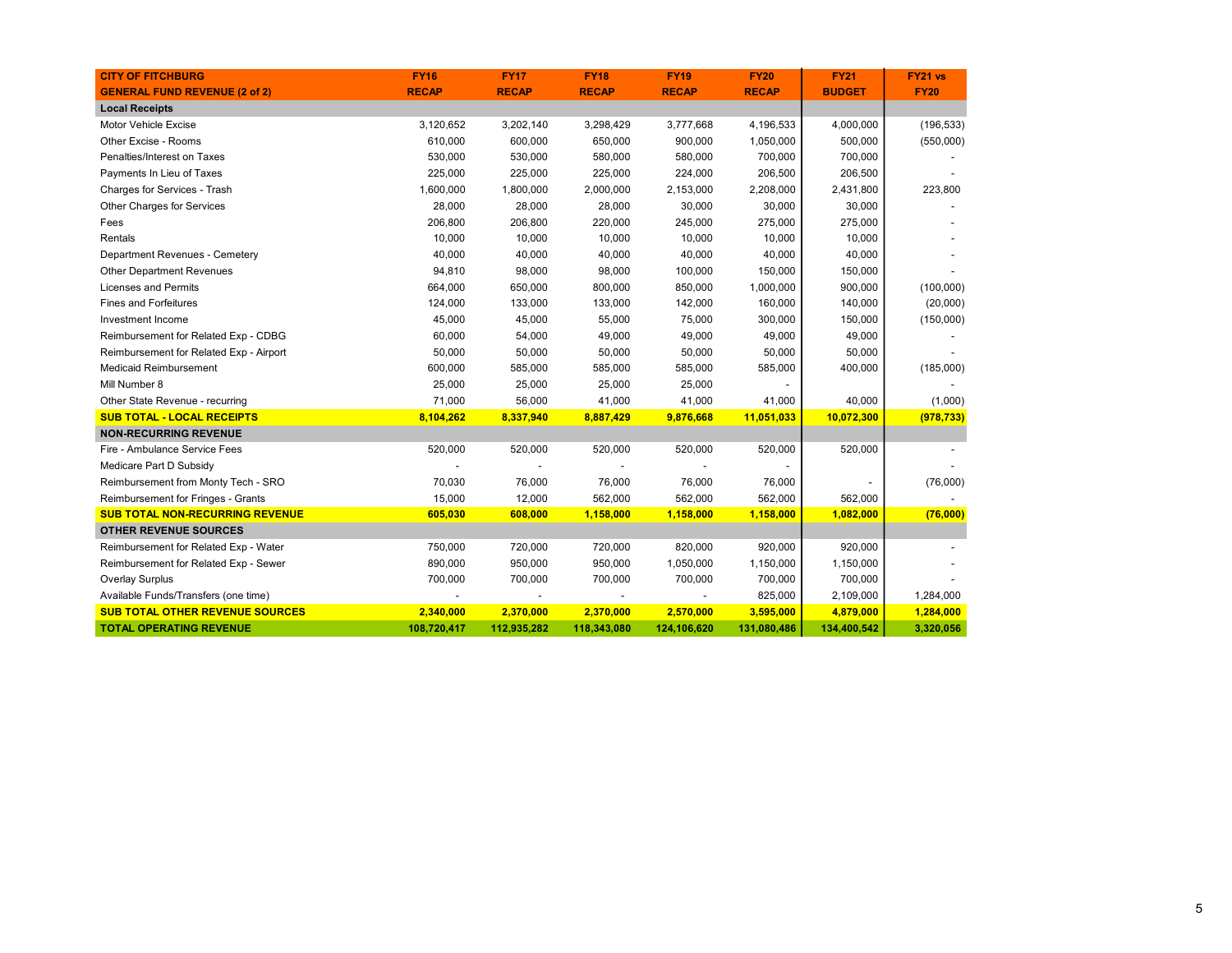| CITY OF FITCHBURG<br>GENERAL FUND REVENUE (2 of 2) | FY16<br>RECAP | FY17<br>RECAP | FY18<br>RECAP | FY19<br>RECAP | FY20<br>RECAP | FY21<br>BUDGET | FY21 vs<br>FY20 |
|---|---|---|---|---|---|---|---|
| **Local Receipts** | | | | | | | |
| Motor Vehicle Excise | 3,120,652 | 3,202,140 | 3,298,429 | 3,777,668 | 4,196,533 | 4,000,000 | (196,533) |
| Other Excise - Rooms | 610,000 | 600,000 | 650,000 | 900,000 | 1,050,000 | 500,000 | (550,000) |
| Penalties/Interest on Taxes | 530,000 | 530,000 | 580,000 | 580,000 | 700,000 | 700,000 | - |
| Payments In Lieu of Taxes | 225,000 | 225,000 | 225,000 | 224,000 | 206,500 | 206,500 | - |
| Charges for Services - Trash | 1,600,000 | 1,800,000 | 2,000,000 | 2,153,000 | 2,208,000 | 2,431,800 | 223,800 |
| Other Charges for Services | 28,000 | 28,000 | 28,000 | 30,000 | 30,000 | 30,000 | - |
| Fees | 206,800 | 206,800 | 220,000 | 245,000 | 275,000 | 275,000 | - |
| Rentals | 10,000 | 10,000 | 10,000 | 10,000 | 10,000 | 10,000 | - |
| Department Revenues - Cemetery | 40,000 | 40,000 | 40,000 | 40,000 | 40,000 | 40,000 | - |
| Other Department Revenues | 94,810 | 98,000 | 98,000 | 100,000 | 150,000 | 150,000 | - |
| Licenses and Permits | 664,000 | 650,000 | 800,000 | 850,000 | 1,000,000 | 900,000 | (100,000) |
| Fines and Forfeitures | 124,000 | 133,000 | 133,000 | 142,000 | 160,000 | 140,000 | (20,000) |
| Investment Income | 45,000 | 45,000 | 55,000 | 75,000 | 300,000 | 150,000 | (150,000) |
| Reimbursement for Related Exp - CDBG | 60,000 | 54,000 | 49,000 | 49,000 | 49,000 | 49,000 | - |
| Reimbursement for Related Exp - Airport | 50,000 | 50,000 | 50,000 | 50,000 | 50,000 | 50,000 | - |
| Medicaid Reimbursement | 600,000 | 585,000 | 585,000 | 585,000 | 585,000 | 400,000 | (185,000) |
| Mill Number 8 | 25,000 | 25,000 | 25,000 | 25,000 | - | | - |
| Other State Revenue - recurring | 71,000 | 56,000 | 41,000 | 41,000 | 41,000 | 40,000 | (1,000) |
| **SUB TOTAL - LOCAL RECEIPTS** | **8,104,262** | **8,337,940** | **8,887,429** | **9,876,668** | **11,051,033** | **10,072,300** | **(978,733)** |
| **NON-RECURRING REVENUE** | | | | | | | |
| Fire - Ambulance Service Fees | 520,000 | 520,000 | 520,000 | 520,000 | 520,000 | 520,000 | - |
| Medicare Part D Subsidy | - | - | - | - | - | | - |
| Reimbursement from Monty Tech - SRO | 70,030 | 76,000 | 76,000 | 76,000 | 76,000 | - | (76,000) |
| Reimbursement for Fringes - Grants | 15,000 | 12,000 | 562,000 | 562,000 | 562,000 | 562,000 | - |
| **SUB TOTAL NON-RECURRING REVENUE** | **605,030** | **608,000** | **1,158,000** | **1,158,000** | **1,158,000** | **1,082,000** | **(76,000)** |
| **OTHER REVENUE SOURCES** | | | | | | | |
| Reimbursement for Related Exp - Water | 750,000 | 720,000 | 720,000 | 820,000 | 920,000 | 920,000 | - |
| Reimbursement for Related Exp - Sewer | 890,000 | 950,000 | 950,000 | 1,050,000 | 1,150,000 | 1,150,000 | - |
| Overlay Surplus | 700,000 | 700,000 | 700,000 | 700,000 | 700,000 | 700,000 | - |
| Available Funds/Transfers (one time) | - | - | - | - | 825,000 | 2,109,000 | 1,284,000 |
| **SUB TOTAL OTHER REVENUE SOURCES** | **2,340,000** | **2,370,000** | **2,370,000** | **2,570,000** | **3,595,000** | **4,879,000** | **1,284,000** |
| **TOTAL OPERATING REVENUE** | **108,720,417** | **112,935,282** | **118,343,080** | **124,106,620** | **131,080,486** | **134,400,542** | **3,320,056** |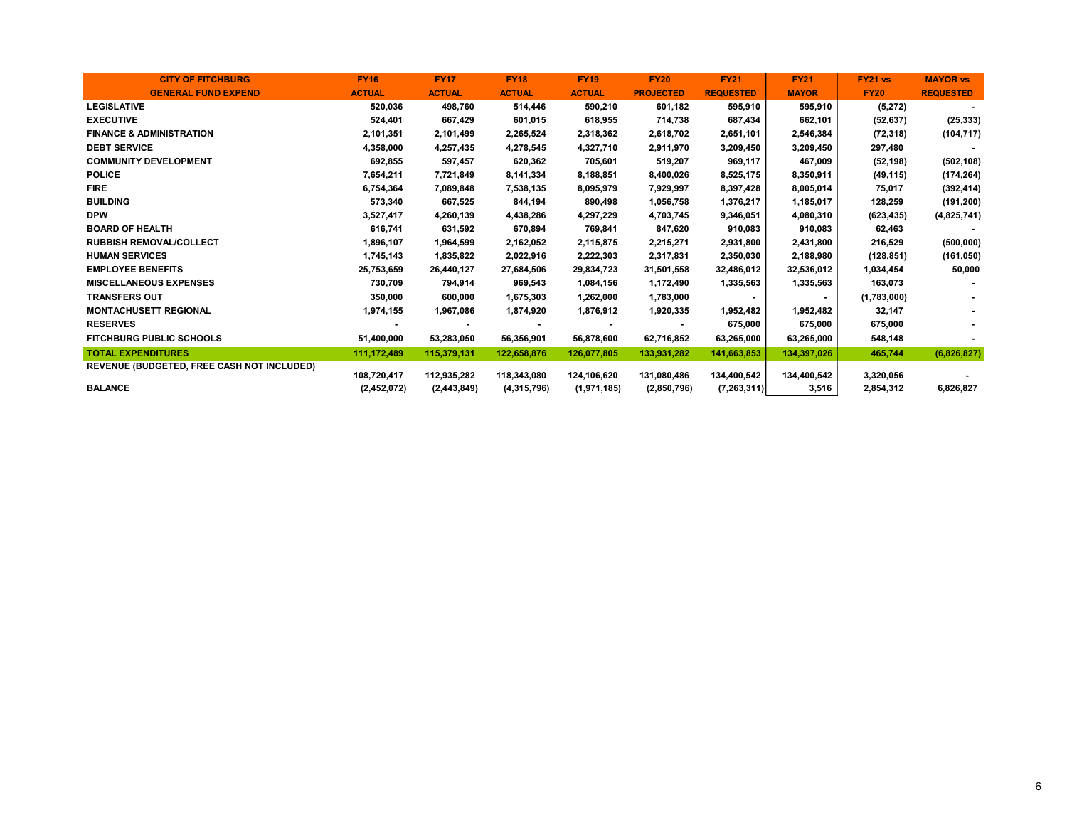| CITY OF FITCHBURG GENERAL FUND EXPEND | FY16 ACTUAL | FY17 ACTUAL | FY18 ACTUAL | FY19 ACTUAL | FY20 PROJECTED | FY21 REQUESTED | FY21 MAYOR | FY21 vs FY20 | MAYOR vs REQUESTED |
|---|---|---|---|---|---|---|---|---|---|
| LEGISLATIVE | 520,036 | 498,760 | 514,446 | 590,210 | 601,182 | 595,910 | 595,910 | (5,272) | - |
| EXECUTIVE | 524,401 | 667,429 | 601,015 | 618,955 | 714,738 | 687,434 | 662,101 | (52,637) | (25,333) |
| FINANCE & ADMINISTRATION | 2,101,351 | 2,101,499 | 2,265,524 | 2,318,362 | 2,618,702 | 2,651,101 | 2,546,384 | (72,318) | (104,717) |
| DEBT SERVICE | 4,358,000 | 4,257,435 | 4,278,545 | 4,327,710 | 2,911,970 | 3,209,450 | 3,209,450 | 297,480 | - |
| COMMUNITY DEVELOPMENT | 692,855 | 597,457 | 620,362 | 705,601 | 519,207 | 969,117 | 467,009 | (52,198) | (502,108) |
| POLICE | 7,654,211 | 7,721,849 | 8,141,334 | 8,188,851 | 8,400,026 | 8,525,175 | 8,350,911 | (49,115) | (174,264) |
| FIRE | 6,754,364 | 7,089,848 | 7,538,135 | 8,095,979 | 7,929,997 | 8,397,428 | 8,005,014 | 75,017 | (392,414) |
| BUILDING | 573,340 | 667,525 | 844,194 | 890,498 | 1,056,758 | 1,376,217 | 1,185,017 | 128,259 | (191,200) |
| DPW | 3,527,417 | 4,260,139 | 4,438,286 | 4,297,229 | 4,703,745 | 9,346,051 | 4,080,310 | (623,435) | (4,825,741) |
| BOARD OF HEALTH | 616,741 | 631,592 | 670,894 | 769,841 | 847,620 | 910,083 | 910,083 | 62,463 | - |
| RUBBISH REMOVAL/COLLECT | 1,896,107 | 1,964,599 | 2,162,052 | 2,115,875 | 2,215,271 | 2,931,800 | 2,431,800 | 216,529 | (500,000) |
| HUMAN SERVICES | 1,745,143 | 1,835,822 | 2,022,916 | 2,222,303 | 2,317,831 | 2,350,030 | 2,188,980 | (128,851) | (161,050) |
| EMPLOYEE BENEFITS | 25,753,659 | 26,440,127 | 27,684,506 | 29,834,723 | 31,501,558 | 32,486,012 | 32,536,012 | 1,034,454 | 50,000 |
| MISCELLANEOUS EXPENSES | 730,709 | 794,914 | 969,543 | 1,084,156 | 1,172,490 | 1,335,563 | 1,335,563 | 163,073 | - |
| TRANSFERS OUT | 350,000 | 600,000 | 1,675,303 | 1,262,000 | 1,783,000 | - | - | (1,783,000) | - |
| MONTACHUSETT REGIONAL | 1,974,155 | 1,967,086 | 1,874,920 | 1,876,912 | 1,920,335 | 1,952,482 | 1,952,482 | 32,147 | - |
| RESERVES | - | - | - | - | - | 675,000 | 675,000 | 675,000 | - |
| FITCHBURG PUBLIC SCHOOLS | 51,400,000 | 53,283,050 | 56,356,901 | 56,878,600 | 62,716,852 | 63,265,000 | 63,265,000 | 548,148 | - |
| TOTAL EXPENDITURES | 111,172,489 | 115,379,131 | 122,658,876 | 126,077,805 | 133,931,282 | 141,663,853 | 134,397,026 | 465,744 | (6,826,827) |
| REVENUE (BUDGETED, FREE CASH NOT INCLUDED) | 108,720,417 | 112,935,282 | 118,343,080 | 124,106,620 | 131,080,486 | 134,400,542 | 134,400,542 | 3,320,056 | - |
| BALANCE | (2,452,072) | (2,443,849) | (4,315,796) | (1,971,185) | (2,850,796) | (7,263,311) | 3,516 | 2,854,312 | 6,826,827 |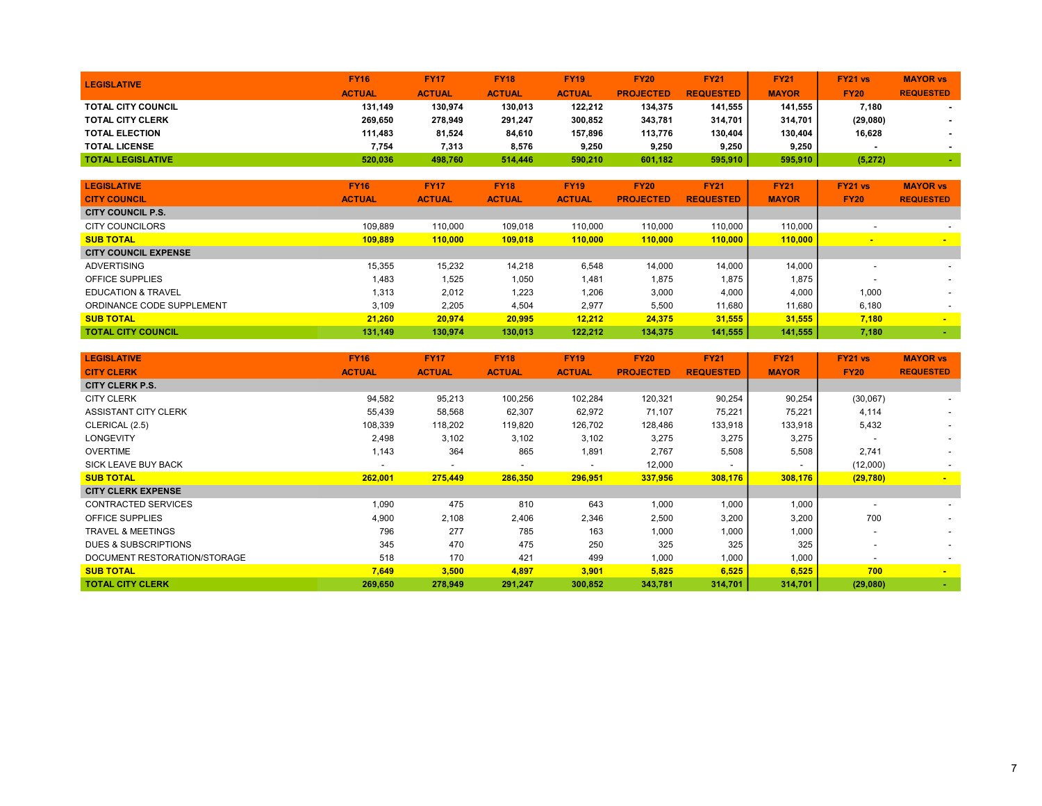| LEGISLATIVE | FY16 ACTUAL | FY17 ACTUAL | FY18 ACTUAL | FY19 ACTUAL | FY20 PROJECTED | FY21 REQUESTED | FY21 MAYOR | FY21 vs FY20 | MAYOR vs REQUESTED |
|---|---|---|---|---|---|---|---|---|---|
| **TOTAL CITY COUNCIL** | **131,149** | **130,974** | **130,013** | **122,212** | **134,375** | **141,555** | **141,555** | **7,180** | **-** |
| **TOTAL CITY CLERK** | **269,650** | **278,949** | **291,247** | **300,852** | **343,781** | **314,701** | **314,701** | **(29,080)** | **-** |
| **TOTAL ELECTION** | **111,483** | **81,524** | **84,610** | **157,896** | **113,776** | **130,404** | **130,404** | **16,628** | **-** |
| **TOTAL LICENSE** | **7,754** | **7,313** | **8,576** | **9,250** | **9,250** | **9,250** | **9,250** | **-** | **-** |
| **TOTAL LEGISLATIVE** | **520,036** | **498,760** | **514,446** | **590,210** | **601,182** | **595,910** | **595,910** | **(5,272)** | **-** |

| LEGISLATIVE<br>CITY COUNCIL | FY16 ACTUAL | FY17 ACTUAL | FY18 ACTUAL | FY19 ACTUAL | FY20 PROJECTED | FY21 REQUESTED | FY21 MAYOR | FY21 vs FY20 | MAYOR vs REQUESTED |
|---|---|---|---|---|---|---|---|---|---|
| **CITY COUNCIL P.S.** | | | | | | | | | |
| CITY COUNCILORS | 109,889 | 110,000 | 109,018 | 110,000 | 110,000 | 110,000 | 110,000 | - | - |
| **SUB TOTAL** | **109,889** | **110,000** | **109,018** | **110,000** | **110,000** | **110,000** | **110,000** | **-** | **-** |
| **CITY COUNCIL EXPENSE** | | | | | | | | | |
| ADVERTISING | 15,355 | 15,232 | 14,218 | 6,548 | 14,000 | 14,000 | 14,000 | - | - |
| OFFICE SUPPLIES | 1,483 | 1,525 | 1,050 | 1,481 | 1,875 | 1,875 | 1,875 | - | - |
| EDUCATION & TRAVEL | 1,313 | 2,012 | 1,223 | 1,206 | 3,000 | 4,000 | 4,000 | 1,000 | - |
| ORDINANCE CODE SUPPLEMENT | 3,109 | 2,205 | 4,504 | 2,977 | 5,500 | 11,680 | 11,680 | 6,180 | - |
| **SUB TOTAL** | **21,260** | **20,974** | **20,995** | **12,212** | **24,375** | **31,555** | **31,555** | **7,180** | **-** |
| **TOTAL CITY COUNCIL** | **131,149** | **130,974** | **130,013** | **122,212** | **134,375** | **141,555** | **141,555** | **7,180** | **-** |

| LEGISLATIVE<br>CITY CLERK | FY16 ACTUAL | FY17 ACTUAL | FY18 ACTUAL | FY19 ACTUAL | FY20 PROJECTED | FY21 REQUESTED | FY21 MAYOR | FY21 vs FY20 | MAYOR vs REQUESTED |
|---|---|---|---|---|---|---|---|---|---|
| **CITY CLERK P.S.** | | | | | | | | | |
| CITY CLERK | 94,582 | 95,213 | 100,256 | 102,284 | 120,321 | 90,254 | 90,254 | (30,067) | - |
| ASSISTANT CITY CLERK | 55,439 | 58,568 | 62,307 | 62,972 | 71,107 | 75,221 | 75,221 | 4,114 | - |
| CLERICAL (2.5) | 108,339 | 118,202 | 119,820 | 126,702 | 128,486 | 133,918 | 133,918 | 5,432 | - |
| LONGEVITY | 2,498 | 3,102 | 3,102 | 3,102 | 3,275 | 3,275 | 3,275 | - | - |
| OVERTIME | 1,143 | 364 | 865 | 1,891 | 2,767 | 5,508 | 5,508 | 2,741 | - |
| SICK LEAVE BUY BACK | - | - | - | - | 12,000 | - | - | (12,000) | - |
| **SUB TOTAL** | **262,001** | **275,449** | **286,350** | **296,951** | **337,956** | **308,176** | **308,176** | **(29,780)** | **-** |
| **CITY CLERK EXPENSE** | | | | | | | | | |
| CONTRACTED SERVICES | 1,090 | 475 | 810 | 643 | 1,000 | 1,000 | 1,000 | - | - |
| OFFICE SUPPLIES | 4,900 | 2,108 | 2,406 | 2,346 | 2,500 | 3,200 | 3,200 | 700 | - |
| TRAVEL & MEETINGS | 796 | 277 | 785 | 163 | 1,000 | 1,000 | 1,000 | - | - |
| DUES & SUBSCRIPTIONS | 345 | 470 | 475 | 250 | 325 | 325 | 325 | - | - |
| DOCUMENT RESTORATION/STORAGE | 518 | 170 | 421 | 499 | 1,000 | 1,000 | 1,000 | - | - |
| **SUB TOTAL** | **7,649** | **3,500** | **4,897** | **3,901** | **5,825** | **6,525** | **6,525** | **700** | **-** |
| **TOTAL CITY CLERK** | **269,650** | **278,949** | **291,247** | **300,852** | **343,781** | **314,701** | **314,701** | **(29,080)** | **-** |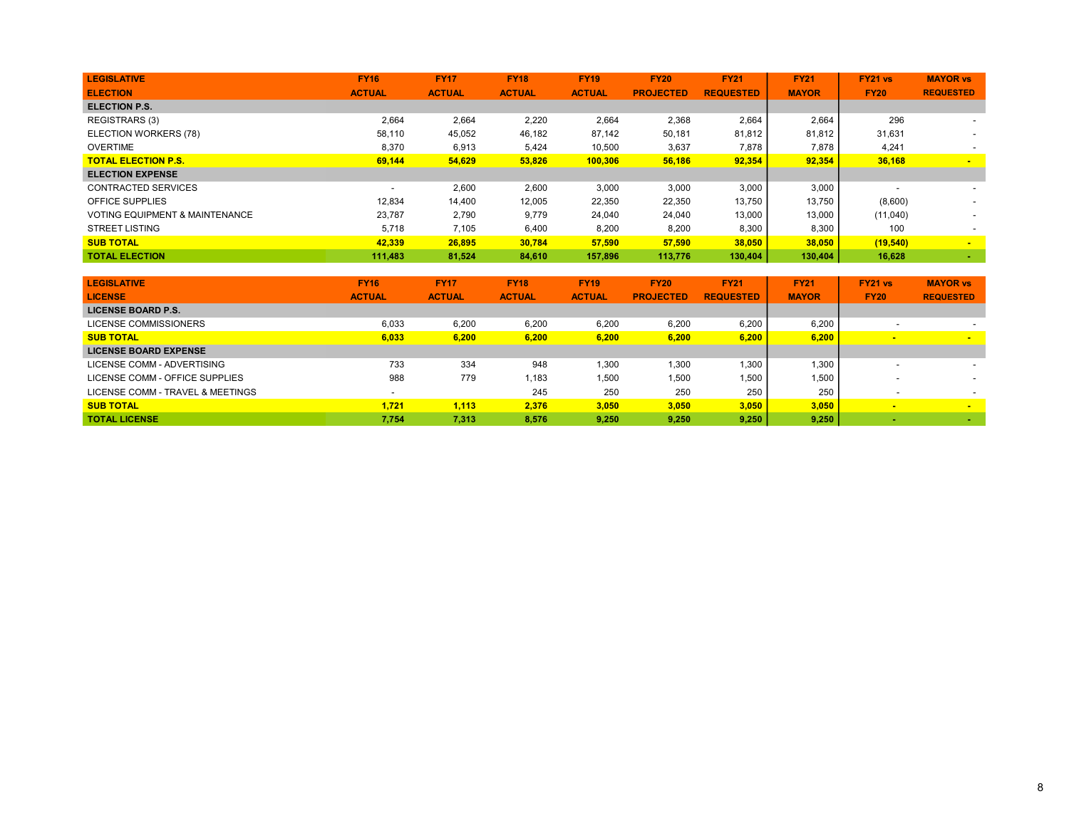| LEGISLATIVE<br>ELECTION | FY16<br>ACTUAL | FY17<br>ACTUAL | FY18<br>ACTUAL | FY19<br>ACTUAL | FY20<br>PROJECTED | FY21<br>REQUESTED | FY21<br>MAYOR | FY21 vs<br>FY20 | MAYOR vs<br>REQUESTED |
|---|---|---|---|---|---|---|---|---|---|
| **ELECTION P.S.** | | | | | | | | | |
| REGISTRARS (3) | 2,664 | 2,664 | 2,220 | 2,664 | 2,368 | 2,664 | 2,664 | 296 | - |
| ELECTION WORKERS (78) | 58,110 | 45,052 | 46,182 | 87,142 | 50,181 | 81,812 | 81,812 | 31,631 | - |
| OVERTIME | 8,370 | 6,913 | 5,424 | 10,500 | 3,637 | 7,878 | 7,878 | 4,241 | - |
| **TOTAL ELECTION P.S.** | **69,144** | **54,629** | **53,826** | **100,306** | **56,186** | **92,354** | **92,354** | **36,168** | **-** |
| **ELECTION EXPENSE** | | | | | | | | | |
| CONTRACTED SERVICES | - | 2,600 | 2,600 | 3,000 | 3,000 | 3,000 | 3,000 | - | - |
| OFFICE SUPPLIES | 12,834 | 14,400 | 12,005 | 22,350 | 22,350 | 13,750 | 13,750 | (8,600) | - |
| VOTING EQUIPMENT & MAINTENANCE | 23,787 | 2,790 | 9,779 | 24,040 | 24,040 | 13,000 | 13,000 | (11,040) | - |
| STREET LISTING | 5,718 | 7,105 | 6,400 | 8,200 | 8,200 | 8,300 | 8,300 | 100 | - |
| **SUB TOTAL** | **42,339** | **26,895** | **30,784** | **57,590** | **57,590** | **38,050** | **38,050** | **(19,540)** | **-** |
| **TOTAL ELECTION** | **111,483** | **81,524** | **84,610** | **157,896** | **113,776** | **130,404** | **130,404** | **16,628** | **-** |

| LEGISLATIVE<br>LICENSE | FY16<br>ACTUAL | FY17<br>ACTUAL | FY18<br>ACTUAL | FY19<br>ACTUAL | FY20<br>PROJECTED | FY21<br>REQUESTED | FY21<br>MAYOR | FY21 vs<br>FY20 | MAYOR vs<br>REQUESTED |
|---|---|---|---|---|---|---|---|---|---|
| **LICENSE BOARD P.S.** | | | | | | | | | |
| LICENSE COMMISSIONERS | 6,033 | 6,200 | 6,200 | 6,200 | 6,200 | 6,200 | 6,200 | - | - |
| **SUB TOTAL** | **6,033** | **6,200** | **6,200** | **6,200** | **6,200** | **6,200** | **6,200** | **-** | **-** |
| **LICENSE BOARD EXPENSE** | | | | | | | | | |
| LICENSE COMM - ADVERTISING | 733 | 334 | 948 | 1,300 | 1,300 | 1,300 | 1,300 | - | - |
| LICENSE COMM - OFFICE SUPPLIES | 988 | 779 | 1,183 | 1,500 | 1,500 | 1,500 | 1,500 | - | - |
| LICENSE COMM - TRAVEL & MEETINGS | - | | 245 | 250 | 250 | 250 | 250 | - | - |
| **SUB TOTAL** | **1,721** | **1,113** | **2,376** | **3,050** | **3,050** | **3,050** | **3,050** | **-** | **-** |
| **TOTAL LICENSE** | **7,754** | **7,313** | **8,576** | **9,250** | **9,250** | **9,250** | **9,250** | **-** | **-** |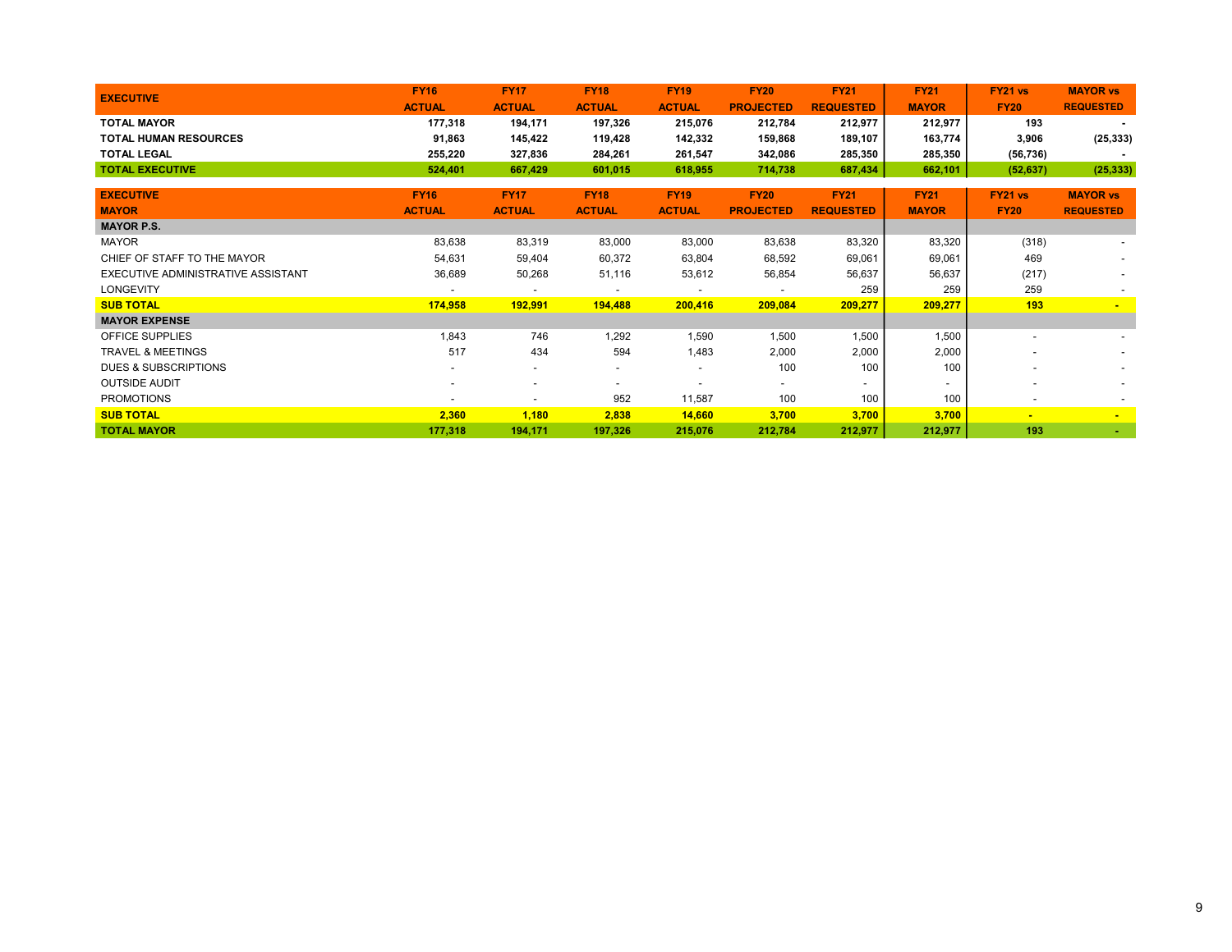| EXECUTIVE | FY16 ACTUAL | FY17 ACTUAL | FY18 ACTUAL | FY19 ACTUAL | FY20 PROJECTED | FY21 REQUESTED | FY21 MAYOR | FY21 vs FY20 | MAYOR vs REQUESTED |
|---|---|---|---|---|---|---|---|---|---|
| **TOTAL MAYOR** | **177,318** | **194,171** | **197,326** | **215,076** | **212,784** | **212,977** | **212,977** | **193** | **-** |
| **TOTAL HUMAN RESOURCES** | **91,863** | **145,422** | **119,428** | **142,332** | **159,868** | **189,107** | **163,774** | **3,906** | **(25,333)** |
| **TOTAL LEGAL** | **255,220** | **327,836** | **284,261** | **261,547** | **342,086** | **285,350** | **285,350** | **(56,736)** | **-** |
| **TOTAL EXECUTIVE** | **524,401** | **667,429** | **601,015** | **618,955** | **714,738** | **687,434** | **662,101** | **(52,637)** | **(25,333)** |

| EXECUTIVE MAYOR | FY16 ACTUAL | FY17 ACTUAL | FY18 ACTUAL | FY19 ACTUAL | FY20 PROJECTED | FY21 REQUESTED | FY21 MAYOR | FY21 vs FY20 | MAYOR vs REQUESTED |
|---|---|---|---|---|---|---|---|---|---|
| **MAYOR P.S.** | | | | | | | | | |
| MAYOR | 83,638 | 83,319 | 83,000 | 83,000 | 83,638 | 83,320 | 83,320 | (318) | - |
| CHIEF OF STAFF TO THE MAYOR | 54,631 | 59,404 | 60,372 | 63,804 | 68,592 | 69,061 | 69,061 | 469 | - |
| EXECUTIVE ADMINISTRATIVE ASSISTANT | 36,689 | 50,268 | 51,116 | 53,612 | 56,854 | 56,637 | 56,637 | (217) | - |
| LONGEVITY | - | - | - | - | - | 259 | 259 | 259 | - |
| **SUB TOTAL** | **174,958** | **192,991** | **194,488** | **200,416** | **209,084** | **209,277** | **209,277** | **193** | **-** |
| **MAYOR EXPENSE** | | | | | | | | | |
| OFFICE SUPPLIES | 1,843 | 746 | 1,292 | 1,590 | 1,500 | 1,500 | 1,500 | - | - |
| TRAVEL & MEETINGS | 517 | 434 | 594 | 1,483 | 2,000 | 2,000 | 2,000 | - | - |
| DUES & SUBSCRIPTIONS | - | - | - | - | 100 | 100 | 100 | - | - |
| OUTSIDE AUDIT | - | - | - | - | - | - | - | - | - |
| PROMOTIONS | - | - | 952 | 11,587 | 100 | 100 | 100 | - | - |
| **SUB TOTAL** | **2,360** | **1,180** | **2,838** | **14,660** | **3,700** | **3,700** | **3,700** | **-** | **-** |
| **TOTAL MAYOR** | **177,318** | **194,171** | **197,326** | **215,076** | **212,784** | **212,977** | **212,977** | **193** | **-** |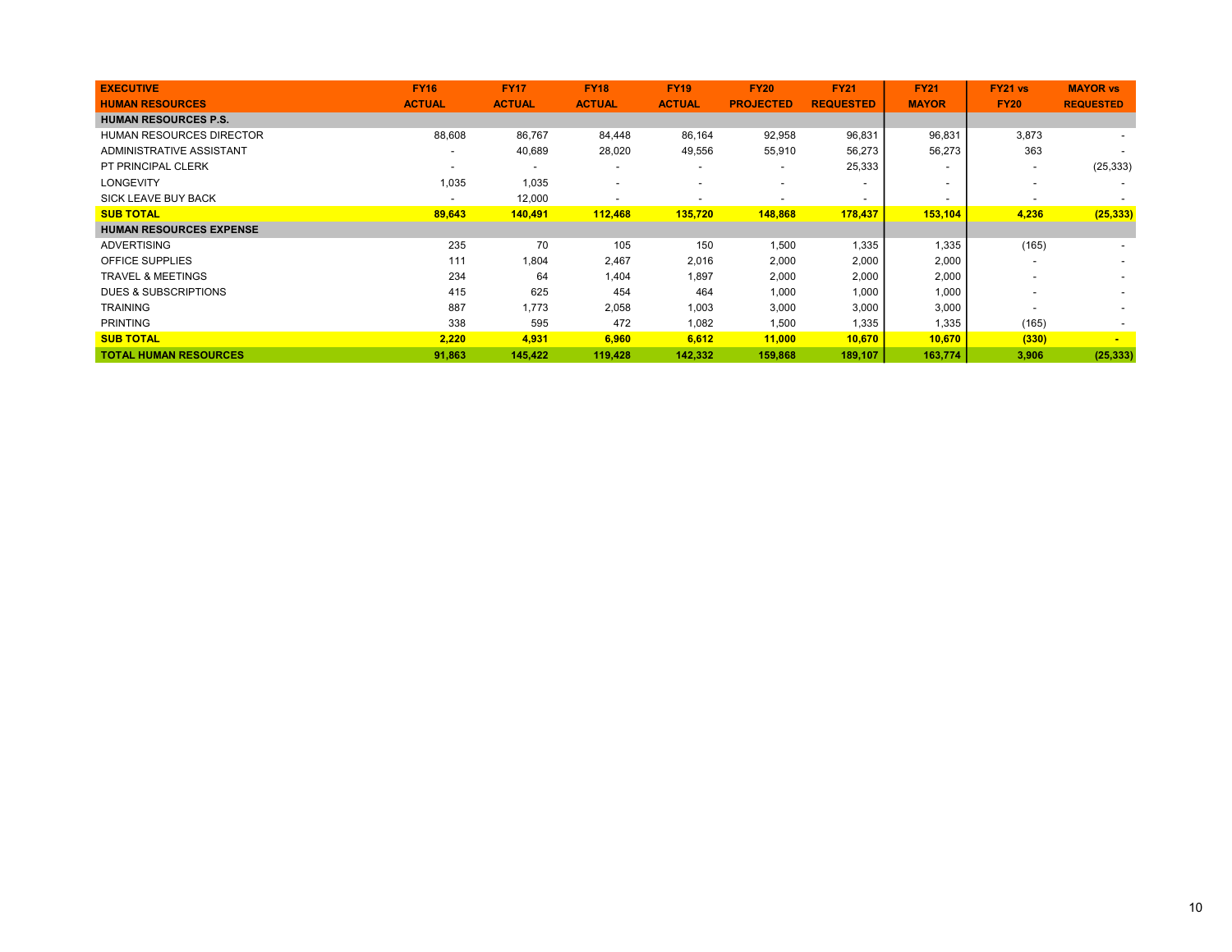| EXECUTIVE<br>HUMAN RESOURCES | FY16<br>ACTUAL | FY17<br>ACTUAL | FY18<br>ACTUAL | FY19<br>ACTUAL | FY20<br>PROJECTED | FY21<br>REQUESTED | FY21<br>MAYOR | FY21 vs<br>FY20 | MAYOR vs<br>REQUESTED |
|---|---|---|---|---|---|---|---|---|---|
| **HUMAN RESOURCES P.S.** | | | | | | | | | |
| HUMAN RESOURCES DIRECTOR | 88,608 | 86,767 | 84,448 | 86,164 | 92,958 | 96,831 | 96,831 | 3,873 | - |
| ADMINISTRATIVE ASSISTANT | - | 40,689 | 28,020 | 49,556 | 55,910 | 56,273 | 56,273 | 363 | - |
| PT PRINCIPAL CLERK | - | - | - | - | - | 25,333 | - | - | (25,333) |
| LONGEVITY | 1,035 | 1,035 | - | - | - | - | - | - | - |
| SICK LEAVE BUY BACK | - | 12,000 | - | - | - | - | - | - | - |
| **SUB TOTAL** | **89,643** | **140,491** | **112,468** | **135,720** | **148,868** | **178,437** | **153,104** | **4,236** | **(25,333)** |
| **HUMAN RESOURCES EXPENSE** | | | | | | | | | |
| ADVERTISING | 235 | 70 | 105 | 150 | 1,500 | 1,335 | 1,335 | (165) | - |
| OFFICE SUPPLIES | 111 | 1,804 | 2,467 | 2,016 | 2,000 | 2,000 | 2,000 | - | - |
| TRAVEL & MEETINGS | 234 | 64 | 1,404 | 1,897 | 2,000 | 2,000 | 2,000 | - | - |
| DUES & SUBSCRIPTIONS | 415 | 625 | 454 | 464 | 1,000 | 1,000 | 1,000 | - | - |
| TRAINING | 887 | 1,773 | 2,058 | 1,003 | 3,000 | 3,000 | 3,000 | - | - |
| PRINTING | 338 | 595 | 472 | 1,082 | 1,500 | 1,335 | 1,335 | (165) | - |
| **SUB TOTAL** | **2,220** | **4,931** | **6,960** | **6,612** | **11,000** | **10,670** | **10,670** | **(330)** | **-** |
| **TOTAL HUMAN RESOURCES** | **91,863** | **145,422** | **119,428** | **142,332** | **159,868** | **189,107** | **163,774** | **3,906** | **(25,333)** |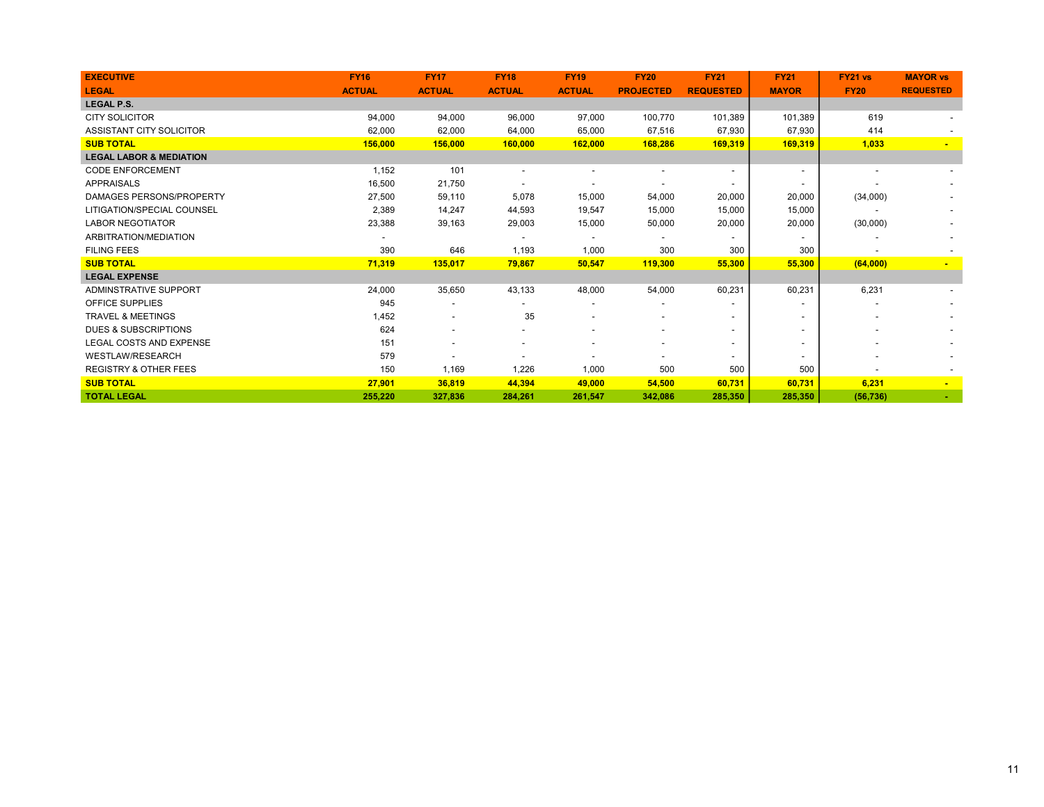| EXECUTIVE<br>LEGAL | FY16<br>ACTUAL | FY17<br>ACTUAL | FY18<br>ACTUAL | FY19<br>ACTUAL | FY20<br>PROJECTED | FY21<br>REQUESTED | FY21<br>MAYOR | FY21 vs<br>FY20 | MAYOR vs<br>REQUESTED |
|---|---|---|---|---|---|---|---|---|---|
| **LEGAL P.S.** | | | | | | | | | |
| CITY SOLICITOR | 94,000 | 94,000 | 96,000 | 97,000 | 100,770 | 101,389 | 101,389 | 619 | - |
| ASSISTANT CITY SOLICITOR | 62,000 | 62,000 | 64,000 | 65,000 | 67,516 | 67,930 | 67,930 | 414 | - |
| **SUB TOTAL** | **156,000** | **156,000** | **160,000** | **162,000** | **168,286** | **169,319** | **169,319** | **1,033** | **-** |
| **LEGAL LABOR & MEDIATION** | | | | | | | | | |
| CODE ENFORCEMENT | 1,152 | 101 | - | - | - | - | - | - | - |
| APPRAISALS | 16,500 | 21,750 | - | - | - | - | - | - | - |
| DAMAGES PERSONS/PROPERTY | 27,500 | 59,110 | 5,078 | 15,000 | 54,000 | 20,000 | 20,000 | (34,000) | - |
| LITIGATION/SPECIAL COUNSEL | 2,389 | 14,247 | 44,593 | 19,547 | 15,000 | 15,000 | 15,000 | - | - |
| LABOR NEGOTIATOR | 23,388 | 39,163 | 29,003 | 15,000 | 50,000 | 20,000 | 20,000 | (30,000) | - |
| ARBITRATION/MEDIATION | - | | - | - | - | - | - | - | - |
| FILING FEES | 390 | 646 | 1,193 | 1,000 | 300 | 300 | 300 | - | - |
| **SUB TOTAL** | **71,319** | **135,017** | **79,867** | **50,547** | **119,300** | **55,300** | **55,300** | **(64,000)** | **-** |
| **LEGAL EXPENSE** | | | | | | | | | |
| ADMINSTRATIVE SUPPORT | 24,000 | 35,650 | 43,133 | 48,000 | 54,000 | 60,231 | 60,231 | 6,231 | - |
| OFFICE SUPPLIES | 945 | - | - | - | - | - | - | - | - |
| TRAVEL & MEETINGS | 1,452 | - | 35 | - | - | - | - | - | - |
| DUES & SUBSCRIPTIONS | 624 | - | - | - | - | - | - | - | - |
| LEGAL COSTS AND EXPENSE | 151 | - | - | - | - | - | - | - | - |
| WESTLAW/RESEARCH | 579 | - | - | - | - | - | - | - | - |
| REGISTRY & OTHER FEES | 150 | 1,169 | 1,226 | 1,000 | 500 | 500 | 500 | - | - |
| **SUB TOTAL** | **27,901** | **36,819** | **44,394** | **49,000** | **54,500** | **60,731** | **60,731** | **6,231** | **-** |
| **TOTAL LEGAL** | **255,220** | **327,836** | **284,261** | **261,547** | **342,086** | **285,350** | **285,350** | **(56,736)** | **-** |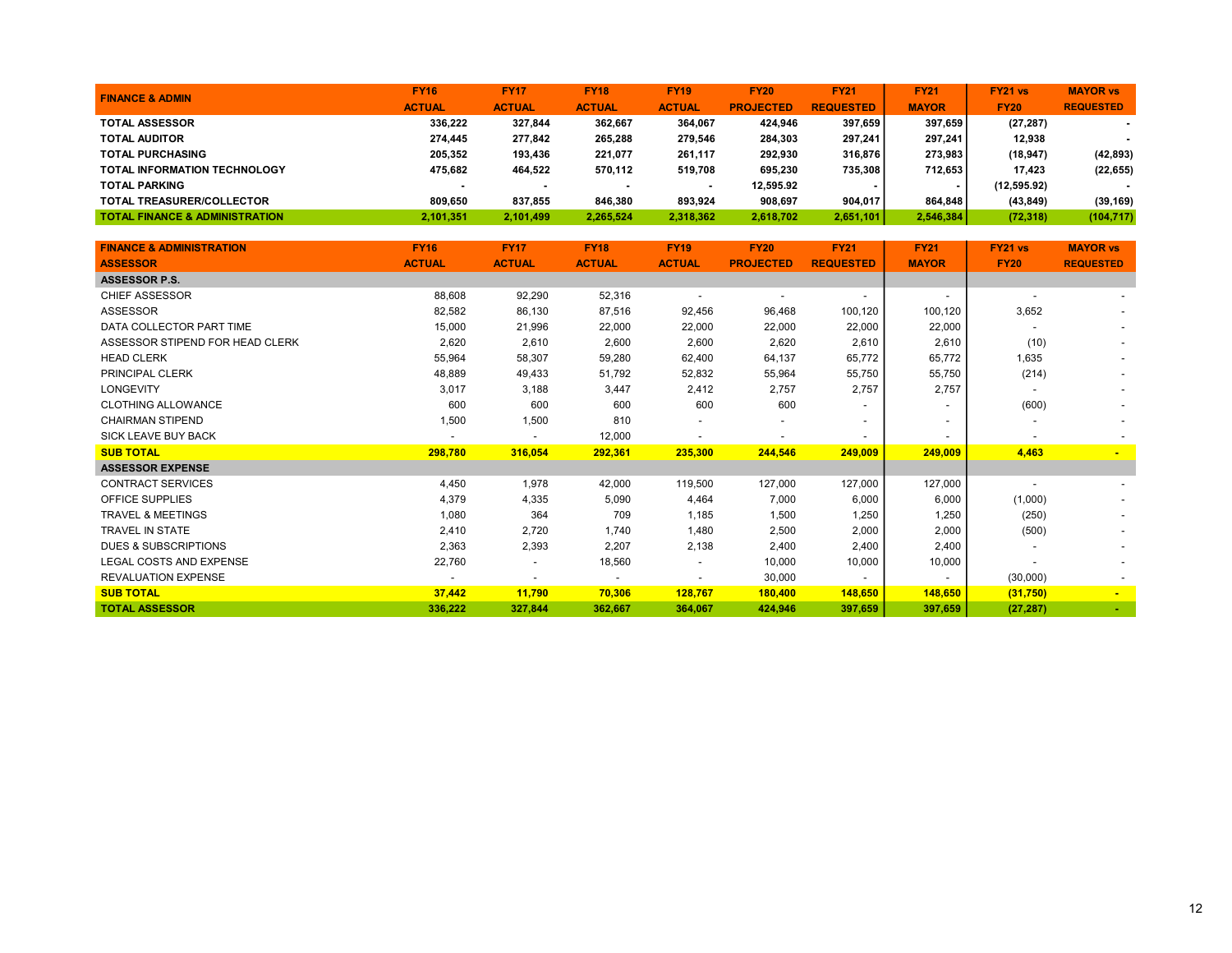| FINANCE & ADMIN | FY16 ACTUAL | FY17 ACTUAL | FY18 ACTUAL | FY19 ACTUAL | FY20 PROJECTED | FY21 REQUESTED | FY21 MAYOR | FY21 vs FY20 | MAYOR vs REQUESTED |
|---|---|---|---|---|---|---|---|---|---|
| **TOTAL ASSESSOR** | **336,222** | **327,844** | **362,667** | **364,067** | **424,946** | **397,659** | **397,659** | **(27,287)** | **-** |
| **TOTAL AUDITOR** | **274,445** | **277,842** | **265,288** | **279,546** | **284,303** | **297,241** | **297,241** | **12,938** | **-** |
| **TOTAL PURCHASING** | **205,352** | **193,436** | **221,077** | **261,117** | **292,930** | **316,876** | **273,983** | **(18,947)** | **(42,893)** |
| **TOTAL INFORMATION TECHNOLOGY** | **475,682** | **464,522** | **570,112** | **519,708** | **695,230** | **735,308** | **712,653** | **17,423** | **(22,655)** |
| **TOTAL PARKING** | **-** | **-** | **-** | **-** | **12,595.92** | **-** | **-** | **(12,595.92)** | **-** |
| **TOTAL TREASURER/COLLECTOR** | **809,650** | **837,855** | **846,380** | **893,924** | **908,697** | **904,017** | **864,848** | **(43,849)** | **(39,169)** |
| **TOTAL FINANCE & ADMINISTRATION** | **2,101,351** | **2,101,499** | **2,265,524** | **2,318,362** | **2,618,702** | **2,651,101** | **2,546,384** | **(72,318)** | **(104,717)** |

| FINANCE & ADMINISTRATION ASSESSOR | FY16 ACTUAL | FY17 ACTUAL | FY18 ACTUAL | FY19 ACTUAL | FY20 PROJECTED | FY21 REQUESTED | FY21 MAYOR | FY21 vs FY20 | MAYOR vs REQUESTED |
|---|---|---|---|---|---|---|---|---|---|
| **ASSESSOR P.S.** | | | | | | | | | |
| CHIEF ASSESSOR | 88,608 | 92,290 | 52,316 | - | - | - | - | - | - |
| ASSESSOR | 82,582 | 86,130 | 87,516 | 92,456 | 96,468 | 100,120 | 100,120 | 3,652 | - |
| DATA COLLECTOR PART TIME | 15,000 | 21,996 | 22,000 | 22,000 | 22,000 | 22,000 | 22,000 | - | - |
| ASSESSOR STIPEND FOR HEAD CLERK | 2,620 | 2,610 | 2,600 | 2,600 | 2,620 | 2,610 | 2,610 | (10) | - |
| HEAD CLERK | 55,964 | 58,307 | 59,280 | 62,400 | 64,137 | 65,772 | 65,772 | 1,635 | - |
| PRINCIPAL CLERK | 48,889 | 49,433 | 51,792 | 52,832 | 55,964 | 55,750 | 55,750 | (214) | - |
| LONGEVITY | 3,017 | 3,188 | 3,447 | 2,412 | 2,757 | 2,757 | 2,757 | - | - |
| CLOTHING ALLOWANCE | 600 | 600 | 600 | 600 | 600 | - | - | (600) | - |
| CHAIRMAN STIPEND | 1,500 | 1,500 | 810 | - | - | - | - | - | - |
| SICK LEAVE BUY BACK | - | - | 12,000 | - | - | - | - | - | - |
| **SUB TOTAL** | **298,780** | **316,054** | **292,361** | **235,300** | **244,546** | **249,009** | **249,009** | **4,463** | **-** |
| **ASSESSOR EXPENSE** | | | | | | | | | |
| CONTRACT SERVICES | 4,450 | 1,978 | 42,000 | 119,500 | 127,000 | 127,000 | 127,000 | - | - |
| OFFICE SUPPLIES | 4,379 | 4,335 | 5,090 | 4,464 | 7,000 | 6,000 | 6,000 | (1,000) | - |
| TRAVEL & MEETINGS | 1,080 | 364 | 709 | 1,185 | 1,500 | 1,250 | 1,250 | (250) | - |
| TRAVEL IN STATE | 2,410 | 2,720 | 1,740 | 1,480 | 2,500 | 2,000 | 2,000 | (500) | - |
| DUES & SUBSCRIPTIONS | 2,363 | 2,393 | 2,207 | 2,138 | 2,400 | 2,400 | 2,400 | - | - |
| LEGAL COSTS AND EXPENSE | 22,760 | - | 18,560 | - | 10,000 | 10,000 | 10,000 | - | - |
| REVALUATION EXPENSE | - | - | - | - | 30,000 | - | - | (30,000) | - |
| **SUB TOTAL** | **37,442** | **11,790** | **70,306** | **128,767** | **180,400** | **148,650** | **148,650** | **(31,750)** | **-** |
| **TOTAL ASSESSOR** | **336,222** | **327,844** | **362,667** | **364,067** | **424,946** | **397,659** | **397,659** | **(27,287)** | **-** |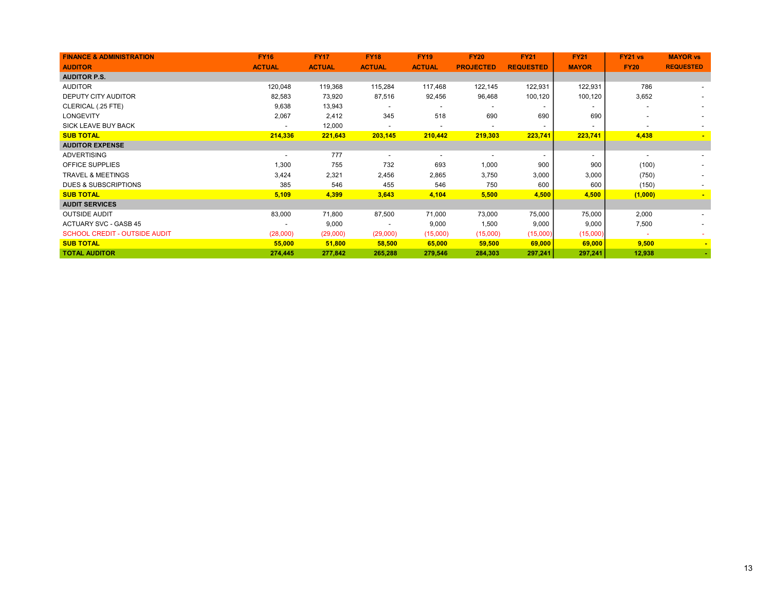| FINANCE & ADMINISTRATION AUDITOR | FY16 ACTUAL | FY17 ACTUAL | FY18 ACTUAL | FY19 ACTUAL | FY20 PROJECTED | FY21 REQUESTED | FY21 MAYOR | FY21 vs FY20 | MAYOR vs REQUESTED |
|---|---|---|---|---|---|---|---|---|---|
| **AUDITOR P.S.** | | | | | | | | | |
| AUDITOR | 120,048 | 119,368 | 115,284 | 117,468 | 122,145 | 122,931 | 122,931 | 786 | - |
| DEPUTY CITY AUDITOR | 82,583 | 73,920 | 87,516 | 92,456 | 96,468 | 100,120 | 100,120 | 3,652 | - |
| CLERICAL (.25 FTE) | 9,638 | 13,943 | - | - | - | - | - | - | - |
| LONGEVITY | 2,067 | 2,412 | 345 | 518 | 690 | 690 | 690 | - | - |
| SICK LEAVE BUY BACK | - | 12,000 | - | - | - | - | - | - | - |
| **SUB TOTAL** | **214,336** | **221,643** | **203,145** | **210,442** | **219,303** | **223,741** | **223,741** | **4,438** | **-** |
| **AUDITOR EXPENSE** | | | | | | | | | |
| ADVERTISING | - | 777 | - | - | - | - | - | - | - |
| OFFICE SUPPLIES | 1,300 | 755 | 732 | 693 | 1,000 | 900 | 900 | (100) | - |
| TRAVEL & MEETINGS | 3,424 | 2,321 | 2,456 | 2,865 | 3,750 | 3,000 | 3,000 | (750) | - |
| DUES & SUBSCRIPTIONS | 385 | 546 | 455 | 546 | 750 | 600 | 600 | (150) | - |
| **SUB TOTAL** | **5,109** | **4,399** | **3,643** | **4,104** | **5,500** | **4,500** | **4,500** | **(1,000)** | **-** |
| **AUDIT SERVICES** | | | | | | | | | |
| OUTSIDE AUDIT | 83,000 | 71,800 | 87,500 | 71,000 | 73,000 | 75,000 | 75,000 | 2,000 | - |
| ACTUARY SVC - GASB 45 | - | 9,000 | - | 9,000 | 1,500 | 9,000 | 9,000 | 7,500 | - |
| SCHOOL CREDIT - OUTSIDE AUDIT | (28,000) | (29,000) | (29,000) | (15,000) | (15,000) | (15,000) | (15,000) | - | - |
| **SUB TOTAL** | **55,000** | **51,800** | **58,500** | **65,000** | **59,500** | **69,000** | **69,000** | **9,500** | **-** |
| **TOTAL AUDITOR** | **274,445** | **277,842** | **265,288** | **279,546** | **284,303** | **297,241** | **297,241** | **12,938** | **-** |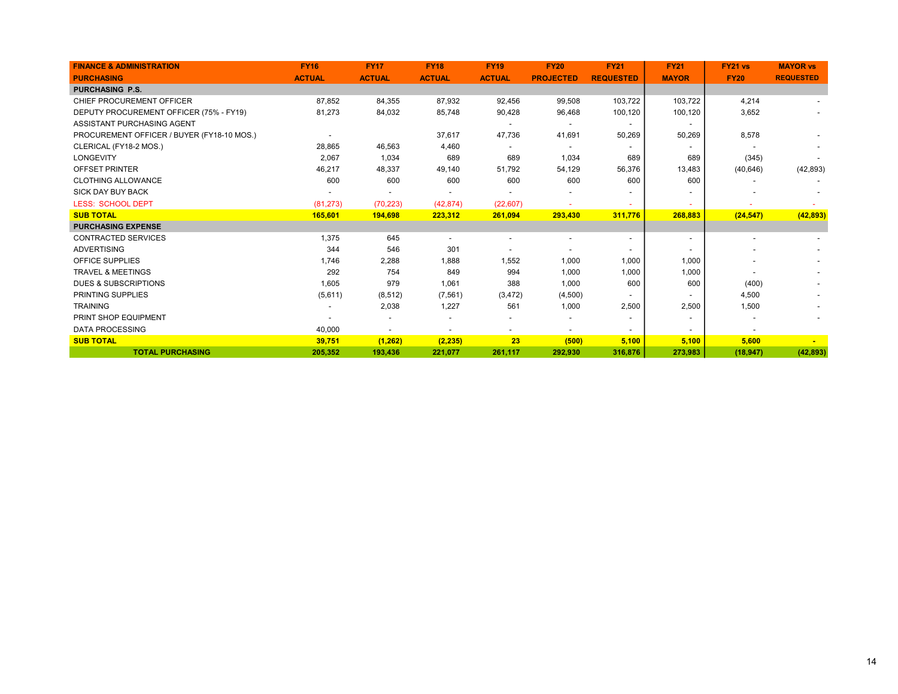| FINANCE & ADMINISTRATION PURCHASING | FY16 ACTUAL | FY17 ACTUAL | FY18 ACTUAL | FY19 ACTUAL | FY20 PROJECTED | FY21 REQUESTED | FY21 MAYOR | FY21 vs FY20 | MAYOR vs REQUESTED |
|---|---|---|---|---|---|---|---|---|---|
| **PURCHASING P.S.** | | | | | | | | | |
| CHIEF PROCUREMENT OFFICER | 87,852 | 84,355 | 87,932 | 92,456 | 99,508 | 103,722 | 103,722 | 4,214 | - |
| DEPUTY PROCUREMENT OFFICER (75% - FY19) | 81,273 | 84,032 | 85,748 | 90,428 | 96,468 | 100,120 | 100,120 | 3,652 | - |
| ASSISTANT PURCHASING AGENT | | | | - | - | - | - | | |
| PROCUREMENT OFFICER / BUYER (FY18-10 MOS.) | - | | 37,617 | 47,736 | 41,691 | 50,269 | 50,269 | 8,578 | - |
| CLERICAL (FY18-2 MOS.) | 28,865 | 46,563 | 4,460 | - | - | - | - | - | - |
| LONGEVITY | 2,067 | 1,034 | 689 | 689 | 1,034 | 689 | 689 | (345) | - |
| OFFSET PRINTER | 46,217 | 48,337 | 49,140 | 51,792 | 54,129 | 56,376 | 13,483 | (40,646) | (42,893) |
| CLOTHING ALLOWANCE | 600 | 600 | 600 | 600 | 600 | 600 | 600 | - | - |
| SICK DAY BUY BACK | - | - | - | - | - | - | - | - | - |
| LESS: SCHOOL DEPT | (81,273) | (70,223) | (42,874) | (22,607) | - | - | - | - | - |
| **SUB TOTAL** | **165,601** | **194,698** | **223,312** | **261,094** | **293,430** | **311,776** | **268,883** | **(24,547)** | **(42,893)** |
| **PURCHASING EXPENSE** | | | | | | | | | |
| CONTRACTED SERVICES | 1,375 | 645 | - | - | - | - | - | - | - |
| ADVERTISING | 344 | 546 | 301 | - | - | - | - | - | - |
| OFFICE SUPPLIES | 1,746 | 2,288 | 1,888 | 1,552 | 1,000 | 1,000 | 1,000 | - | - |
| TRAVEL & MEETINGS | 292 | 754 | 849 | 994 | 1,000 | 1,000 | 1,000 | - | - |
| DUES & SUBSCRIPTIONS | 1,605 | 979 | 1,061 | 388 | 1,000 | 600 | 600 | (400) | - |
| PRINTING SUPPLIES | (5,611) | (8,512) | (7,561) | (3,472) | (4,500) | - | - | 4,500 | - |
| TRAINING | - | 2,038 | 1,227 | 561 | 1,000 | 2,500 | 2,500 | 1,500 | - |
| PRINT SHOP EQUIPMENT | - | - | - | - | - | - | - | - | - |
| DATA PROCESSING | 40,000 | - | - | - | - | - | - | - | |
| **SUB TOTAL** | **39,751** | **(1,262)** | **(2,235)** | **23** | **(500)** | **5,100** | **5,100** | **5,600** | **-** |
| **TOTAL PURCHASING** | **205,352** | **193,436** | **221,077** | **261,117** | **292,930** | **316,876** | **273,983** | **(18,947)** | **(42,893)** |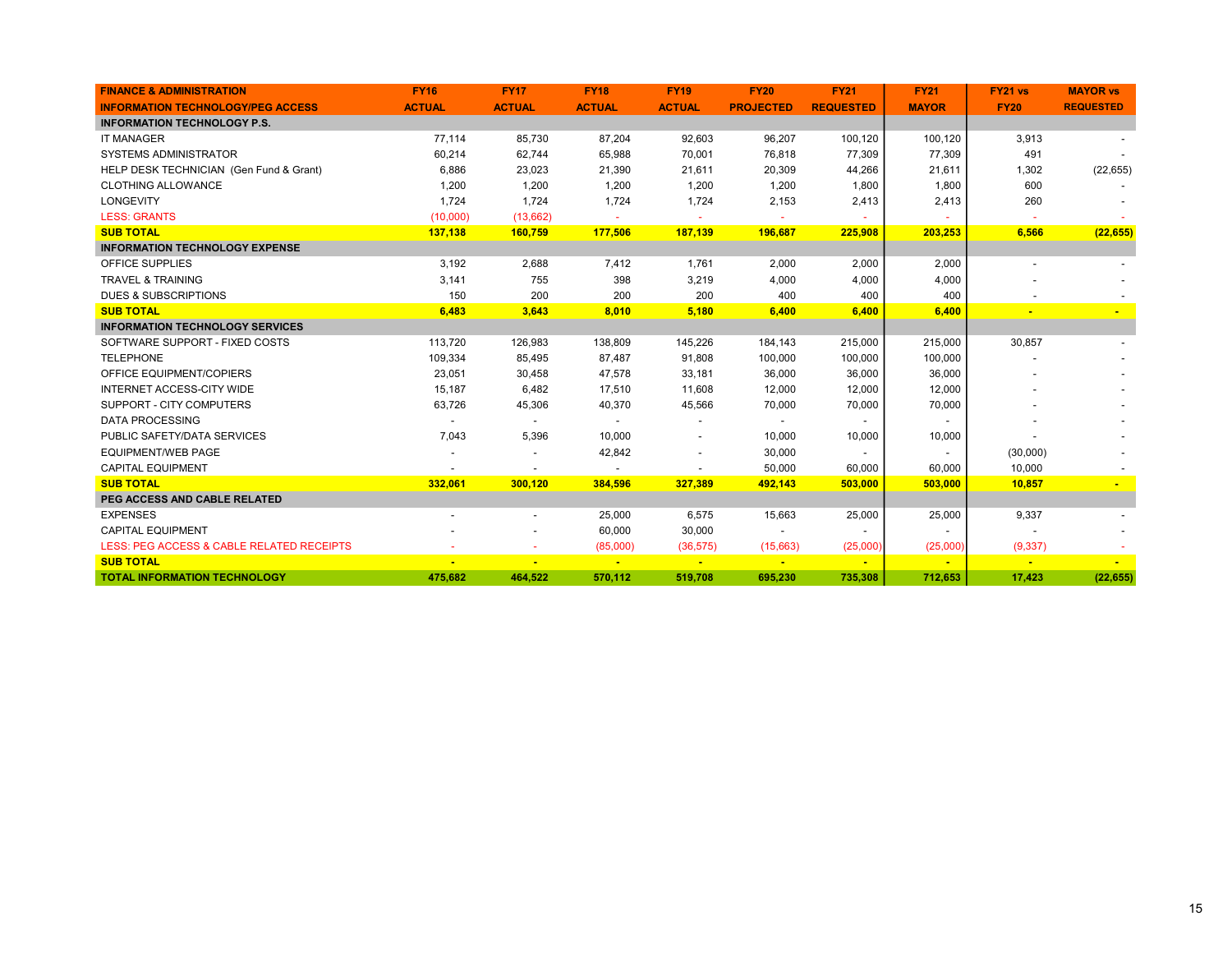| FINANCE & ADMINISTRATION<br>INFORMATION TECHNOLOGY/PEG ACCESS | FY16<br>ACTUAL | FY17<br>ACTUAL | FY18<br>ACTUAL | FY19<br>ACTUAL | FY20<br>PROJECTED | FY21<br>REQUESTED | FY21<br>MAYOR | FY21 vs<br>FY20 | MAYOR vs<br>REQUESTED |
|---|---|---|---|---|---|---|---|---|---|
| **INFORMATION TECHNOLOGY P.S.** | | | | | | | | | |
| IT MANAGER | 77,114 | 85,730 | 87,204 | 92,603 | 96,207 | 100,120 | 100,120 | 3,913 | - |
| SYSTEMS ADMINISTRATOR | 60,214 | 62,744 | 65,988 | 70,001 | 76,818 | 77,309 | 77,309 | 491 | - |
| HELP DESK TECHNICIAN (Gen Fund & Grant) | 6,886 | 23,023 | 21,390 | 21,611 | 20,309 | 44,266 | 21,611 | 1,302 | (22,655) |
| CLOTHING ALLOWANCE | 1,200 | 1,200 | 1,200 | 1,200 | 1,200 | 1,800 | 1,800 | 600 | - |
| LONGEVITY | 1,724 | 1,724 | 1,724 | 1,724 | 2,153 | 2,413 | 2,413 | 260 | - |
| LESS: GRANTS | (10,000) | (13,662) | - | - | - | - | - | - | - |
| **SUB TOTAL** | **137,138** | **160,759** | **177,506** | **187,139** | **196,687** | **225,908** | **203,253** | **6,566** | **(22,655)** |
| **INFORMATION TECHNOLOGY EXPENSE** | | | | | | | | | |
| OFFICE SUPPLIES | 3,192 | 2,688 | 7,412 | 1,761 | 2,000 | 2,000 | 2,000 | - | - |
| TRAVEL & TRAINING | 3,141 | 755 | 398 | 3,219 | 4,000 | 4,000 | 4,000 | - | - |
| DUES & SUBSCRIPTIONS | 150 | 200 | 200 | 200 | 400 | 400 | 400 | - | - |
| **SUB TOTAL** | **6,483** | **3,643** | **8,010** | **5,180** | **6,400** | **6,400** | **6,400** | **-** | **-** |
| **INFORMATION TECHNOLOGY SERVICES** | | | | | | | | | |
| SOFTWARE SUPPORT - FIXED COSTS | 113,720 | 126,983 | 138,809 | 145,226 | 184,143 | 215,000 | 215,000 | 30,857 | - |
| TELEPHONE | 109,334 | 85,495 | 87,487 | 91,808 | 100,000 | 100,000 | 100,000 | - | - |
| OFFICE EQUIPMENT/COPIERS | 23,051 | 30,458 | 47,578 | 33,181 | 36,000 | 36,000 | 36,000 | - | - |
| INTERNET ACCESS-CITY WIDE | 15,187 | 6,482 | 17,510 | 11,608 | 12,000 | 12,000 | 12,000 | - | - |
| SUPPORT - CITY COMPUTERS | 63,726 | 45,306 | 40,370 | 45,566 | 70,000 | 70,000 | 70,000 | - | - |
| DATA PROCESSING | - | - | - | - | - | - | - | - | - |
| PUBLIC SAFETY/DATA SERVICES | 7,043 | 5,396 | 10,000 | - | 10,000 | 10,000 | 10,000 | - | - |
| EQUIPMENT/WEB PAGE | - | - | 42,842 | - | 30,000 | - | - | (30,000) | - |
| CAPITAL EQUIPMENT | - | - | - | - | 50,000 | 60,000 | 60,000 | 10,000 | - |
| **SUB TOTAL** | **332,061** | **300,120** | **384,596** | **327,389** | **492,143** | **503,000** | **503,000** | **10,857** | **-** |
| **PEG ACCESS AND CABLE RELATED** | | | | | | | | | |
| EXPENSES | - | - | 25,000 | 6,575 | 15,663 | 25,000 | 25,000 | 9,337 | - |
| CAPITAL EQUIPMENT | - | - | 60,000 | 30,000 | - | - | - | - | - |
| LESS: PEG ACCESS & CABLE RELATED RECEIPTS | - | - | (85,000) | (36,575) | (15,663) | (25,000) | (25,000) | (9,337) | - |
| **SUB TOTAL** | **-** | **-** | **-** | **-** | **-** | **-** | **-** | **-** | **-** |
| **TOTAL INFORMATION TECHNOLOGY** | **475,682** | **464,522** | **570,112** | **519,708** | **695,230** | **735,308** | **712,653** | **17,423** | **(22,655)** |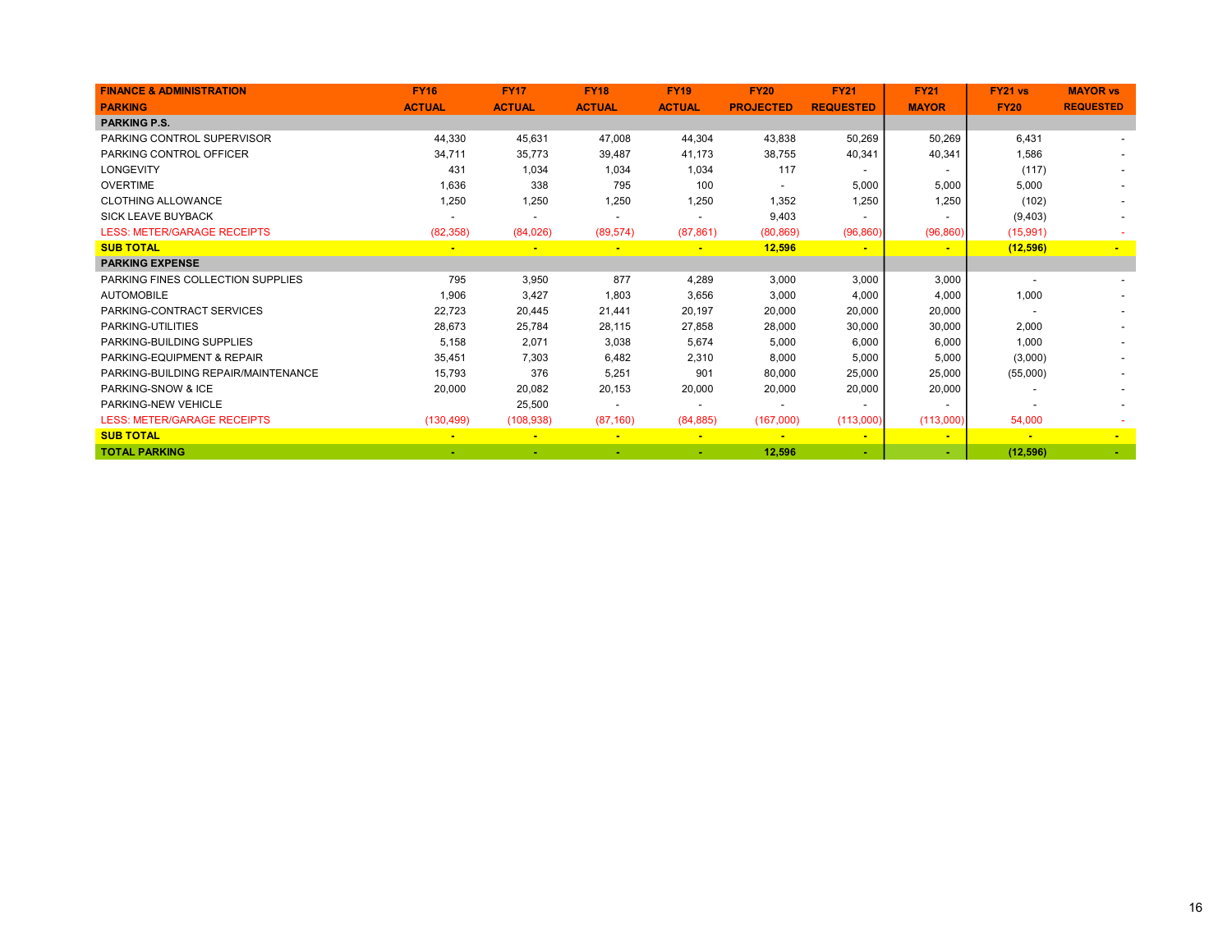| FINANCE & ADMINISTRATION<br>PARKING | FY16<br>ACTUAL | FY17<br>ACTUAL | FY18<br>ACTUAL | FY19<br>ACTUAL | FY20<br>PROJECTED | FY21<br>REQUESTED | FY21<br>MAYOR | FY21 vs<br>FY20 | MAYOR vs<br>REQUESTED |
|---|---|---|---|---|---|---|---|---|---|
| **PARKING P.S.** | | | | | | | | | |
| PARKING CONTROL SUPERVISOR | 44,330 | 45,631 | 47,008 | 44,304 | 43,838 | 50,269 | 50,269 | 6,431 | - |
| PARKING CONTROL OFFICER | 34,711 | 35,773 | 39,487 | 41,173 | 38,755 | 40,341 | 40,341 | 1,586 | - |
| LONGEVITY | 431 | 1,034 | 1,034 | 1,034 | 117 | - | - | (117) | - |
| OVERTIME | 1,636 | 338 | 795 | 100 | - | 5,000 | 5,000 | 5,000 | - |
| CLOTHING ALLOWANCE | 1,250 | 1,250 | 1,250 | 1,250 | 1,352 | 1,250 | 1,250 | (102) | - |
| SICK LEAVE BUYBACK | - | - | - | - | 9,403 | - | - | (9,403) | - |
| LESS: METER/GARAGE RECEIPTS | (82,358) | (84,026) | (89,574) | (87,861) | (80,869) | (96,860) | (96,860) | (15,991) | - |
| **SUB TOTAL** | **-** | **-** | **-** | **-** | **12,596** | **-** | **-** | **(12,596)** | **-** |
| **PARKING EXPENSE** | | | | | | | | | |
| PARKING FINES COLLECTION SUPPLIES | 795 | 3,950 | 877 | 4,289 | 3,000 | 3,000 | 3,000 | - | - |
| AUTOMOBILE | 1,906 | 3,427 | 1,803 | 3,656 | 3,000 | 4,000 | 4,000 | 1,000 | - |
| PARKING-CONTRACT SERVICES | 22,723 | 20,445 | 21,441 | 20,197 | 20,000 | 20,000 | 20,000 | - | - |
| PARKING-UTILITIES | 28,673 | 25,784 | 28,115 | 27,858 | 28,000 | 30,000 | 30,000 | 2,000 | - |
| PARKING-BUILDING SUPPLIES | 5,158 | 2,071 | 3,038 | 5,674 | 5,000 | 6,000 | 6,000 | 1,000 | - |
| PARKING-EQUIPMENT & REPAIR | 35,451 | 7,303 | 6,482 | 2,310 | 8,000 | 5,000 | 5,000 | (3,000) | - |
| PARKING-BUILDING REPAIR/MAINTENANCE | 15,793 | 376 | 5,251 | 901 | 80,000 | 25,000 | 25,000 | (55,000) | - |
| PARKING-SNOW & ICE | 20,000 | 20,082 | 20,153 | 20,000 | 20,000 | 20,000 | 20,000 | - | - |
| PARKING-NEW VEHICLE | | 25,500 | - | - | - | - | - | - | - |
| LESS: METER/GARAGE RECEIPTS | (130,499) | (108,938) | (87,160) | (84,885) | (167,000) | (113,000) | (113,000) | 54,000 | - |
| **SUB TOTAL** | **-** | **-** | **-** | **-** | **-** | **-** | **-** | **-** | **-** |
| **TOTAL PARKING** | **-** | **-** | **-** | **-** | **12,596** | **-** | **-** | **(12,596)** | **-** |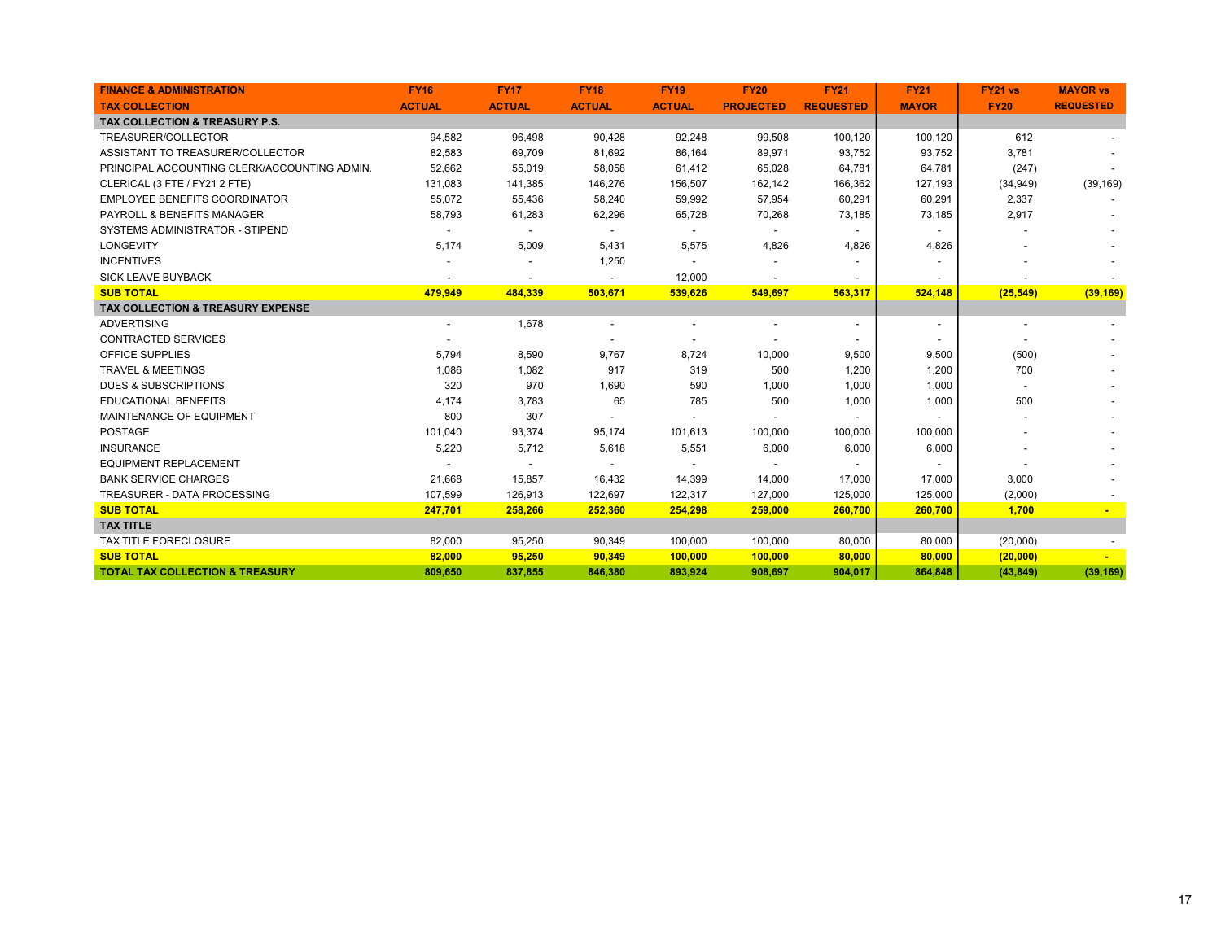| FINANCE & ADMINISTRATION<br>TAX COLLECTION | FY16<br>ACTUAL | FY17<br>ACTUAL | FY18<br>ACTUAL | FY19<br>ACTUAL | FY20<br>PROJECTED | FY21<br>REQUESTED | FY21<br>MAYOR | FY21 vs<br>FY20 | MAYOR vs<br>REQUESTED |
|---|---|---|---|---|---|---|---|---|---|
| **TAX COLLECTION & TREASURY P.S.** | | | | | | | | | |
| TREASURER/COLLECTOR | 94,582 | 96,498 | 90,428 | 92,248 | 99,508 | 100,120 | 100,120 | 612 | - |
| ASSISTANT TO TREASURER/COLLECTOR | 82,583 | 69,709 | 81,692 | 86,164 | 89,971 | 93,752 | 93,752 | 3,781 | - |
| PRINCIPAL ACCOUNTING CLERK/ACCOUNTING ADMIN. | 52,662 | 55,019 | 58,058 | 61,412 | 65,028 | 64,781 | 64,781 | (247) | - |
| CLERICAL (3 FTE / FY21 2 FTE) | 131,083 | 141,385 | 146,276 | 156,507 | 162,142 | 166,362 | 127,193 | (34,949) | (39,169) |
| EMPLOYEE BENEFITS COORDINATOR | 55,072 | 55,436 | 58,240 | 59,992 | 57,954 | 60,291 | 60,291 | 2,337 | - |
| PAYROLL & BENEFITS MANAGER | 58,793 | 61,283 | 62,296 | 65,728 | 70,268 | 73,185 | 73,185 | 2,917 | - |
| SYSTEMS ADMINISTRATOR - STIPEND | - | - | - | - | - | - | - | - | - |
| LONGEVITY | 5,174 | 5,009 | 5,431 | 5,575 | 4,826 | 4,826 | 4,826 | - | - |
| INCENTIVES | - | - | 1,250 | - | - | - | - | - | - |
| SICK LEAVE BUYBACK | - | - | - | 12,000 | - | - | - | - | - |
| **SUB TOTAL** | **479,949** | **484,339** | **503,671** | **539,626** | **549,697** | **563,317** | **524,148** | **(25,549)** | **(39,169)** |
| **TAX COLLECTION & TREASURY EXPENSE** | | | | | | | | | |
| ADVERTISING | - | 1,678 | - | - | - | - | - | - | - |
| CONTRACTED SERVICES | - | | - | - | - | - | - | - | - |
| OFFICE SUPPLIES | 5,794 | 8,590 | 9,767 | 8,724 | 10,000 | 9,500 | 9,500 | (500) | - |
| TRAVEL & MEETINGS | 1,086 | 1,082 | 917 | 319 | 500 | 1,200 | 1,200 | 700 | - |
| DUES & SUBSCRIPTIONS | 320 | 970 | 1,690 | 590 | 1,000 | 1,000 | 1,000 | - | - |
| EDUCATIONAL BENEFITS | 4,174 | 3,783 | 65 | 785 | 500 | 1,000 | 1,000 | 500 | - |
| MAINTENANCE OF EQUIPMENT | 800 | 307 | - | - | - | - | - | - | - |
| POSTAGE | 101,040 | 93,374 | 95,174 | 101,613 | 100,000 | 100,000 | 100,000 | - | - |
| INSURANCE | 5,220 | 5,712 | 5,618 | 5,551 | 6,000 | 6,000 | 6,000 | - | - |
| EQUIPMENT REPLACEMENT | - | - | - | - | - | - | - | - | - |
| BANK SERVICE CHARGES | 21,668 | 15,857 | 16,432 | 14,399 | 14,000 | 17,000 | 17,000 | 3,000 | - |
| TREASURER - DATA PROCESSING | 107,599 | 126,913 | 122,697 | 122,317 | 127,000 | 125,000 | 125,000 | (2,000) | - |
| **SUB TOTAL** | **247,701** | **258,266** | **252,360** | **254,298** | **259,000** | **260,700** | **260,700** | **1,700** | **-** |
| **TAX TITLE** | | | | | | | | | |
| TAX TITLE FORECLOSURE | 82,000 | 95,250 | 90,349 | 100,000 | 100,000 | 80,000 | 80,000 | (20,000) | - |
| **SUB TOTAL** | **82,000** | **95,250** | **90,349** | **100,000** | **100,000** | **80,000** | **80,000** | **(20,000)** | **-** |
| **TOTAL TAX COLLECTION & TREASURY** | **809,650** | **837,855** | **846,380** | **893,924** | **908,697** | **904,017** | **864,848** | **(43,849)** | **(39,169)** |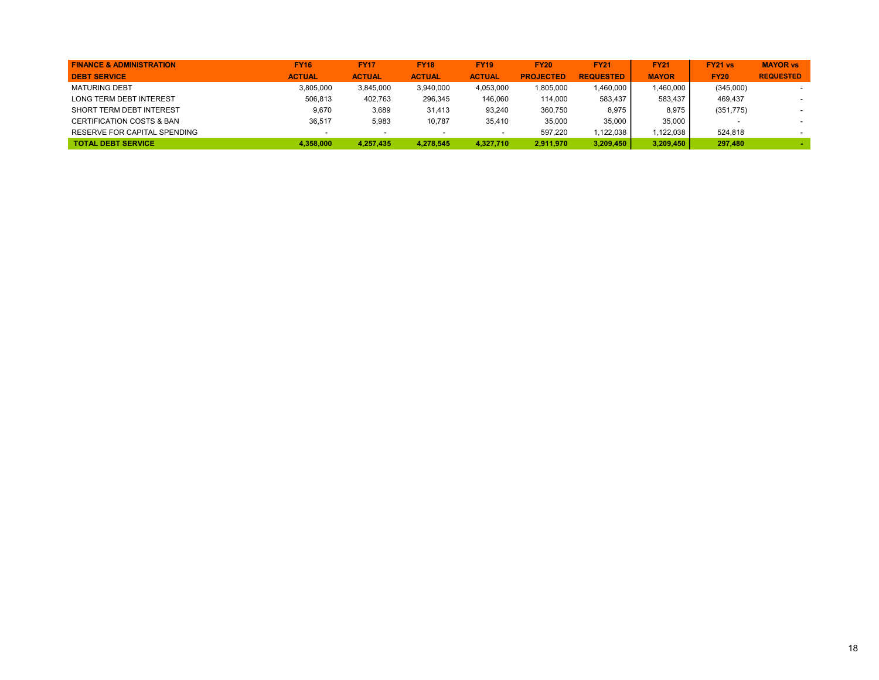| FINANCE & ADMINISTRATION<br>DEBT SERVICE | FY16<br>ACTUAL | FY17<br>ACTUAL | FY18<br>ACTUAL | FY19<br>ACTUAL | FY20<br>PROJECTED | FY21<br>REQUESTED | FY21<br>MAYOR | FY21 vs<br>FY20 | MAYOR vs<br>REQUESTED |
|---|---|---|---|---|---|---|---|---|---|
| MATURING DEBT | 3,805,000 | 3,845,000 | 3,940,000 | 4,053,000 | 1,805,000 | 1,460,000 | 1,460,000 | (345,000) | - |
| LONG TERM DEBT INTEREST | 506,813 | 402,763 | 296,345 | 146,060 | 114,000 | 583,437 | 583,437 | 469,437 | - |
| SHORT TERM DEBT INTEREST | 9,670 | 3,689 | 31,413 | 93,240 | 360,750 | 8,975 | 8,975 | (351,775) | - |
| CERTIFICATION COSTS & BAN | 36,517 | 5,983 | 10,787 | 35,410 | 35,000 | 35,000 | 35,000 | - | - |
| RESERVE FOR CAPITAL SPENDING | - | - | - | - | 597,220 | 1,122,038 | 1,122,038 | 524,818 | - |
| **TOTAL DEBT SERVICE** | **4,358,000** | **4,257,435** | **4,278,545** | **4,327,710** | **2,911,970** | **3,209,450** | **3,209,450** | **297,480** | **-** |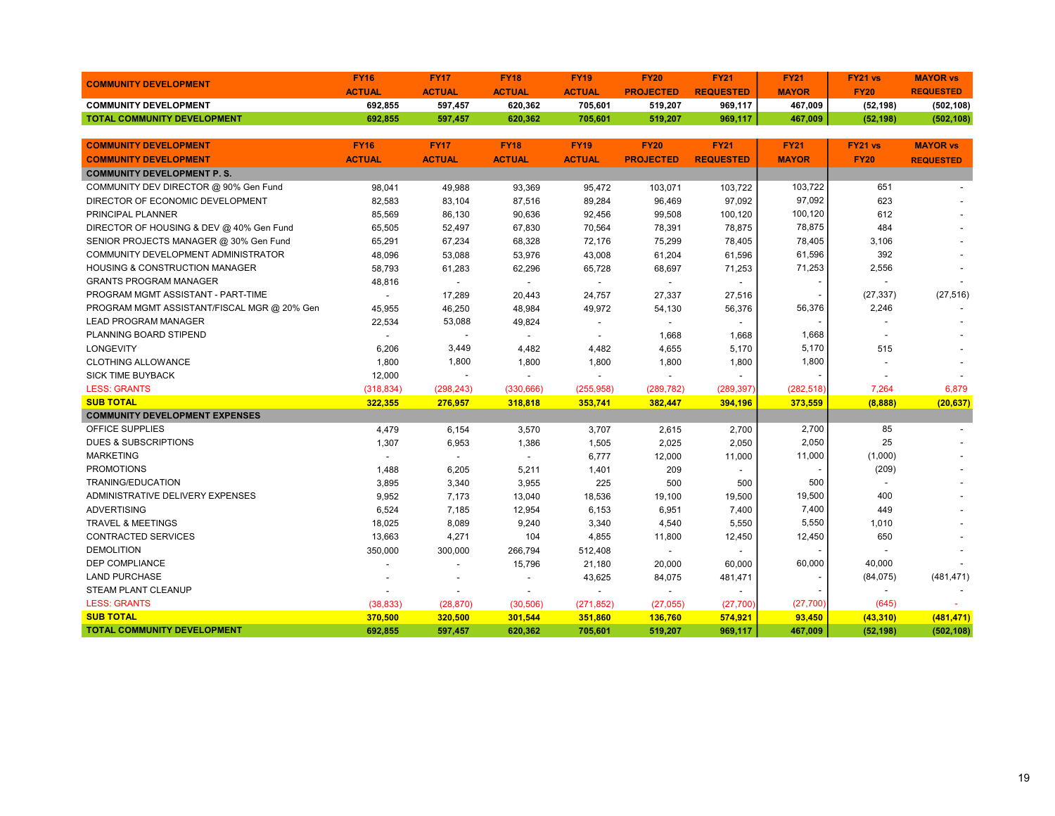| COMMUNITY DEVELOPMENT | FY16 ACTUAL | FY17 ACTUAL | FY18 ACTUAL | FY19 ACTUAL | FY20 PROJECTED | FY21 REQUESTED | FY21 MAYOR | FY21 vs FY20 | MAYOR vs REQUESTED |
|---|---|---|---|---|---|---|---|---|---|
| **COMMUNITY DEVELOPMENT** | 692,855 | 597,457 | 620,362 | 705,601 | 519,207 | 969,117 | 467,009 | (52,198) | (502,108) |
| **TOTAL COMMUNITY DEVELOPMENT** | 692,855 | 597,457 | 620,362 | 705,601 | 519,207 | 969,117 | 467,009 | (52,198) | (502,108) |

| COMMUNITY DEVELOPMENT<br>COMMUNITY DEVELOPMENT | FY16 ACTUAL | FY17 ACTUAL | FY18 ACTUAL | FY19 ACTUAL | FY20 PROJECTED | FY21 REQUESTED | FY21 MAYOR | FY21 vs FY20 | MAYOR vs REQUESTED |
|---|---|---|---|---|---|---|---|---|---|
| **COMMUNITY DEVELOPMENT P. S.** | | | | | | | | | |
| COMMUNITY DEV DIRECTOR @ 90% Gen Fund | 98,041 | 49,988 | 93,369 | 95,472 | 103,071 | 103,722 | 103,722 | 651 | - |
| DIRECTOR OF ECONOMIC DEVELOPMENT | 82,583 | 83,104 | 87,516 | 89,284 | 96,469 | 97,092 | 97,092 | 623 | - |
| PRINCIPAL PLANNER | 85,569 | 86,130 | 90,636 | 92,456 | 99,508 | 100,120 | 100,120 | 612 | - |
| DIRECTOR OF HOUSING & DEV @ 40% Gen Fund | 65,505 | 52,497 | 67,830 | 70,564 | 78,391 | 78,875 | 78,875 | 484 | - |
| SENIOR PROJECTS MANAGER @ 30% Gen Fund | 65,291 | 67,234 | 68,328 | 72,176 | 75,299 | 78,405 | 78,405 | 3,106 | - |
| COMMUNITY DEVELOPMENT ADMINISTRATOR | 48,096 | 53,088 | 53,976 | 43,008 | 61,204 | 61,596 | 61,596 | 392 | - |
| HOUSING & CONSTRUCTION MANAGER | 58,793 | 61,283 | 62,296 | 65,728 | 68,697 | 71,253 | 71,253 | 2,556 | - |
| GRANTS PROGRAM MANAGER | 48,816 | - | - | - | - | - | - | - | - |
| PROGRAM MGMT ASSISTANT - PART-TIME | - | 17,289 | 20,443 | 24,757 | 27,337 | 27,516 | - | (27,337) | (27,516) |
| PROGRAM MGMT ASSISTANT/FISCAL MGR @ 20% Gen | 45,955 | 46,250 | 48,984 | 49,972 | 54,130 | 56,376 | 56,376 | 2,246 | - |
| LEAD PROGRAM MANAGER | 22,534 | 53,088 | 49,824 | - | - | - | - | - | - |
| PLANNING BOARD STIPEND | - | - | - | - | 1,668 | 1,668 | 1,668 | - | - |
| LONGEVITY | 6,206 | 3,449 | 4,482 | 4,482 | 4,655 | 5,170 | 5,170 | 515 | - |
| CLOTHING ALLOWANCE | 1,800 | 1,800 | 1,800 | 1,800 | 1,800 | 1,800 | 1,800 | - | - |
| SICK TIME BUYBACK | 12,000 | - | - | - | - | - | - | - | - |
| LESS: GRANTS | (318,834) | (298,243) | (330,666) | (255,958) | (289,782) | (289,397) | (282,518) | 7,264 | 6,879 |
| **SUB TOTAL** | **322,355** | **276,957** | **318,818** | **353,741** | **382,447** | **394,196** | **373,559** | **(8,888)** | **(20,637)** |
| **COMMUNITY DEVELOPMENT EXPENSES** | | | | | | | | | |
| OFFICE SUPPLIES | 4,479 | 6,154 | 3,570 | 3,707 | 2,615 | 2,700 | 2,700 | 85 | - |
| DUES & SUBSCRIPTIONS | 1,307 | 6,953 | 1,386 | 1,505 | 2,025 | 2,050 | 2,050 | 25 | - |
| MARKETING | - | - | - | 6,777 | 12,000 | 11,000 | 11,000 | (1,000) | - |
| PROMOTIONS | 1,488 | 6,205 | 5,211 | 1,401 | 209 | - | - | (209) | - |
| TRANING/EDUCATION | 3,895 | 3,340 | 3,955 | 225 | 500 | 500 | 500 | - | - |
| ADMINISTRATIVE DELIVERY EXPENSES | 9,952 | 7,173 | 13,040 | 18,536 | 19,100 | 19,500 | 19,500 | 400 | - |
| ADVERTISING | 6,524 | 7,185 | 12,954 | 6,153 | 6,951 | 7,400 | 7,400 | 449 | - |
| TRAVEL & MEETINGS | 18,025 | 8,089 | 9,240 | 3,340 | 4,540 | 5,550 | 5,550 | 1,010 | - |
| CONTRACTED SERVICES | 13,663 | 4,271 | 104 | 4,855 | 11,800 | 12,450 | 12,450 | 650 | - |
| DEMOLITION | 350,000 | 300,000 | 266,794 | 512,408 | - | - | - | - | - |
| DEP COMPLIANCE | - | - | 15,796 | 21,180 | 20,000 | 60,000 | 60,000 | 40,000 | - |
| LAND PURCHASE | - | - | - | 43,625 | 84,075 | 481,471 | - | (84,075) | (481,471) |
| STEAM PLANT CLEANUP | - | - | - | - | - | - | - | - | - |
| LESS: GRANTS | (38,833) | (28,870) | (30,506) | (271,852) | (27,055) | (27,700) | (27,700) | (645) | - |
| **SUB TOTAL** | **370,500** | **320,500** | **301,544** | **351,860** | **136,760** | **574,921** | **93,450** | **(43,310)** | **(481,471)** |
| **TOTAL COMMUNITY DEVELOPMENT** | **692,855** | **597,457** | **620,362** | **705,601** | **519,207** | **969,117** | **467,009** | **(52,198)** | **(502,108)** |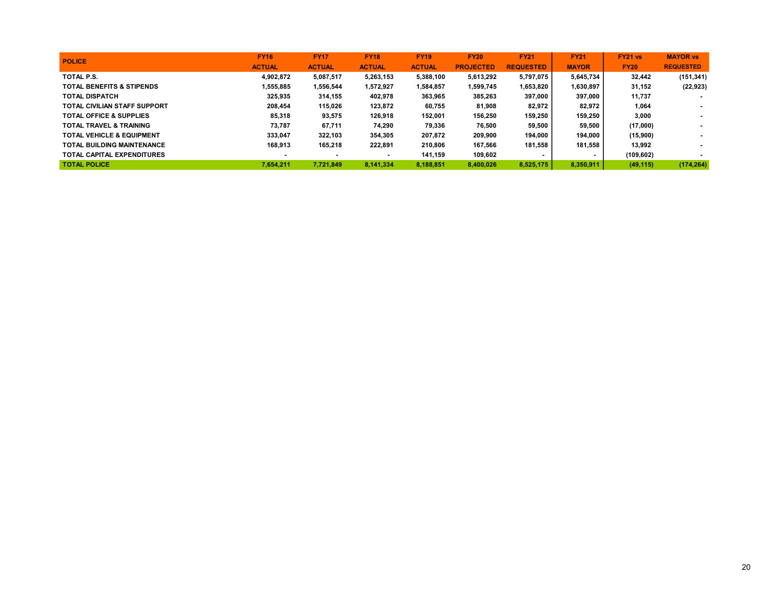| POLICE | FY16 ACTUAL | FY17 ACTUAL | FY18 ACTUAL | FY19 ACTUAL | FY20 PROJECTED | FY21 REQUESTED | FY21 MAYOR | FY21 vs FY20 | MAYOR vs REQUESTED |
|---|---|---|---|---|---|---|---|---|---|
| TOTAL P.S. | 4,902,872 | 5,087,517 | 5,263,153 | 5,388,100 | 5,613,292 | 5,797,075 | 5,645,734 | 32,442 | (151,341) |
| TOTAL BENEFITS & STIPENDS | 1,555,885 | 1,556,544 | 1,572,927 | 1,584,857 | 1,599,745 | 1,653,820 | 1,630,897 | 31,152 | (22,923) |
| TOTAL DISPATCH | 325,935 | 314,155 | 402,978 | 363,965 | 385,263 | 397,000 | 397,000 | 11,737 | - |
| TOTAL CIVILIAN STAFF SUPPORT | 208,454 | 115,026 | 123,872 | 60,755 | 81,908 | 82,972 | 82,972 | 1,064 | - |
| TOTAL OFFICE & SUPPLIES | 85,318 | 93,575 | 126,918 | 152,001 | 156,250 | 159,250 | 159,250 | 3,000 | - |
| TOTAL TRAVEL & TRAINING | 73,787 | 67,711 | 74,290 | 79,336 | 76,500 | 59,500 | 59,500 | (17,000) | - |
| TOTAL VEHICLE & EQUIPMENT | 333,047 | 322,103 | 354,305 | 207,872 | 209,900 | 194,000 | 194,000 | (15,900) | - |
| TOTAL BUILDING MAINTENANCE | 168,913 | 165,218 | 222,891 | 210,806 | 167,566 | 181,558 | 181,558 | 13,992 | - |
| TOTAL CAPITAL EXPENDITURES | - | - | - | 141,159 | 109,602 | - | - | (109,602) | - |
| TOTAL POLICE | 7,654,211 | 7,721,849 | 8,141,334 | 8,188,851 | 8,400,026 | 8,525,175 | 8,350,911 | (49,115) | (174,264) |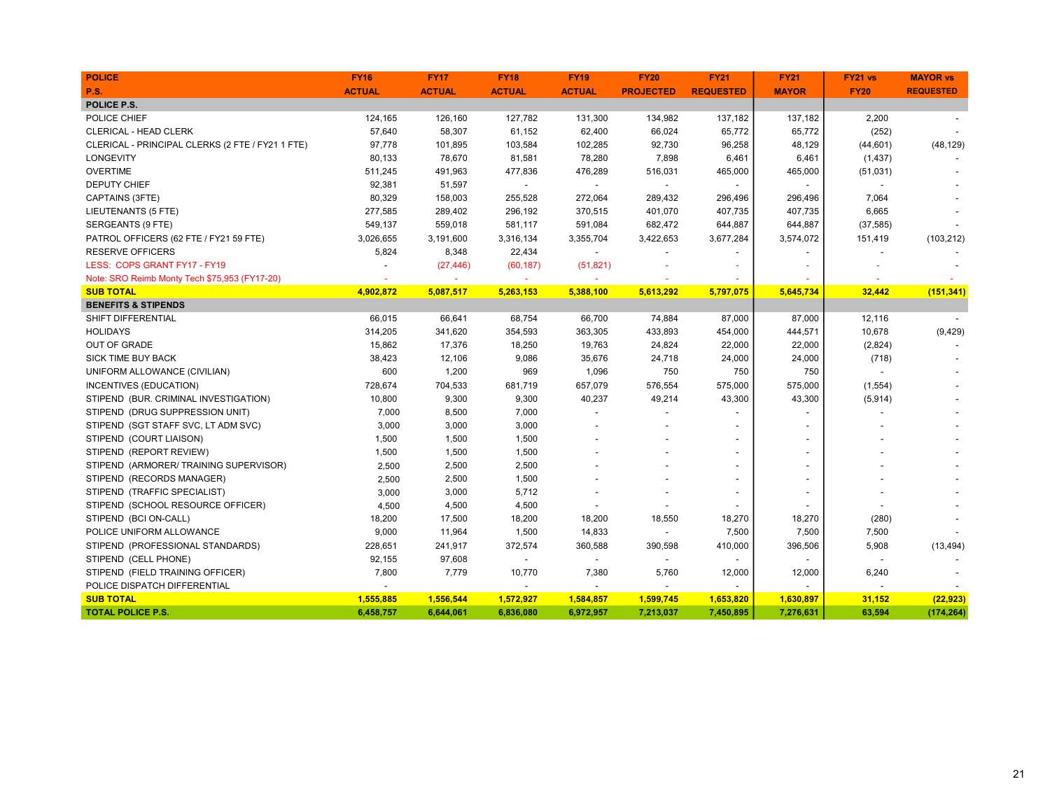| POLICE<br>P.S. | FY16<br>ACTUAL | FY17<br>ACTUAL | FY18<br>ACTUAL | FY19<br>ACTUAL | FY20<br>PROJECTED | FY21<br>REQUESTED | FY21<br>MAYOR | FY21 vs<br>FY20 | MAYOR vs<br>REQUESTED |
|---|---|---|---|---|---|---|---|---|---|
| **POLICE P.S.** | | | | | | | | | |
| POLICE CHIEF | 124,165 | 126,160 | 127,782 | 131,300 | 134,982 | 137,182 | 137,182 | 2,200 | - |
| CLERICAL - HEAD CLERK | 57,640 | 58,307 | 61,152 | 62,400 | 66,024 | 65,772 | 65,772 | (252) | - |
| CLERICAL - PRINCIPAL CLERKS (2 FTE / FY21 1 FTE) | 97,778 | 101,895 | 103,584 | 102,285 | 92,730 | 96,258 | 48,129 | (44,601) | (48,129) |
| LONGEVITY | 80,133 | 78,670 | 81,581 | 78,280 | 7,898 | 6,461 | 6,461 | (1,437) | - |
| OVERTIME | 511,245 | 491,963 | 477,836 | 476,289 | 516,031 | 465,000 | 465,000 | (51,031) | - |
| DEPUTY CHIEF | 92,381 | 51,597 | - | - | - | - | - | - | - |
| CAPTAINS (3FTE) | 80,329 | 158,003 | 255,528 | 272,064 | 289,432 | 296,496 | 296,496 | 7,064 | - |
| LIEUTENANTS (5 FTE) | 277,585 | 289,402 | 296,192 | 370,515 | 401,070 | 407,735 | 407,735 | 6,665 | - |
| SERGEANTS (9 FTE) | 549,137 | 559,018 | 581,117 | 591,084 | 682,472 | 644,887 | 644,887 | (37,585) | - |
| PATROL OFFICERS (62 FTE / FY21 59 FTE) | 3,026,655 | 3,191,600 | 3,316,134 | 3,355,704 | 3,422,653 | 3,677,284 | 3,574,072 | 151,419 | (103,212) |
| RESERVE OFFICERS | 5,824 | 8,348 | 22,434 | - | - | - | - | - | - |
| LESS: COPS GRANT FY17 - FY19 | - | (27,446) | (60,187) | (51,821) | - | - | - | - | - |
| Note: SRO Reimb Monty Tech $75,953 (FY17-20) | - | - | - | - | - | - | - | - | - |
| **SUB TOTAL** | **4,902,872** | **5,087,517** | **5,263,153** | **5,388,100** | **5,613,292** | **5,797,075** | **5,645,734** | **32,442** | **(151,341)** |
| **BENEFITS & STIPENDS** | | | | | | | | | |
| SHIFT DIFFERENTIAL | 66,015 | 66,641 | 68,754 | 66,700 | 74,884 | 87,000 | 87,000 | 12,116 | - |
| HOLIDAYS | 314,205 | 341,620 | 354,593 | 363,305 | 433,893 | 454,000 | 444,571 | 10,678 | (9,429) |
| OUT OF GRADE | 15,862 | 17,376 | 18,250 | 19,763 | 24,824 | 22,000 | 22,000 | (2,824) | - |
| SICK TIME BUY BACK | 38,423 | 12,106 | 9,086 | 35,676 | 24,718 | 24,000 | 24,000 | (718) | - |
| UNIFORM ALLOWANCE (CIVILIAN) | 600 | 1,200 | 969 | 1,096 | 750 | 750 | 750 | - | - |
| INCENTIVES (EDUCATION) | 728,674 | 704,533 | 681,719 | 657,079 | 576,554 | 575,000 | 575,000 | (1,554) | - |
| STIPEND (BUR. CRIMINAL INVESTIGATION) | 10,800 | 9,300 | 9,300 | 40,237 | 49,214 | 43,300 | 43,300 | (5,914) | - |
| STIPEND (DRUG SUPPRESSION UNIT) | 7,000 | 8,500 | 7,000 | - | - | - | - | - | - |
| STIPEND (SGT STAFF SVC, LT ADM SVC) | 3,000 | 3,000 | 3,000 | - | - | - | - | - | - |
| STIPEND (COURT LIAISON) | 1,500 | 1,500 | 1,500 | - | - | - | - | - | - |
| STIPEND (REPORT REVIEW) | 1,500 | 1,500 | 1,500 | - | - | - | - | - | - |
| STIPEND (ARMORER/ TRAINING SUPERVISOR) | 2,500 | 2,500 | 2,500 | - | - | - | - | - | - |
| STIPEND (RECORDS MANAGER) | 2,500 | 2,500 | 1,500 | - | - | - | - | - | - |
| STIPEND (TRAFFIC SPECIALIST) | 3,000 | 3,000 | 5,712 | - | - | - | - | - | - |
| STIPEND (SCHOOL RESOURCE OFFICER) | 4,500 | 4,500 | 4,500 | - | - | - | - | - | - |
| STIPEND (BCI ON-CALL) | 18,200 | 17,500 | 18,200 | 18,200 | 18,550 | 18,270 | 18,270 | (280) | - |
| POLICE UNIFORM ALLOWANCE | 9,000 | 11,964 | 1,500 | 14,833 | - | 7,500 | 7,500 | 7,500 | - |
| STIPEND (PROFESSIONAL STANDARDS) | 228,651 | 241,917 | 372,574 | 360,588 | 390,598 | 410,000 | 396,506 | 5,908 | (13,494) |
| STIPEND (CELL PHONE) | 92,155 | 97,608 | - | - | - | - | - | - | - |
| STIPEND (FIELD TRAINING OFFICER) | 7,800 | 7,779 | 10,770 | 7,380 | 5,760 | 12,000 | 12,000 | 6,240 | - |
| POLICE DISPATCH DIFFERENTIAL | - | - | - | - | - | - | - | - | - |
| **SUB TOTAL** | **1,555,885** | **1,556,544** | **1,572,927** | **1,584,857** | **1,599,745** | **1,653,820** | **1,630,897** | **31,152** | **(22,923)** |
| **TOTAL POLICE P.S.** | **6,458,757** | **6,644,061** | **6,836,080** | **6,972,957** | **7,213,037** | **7,450,895** | **7,276,631** | **63,594** | **(174,264)** |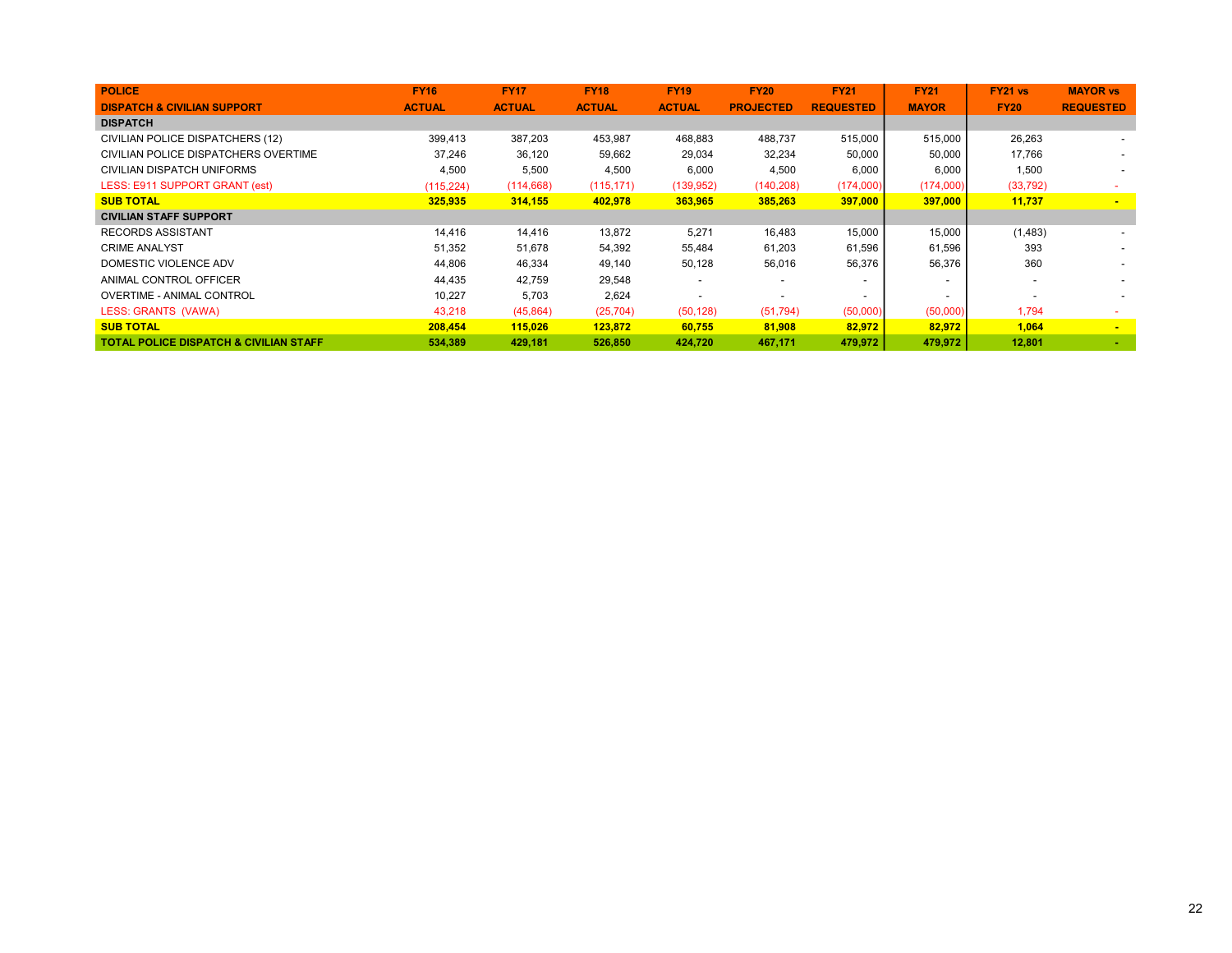| POLICE<br>DISPATCH & CIVILIAN SUPPORT | FY16<br>ACTUAL | FY17<br>ACTUAL | FY18<br>ACTUAL | FY19<br>ACTUAL | FY20<br>PROJECTED | FY21<br>REQUESTED | FY21<br>MAYOR | FY21 vs<br>FY20 | MAYOR vs<br>REQUESTED |
|---|---|---|---|---|---|---|---|---|---|
| **DISPATCH** | | | | | | | | | |
| CIVILIAN POLICE DISPATCHERS (12) | 399,413 | 387,203 | 453,987 | 468,883 | 488,737 | 515,000 | 515,000 | 26,263 | - |
| CIVILIAN POLICE DISPATCHERS OVERTIME | 37,246 | 36,120 | 59,662 | 29,034 | 32,234 | 50,000 | 50,000 | 17,766 | - |
| CIVILIAN DISPATCH UNIFORMS | 4,500 | 5,500 | 4,500 | 6,000 | 4,500 | 6,000 | 6,000 | 1,500 | - |
| LESS: E911 SUPPORT GRANT (est) | (115,224) | (114,668) | (115,171) | (139,952) | (140,208) | (174,000) | (174,000) | (33,792) | - |
| **SUB TOTAL** | **325,935** | **314,155** | **402,978** | **363,965** | **385,263** | **397,000** | **397,000** | **11,737** | **-** |
| **CIVILIAN STAFF SUPPORT** | | | | | | | | | |
| RECORDS ASSISTANT | 14,416 | 14,416 | 13,872 | 5,271 | 16,483 | 15,000 | 15,000 | (1,483) | - |
| CRIME ANALYST | 51,352 | 51,678 | 54,392 | 55,484 | 61,203 | 61,596 | 61,596 | 393 | - |
| DOMESTIC VIOLENCE ADV | 44,806 | 46,334 | 49,140 | 50,128 | 56,016 | 56,376 | 56,376 | 360 | - |
| ANIMAL CONTROL OFFICER | 44,435 | 42,759 | 29,548 | - | - | - | - | - | - |
| OVERTIME - ANIMAL CONTROL | 10,227 | 5,703 | 2,624 | - | - | - | - | - | - |
| LESS: GRANTS (VAWA) | 43,218 | (45,864) | (25,704) | (50,128) | (51,794) | (50,000) | (50,000) | 1,794 | - |
| **SUB TOTAL** | **208,454** | **115,026** | **123,872** | **60,755** | **81,908** | **82,972** | **82,972** | **1,064** | **-** |
| **TOTAL POLICE DISPATCH & CIVILIAN STAFF** | **534,389** | **429,181** | **526,850** | **424,720** | **467,171** | **479,972** | **479,972** | **12,801** | **-** |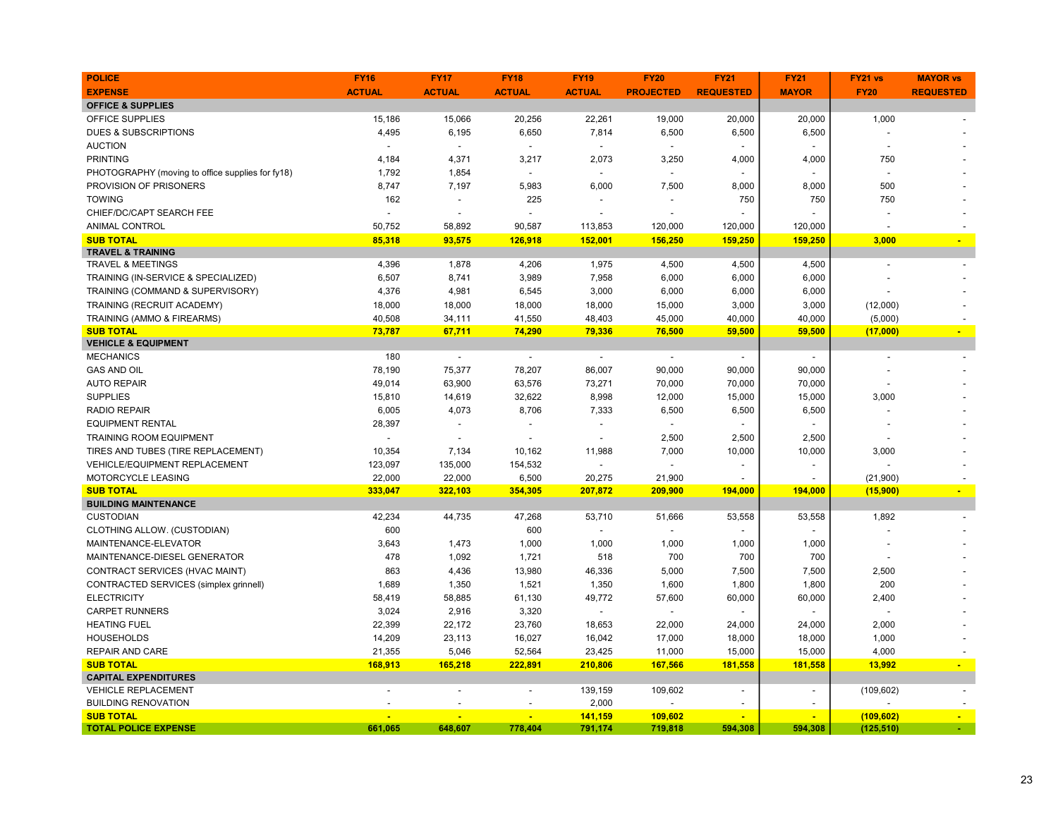| POLICE EXPENSE | FY16 ACTUAL | FY17 ACTUAL | FY18 ACTUAL | FY19 ACTUAL | FY20 PROJECTED | FY21 REQUESTED | FY21 MAYOR | FY21 vs FY20 | MAYOR vs REQUESTED |
|---|---|---|---|---|---|---|---|---|---|
| **OFFICE & SUPPLIES** | | | | | | | | | |
| OFFICE SUPPLIES | 15,186 | 15,066 | 20,256 | 22,261 | 19,000 | 20,000 | 20,000 | 1,000 | - |
| DUES & SUBSCRIPTIONS | 4,495 | 6,195 | 6,650 | 7,814 | 6,500 | 6,500 | 6,500 | - | - |
| AUCTION | - | - | - | - | - | - | - | - | - |
| PRINTING | 4,184 | 4,371 | 3,217 | 2,073 | 3,250 | 4,000 | 4,000 | 750 | - |
| PHOTOGRAPHY (moving to office supplies for fy18) | 1,792 | 1,854 | - | - | - | - | - | - | - |
| PROVISION OF PRISONERS | 8,747 | 7,197 | 5,983 | 6,000 | 7,500 | 8,000 | 8,000 | 500 | - |
| TOWING | 162 | - | 225 | - | - | 750 | 750 | 750 | - |
| CHIEF/DC/CAPT SEARCH FEE | - | - | - | - | - | - | - | - | - |
| ANIMAL CONTROL | 50,752 | 58,892 | 90,587 | 113,853 | 120,000 | 120,000 | 120,000 | - | - |
| **SUB TOTAL** | **85,318** | **93,575** | **126,918** | **152,001** | **156,250** | **159,250** | **159,250** | **3,000** | **-** |
| **TRAVEL & TRAINING** | | | | | | | | | |
| TRAVEL & MEETINGS | 4,396 | 1,878 | 4,206 | 1,975 | 4,500 | 4,500 | 4,500 | - | - |
| TRAINING (IN-SERVICE & SPECIALIZED) | 6,507 | 8,741 | 3,989 | 7,958 | 6,000 | 6,000 | 6,000 | - | - |
| TRAINING (COMMAND & SUPERVISORY) | 4,376 | 4,981 | 6,545 | 3,000 | 6,000 | 6,000 | 6,000 | - | - |
| TRAINING (RECRUIT ACADEMY) | 18,000 | 18,000 | 18,000 | 18,000 | 15,000 | 3,000 | 3,000 | (12,000) | - |
| TRAINING (AMMO & FIREARMS) | 40,508 | 34,111 | 41,550 | 48,403 | 45,000 | 40,000 | 40,000 | (5,000) | - |
| **SUB TOTAL** | **73,787** | **67,711** | **74,290** | **79,336** | **76,500** | **59,500** | **59,500** | **(17,000)** | **-** |
| **VEHICLE & EQUIPMENT** | | | | | | | | | |
| MECHANICS | 180 | - | - | - | - | - | - | - | - |
| GAS AND OIL | 78,190 | 75,377 | 78,207 | 86,007 | 90,000 | 90,000 | 90,000 | - | - |
| AUTO REPAIR | 49,014 | 63,900 | 63,576 | 73,271 | 70,000 | 70,000 | 70,000 | - | - |
| SUPPLIES | 15,810 | 14,619 | 32,622 | 8,998 | 12,000 | 15,000 | 15,000 | 3,000 | - |
| RADIO REPAIR | 6,005 | 4,073 | 8,706 | 7,333 | 6,500 | 6,500 | 6,500 | - | - |
| EQUIPMENT RENTAL | 28,397 | - | - | - | - | - | - | - | - |
| TRAINING ROOM EQUIPMENT | - | - | - | - | 2,500 | 2,500 | 2,500 | - | - |
| TIRES AND TUBES (TIRE REPLACEMENT) | 10,354 | 7,134 | 10,162 | 11,988 | 7,000 | 10,000 | 10,000 | 3,000 | - |
| VEHICLE/EQUIPMENT REPLACEMENT | 123,097 | 135,000 | 154,532 | - | - | - | - | - | - |
| MOTORCYCLE LEASING | 22,000 | 22,000 | 6,500 | 20,275 | 21,900 | - | - | (21,900) | - |
| **SUB TOTAL** | **333,047** | **322,103** | **354,305** | **207,872** | **209,900** | **194,000** | **194,000** | **(15,900)** | **-** |
| **BUILDING MAINTENANCE** | | | | | | | | | |
| CUSTODIAN | 42,234 | 44,735 | 47,268 | 53,710 | 51,666 | 53,558 | 53,558 | 1,892 | - |
| CLOTHING ALLOW. (CUSTODIAN) | 600 | | 600 | - | - | - | - | - | - |
| MAINTENANCE-ELEVATOR | 3,643 | 1,473 | 1,000 | 1,000 | 1,000 | 1,000 | 1,000 | - | - |
| MAINTENANCE-DIESEL GENERATOR | 478 | 1,092 | 1,721 | 518 | 700 | 700 | 700 | - | - |
| CONTRACT SERVICES (HVAC MAINT) | 863 | 4,436 | 13,980 | 46,336 | 5,000 | 7,500 | 7,500 | 2,500 | - |
| CONTRACTED SERVICES (simplex grinnell) | 1,689 | 1,350 | 1,521 | 1,350 | 1,600 | 1,800 | 1,800 | 200 | - |
| ELECTRICITY | 58,419 | 58,885 | 61,130 | 49,772 | 57,600 | 60,000 | 60,000 | 2,400 | - |
| CARPET RUNNERS | 3,024 | 2,916 | 3,320 | - | - | - | - | - | - |
| HEATING FUEL | 22,399 | 22,172 | 23,760 | 18,653 | 22,000 | 24,000 | 24,000 | 2,000 | - |
| HOUSEHOLDS | 14,209 | 23,113 | 16,027 | 16,042 | 17,000 | 18,000 | 18,000 | 1,000 | - |
| REPAIR AND CARE | 21,355 | 5,046 | 52,564 | 23,425 | 11,000 | 15,000 | 15,000 | 4,000 | - |
| **SUB TOTAL** | **168,913** | **165,218** | **222,891** | **210,806** | **167,566** | **181,558** | **181,558** | **13,992** | **-** |
| **CAPITAL EXPENDITURES** | | | | | | | | | |
| VEHICLE REPLACEMENT | - | - | - | 139,159 | 109,602 | - | - | (109,602) | - |
| BUILDING RENOVATION | - | - | - | 2,000 | - | - | - | - | - |
| **SUB TOTAL** | **-** | **-** | **-** | **141,159** | **109,602** | **-** | **-** | **(109,602)** | **-** |
| **TOTAL POLICE EXPENSE** | **661,065** | **648,607** | **778,404** | **791,174** | **719,818** | **594,308** | **594,308** | **(125,510)** | **-** |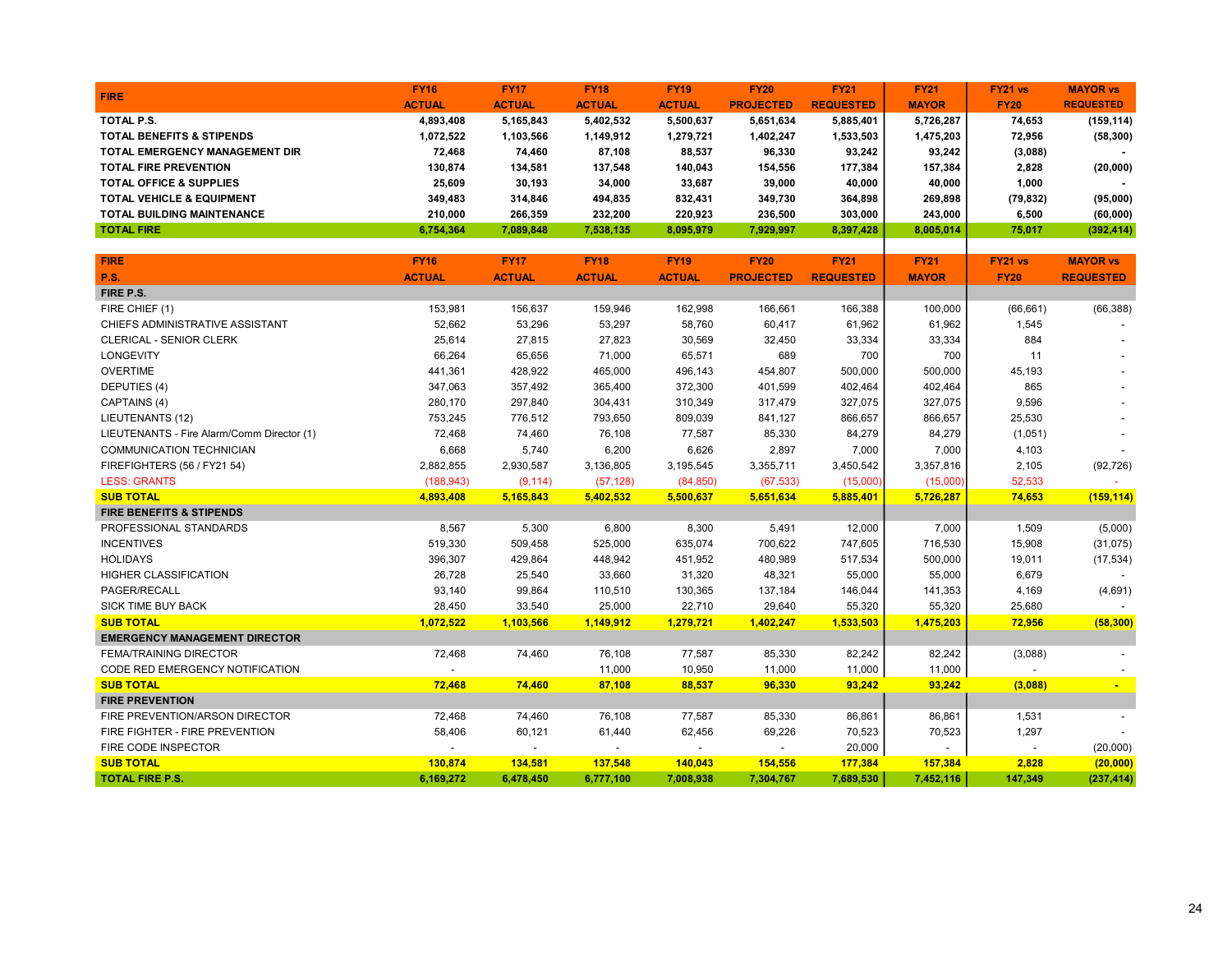| FIRE | FY16 ACTUAL | FY17 ACTUAL | FY18 ACTUAL | FY19 ACTUAL | FY20 PROJECTED | FY21 REQUESTED | FY21 MAYOR | FY21 vs FY20 | MAYOR vs REQUESTED |
|---|---|---|---|---|---|---|---|---|---|
| **TOTAL P.S.** | **4,893,408** | **5,165,843** | **5,402,532** | **5,500,637** | **5,651,634** | **5,885,401** | **5,726,287** | **74,653** | **(159,114)** |
| **TOTAL BENEFITS & STIPENDS** | **1,072,522** | **1,103,566** | **1,149,912** | **1,279,721** | **1,402,247** | **1,533,503** | **1,475,203** | **72,956** | **(58,300)** |
| **TOTAL EMERGENCY MANAGEMENT DIR** | **72,468** | **74,460** | **87,108** | **88,537** | **96,330** | **93,242** | **93,242** | **(3,088)** | **-** |
| **TOTAL FIRE PREVENTION** | **130,874** | **134,581** | **137,548** | **140,043** | **154,556** | **177,384** | **157,384** | **2,828** | **(20,000)** |
| **TOTAL OFFICE & SUPPLIES** | **25,609** | **30,193** | **34,000** | **33,687** | **39,000** | **40,000** | **40,000** | **1,000** | **-** |
| **TOTAL VEHICLE & EQUIPMENT** | **349,483** | **314,846** | **494,835** | **832,431** | **349,730** | **364,898** | **269,898** | **(79,832)** | **(95,000)** |
| **TOTAL BUILDING MAINTENANCE** | **210,000** | **266,359** | **232,200** | **220,923** | **236,500** | **303,000** | **243,000** | **6,500** | **(60,000)** |
| **TOTAL FIRE** | **6,754,364** | **7,089,848** | **7,538,135** | **8,095,979** | **7,929,997** | **8,397,428** | **8,005,014** | **75,017** | **(392,414)** |

| FIRE P.S. | FY16 ACTUAL | FY17 ACTUAL | FY18 ACTUAL | FY19 ACTUAL | FY20 PROJECTED | FY21 REQUESTED | FY21 MAYOR | FY21 vs FY20 | MAYOR vs REQUESTED |
|---|---|---|---|---|---|---|---|---|---|
| **FIRE P.S.** | | | | | | | | | |
| FIRE CHIEF (1) | 153,981 | 156,637 | 159,946 | 162,998 | 166,661 | 166,388 | 100,000 | (66,661) | (66,388) |
| CHIEFS ADMINISTRATIVE ASSISTANT | 52,662 | 53,296 | 53,297 | 58,760 | 60,417 | 61,962 | 61,962 | 1,545 | - |
| CLERICAL - SENIOR CLERK | 25,614 | 27,815 | 27,823 | 30,569 | 32,450 | 33,334 | 33,334 | 884 | - |
| LONGEVITY | 66,264 | 65,656 | 71,000 | 65,571 | 689 | 700 | 700 | 11 | - |
| OVERTIME | 441,361 | 428,922 | 465,000 | 496,143 | 454,807 | 500,000 | 500,000 | 45,193 | - |
| DEPUTIES (4) | 347,063 | 357,492 | 365,400 | 372,300 | 401,599 | 402,464 | 402,464 | 865 | - |
| CAPTAINS (4) | 280,170 | 297,840 | 304,431 | 310,349 | 317,479 | 327,075 | 327,075 | 9,596 | - |
| LIEUTENANTS (12) | 753,245 | 776,512 | 793,650 | 809,039 | 841,127 | 866,657 | 866,657 | 25,530 | - |
| LIEUTENANTS - Fire Alarm/Comm Director (1) | 72,468 | 74,460 | 76,108 | 77,587 | 85,330 | 84,279 | 84,279 | (1,051) | - |
| COMMUNICATION TECHNICIAN | 6,668 | 5,740 | 6,200 | 6,626 | 2,897 | 7,000 | 7,000 | 4,103 | - |
| FIREFIGHTERS (56 / FY21 54) | 2,882,855 | 2,930,587 | 3,136,805 | 3,195,545 | 3,355,711 | 3,450,542 | 3,357,816 | 2,105 | (92,726) |
| LESS: GRANTS | (188,943) | (9,114) | (57,128) | (84,850) | (67,533) | (15,000) | (15,000) | 52,533 | - |
| **SUB TOTAL** | **4,893,408** | **5,165,843** | **5,402,532** | **5,500,637** | **5,651,634** | **5,885,401** | **5,726,287** | **74,653** | **(159,114)** |
| **FIRE BENEFITS & STIPENDS** | | | | | | | | | |
| PROFESSIONAL STANDARDS | 8,567 | 5,300 | 6,800 | 8,300 | 5,491 | 12,000 | 7,000 | 1,509 | (5,000) |
| INCENTIVES | 519,330 | 509,458 | 525,000 | 635,074 | 700,622 | 747,605 | 716,530 | 15,908 | (31,075) |
| HOLIDAYS | 396,307 | 429,864 | 448,942 | 451,952 | 480,989 | 517,534 | 500,000 | 19,011 | (17,534) |
| HIGHER CLASSIFICATION | 26,728 | 25,540 | 33,660 | 31,320 | 48,321 | 55,000 | 55,000 | 6,679 | - |
| PAGER/RECALL | 93,140 | 99,864 | 110,510 | 130,365 | 137,184 | 146,044 | 141,353 | 4,169 | (4,691) |
| SICK TIME BUY BACK | 28,450 | 33,540 | 25,000 | 22,710 | 29,640 | 55,320 | 55,320 | 25,680 | - |
| **SUB TOTAL** | **1,072,522** | **1,103,566** | **1,149,912** | **1,279,721** | **1,402,247** | **1,533,503** | **1,475,203** | **72,956** | **(58,300)** |
| **EMERGENCY MANAGEMENT DIRECTOR** | | | | | | | | | |
| FEMA/TRAINING DIRECTOR | 72,468 | 74,460 | 76,108 | 77,587 | 85,330 | 82,242 | 82,242 | (3,088) | - |
| CODE RED EMERGENCY NOTIFICATION | - | | 11,000 | 10,950 | 11,000 | 11,000 | 11,000 | - | - |
| **SUB TOTAL** | **72,468** | **74,460** | **87,108** | **88,537** | **96,330** | **93,242** | **93,242** | **(3,088)** | **-** |
| **FIRE PREVENTION** | | | | | | | | | |
| FIRE PREVENTION/ARSON DIRECTOR | 72,468 | 74,460 | 76,108 | 77,587 | 85,330 | 86,861 | 86,861 | 1,531 | - |
| FIRE FIGHTER - FIRE PREVENTION | 58,406 | 60,121 | 61,440 | 62,456 | 69,226 | 70,523 | 70,523 | 1,297 | - |
| FIRE CODE INSPECTOR | - | - | - | - | - | 20,000 | - | - | (20,000) |
| **SUB TOTAL** | **130,874** | **134,581** | **137,548** | **140,043** | **154,556** | **177,384** | **157,384** | **2,828** | **(20,000)** |
| **TOTAL FIRE P.S.** | **6,169,272** | **6,478,450** | **6,777,100** | **7,008,938** | **7,304,767** | **7,689,530** | **7,452,116** | **147,349** | **(237,414)** |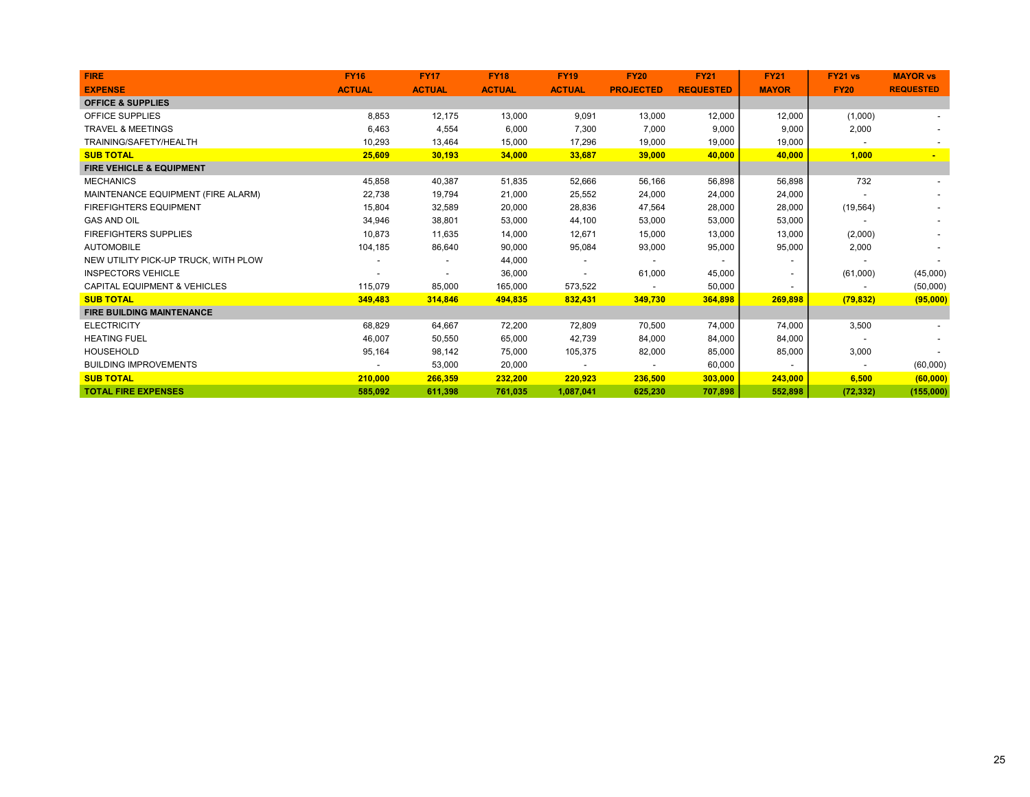| FIRE<br>EXPENSE | FY16<br>ACTUAL | FY17<br>ACTUAL | FY18<br>ACTUAL | FY19<br>ACTUAL | FY20<br>PROJECTED | FY21<br>REQUESTED | FY21<br>MAYOR | FY21 vs<br>FY20 | MAYOR vs<br>REQUESTED |
|---|---|---|---|---|---|---|---|---|---|
| **OFFICE & SUPPLIES** | | | | | | | | | |
| OFFICE SUPPLIES | 8,853 | 12,175 | 13,000 | 9,091 | 13,000 | 12,000 | 12,000 | (1,000) | - |
| TRAVEL & MEETINGS | 6,463 | 4,554 | 6,000 | 7,300 | 7,000 | 9,000 | 9,000 | 2,000 | - |
| TRAINING/SAFETY/HEALTH | 10,293 | 13,464 | 15,000 | 17,296 | 19,000 | 19,000 | 19,000 | - | - |
| **SUB TOTAL** | **25,609** | **30,193** | **34,000** | **33,687** | **39,000** | **40,000** | **40,000** | **1,000** | **-** |
| **FIRE VEHICLE & EQUIPMENT** | | | | | | | | | |
| MECHANICS | 45,858 | 40,387 | 51,835 | 52,666 | 56,166 | 56,898 | 56,898 | 732 | - |
| MAINTENANCE EQUIPMENT (FIRE ALARM) | 22,738 | 19,794 | 21,000 | 25,552 | 24,000 | 24,000 | 24,000 | - | - |
| FIREFIGHTERS EQUIPMENT | 15,804 | 32,589 | 20,000 | 28,836 | 47,564 | 28,000 | 28,000 | (19,564) | - |
| GAS AND OIL | 34,946 | 38,801 | 53,000 | 44,100 | 53,000 | 53,000 | 53,000 | - | - |
| FIREFIGHTERS SUPPLIES | 10,873 | 11,635 | 14,000 | 12,671 | 15,000 | 13,000 | 13,000 | (2,000) | - |
| AUTOMOBILE | 104,185 | 86,640 | 90,000 | 95,084 | 93,000 | 95,000 | 95,000 | 2,000 | - |
| NEW UTILITY PICK-UP TRUCK, WITH PLOW | - | - | 44,000 | - | - | - | - | - | - |
| INSPECTORS VEHICLE | - | - | 36,000 | - | 61,000 | 45,000 | - | (61,000) | (45,000) |
| CAPITAL EQUIPMENT & VEHICLES | 115,079 | 85,000 | 165,000 | 573,522 | - | 50,000 | - | - | (50,000) |
| **SUB TOTAL** | **349,483** | **314,846** | **494,835** | **832,431** | **349,730** | **364,898** | **269,898** | **(79,832)** | **(95,000)** |
| **FIRE BUILDING MAINTENANCE** | | | | | | | | | |
| ELECTRICITY | 68,829 | 64,667 | 72,200 | 72,809 | 70,500 | 74,000 | 74,000 | 3,500 | - |
| HEATING FUEL | 46,007 | 50,550 | 65,000 | 42,739 | 84,000 | 84,000 | 84,000 | - | - |
| HOUSEHOLD | 95,164 | 98,142 | 75,000 | 105,375 | 82,000 | 85,000 | 85,000 | 3,000 | - |
| BUILDING IMPROVEMENTS | - | 53,000 | 20,000 | - | - | 60,000 | - | - | (60,000) |
| **SUB TOTAL** | **210,000** | **266,359** | **232,200** | **220,923** | **236,500** | **303,000** | **243,000** | **6,500** | **(60,000)** |
| **TOTAL FIRE EXPENSES** | **585,092** | **611,398** | **761,035** | **1,087,041** | **625,230** | **707,898** | **552,898** | **(72,332)** | **(155,000)** |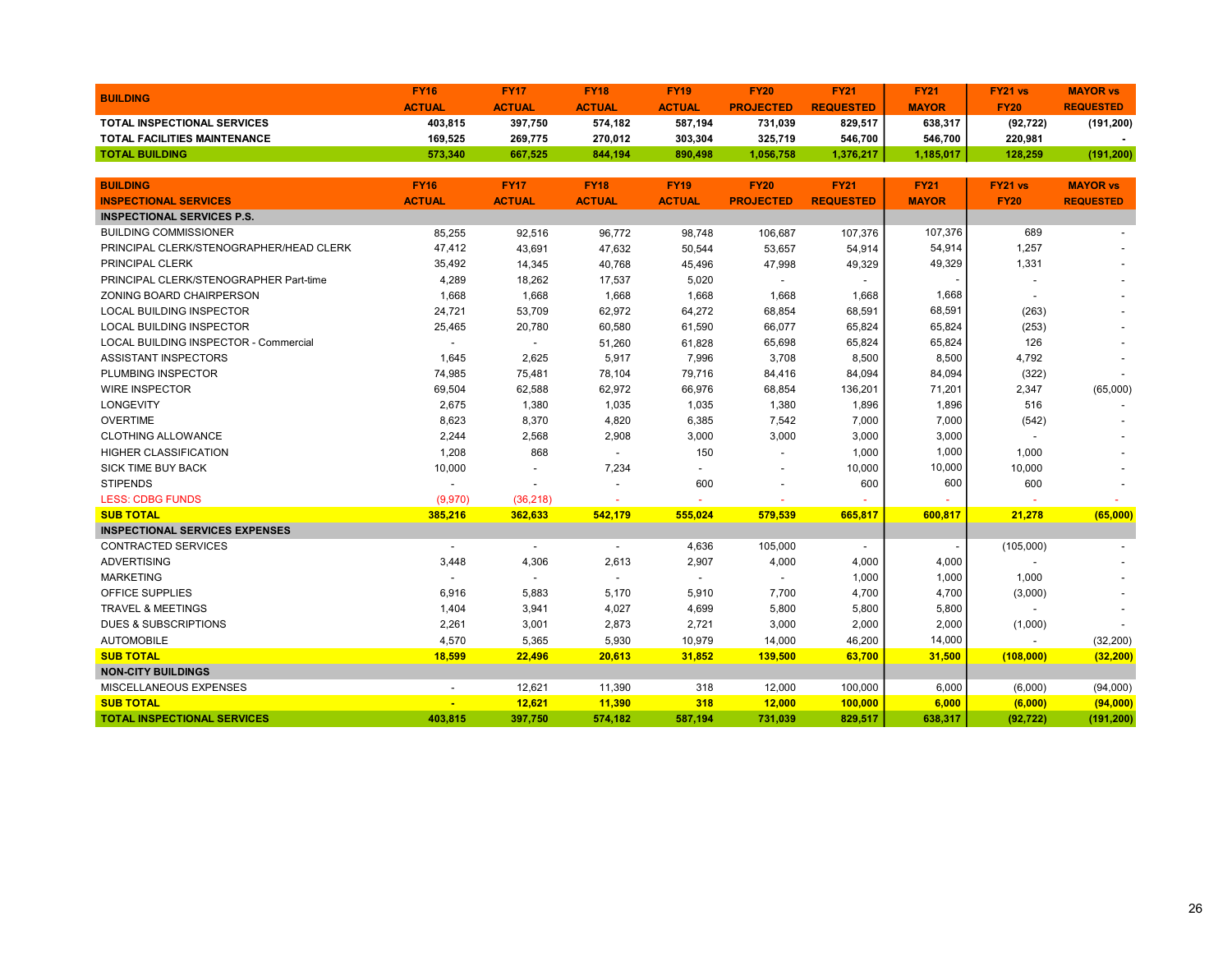| BUILDING | FY16 ACTUAL | FY17 ACTUAL | FY18 ACTUAL | FY19 ACTUAL | FY20 PROJECTED | FY21 REQUESTED | FY21 MAYOR | FY21 vs FY20 | MAYOR vs REQUESTED |
|---|---|---|---|---|---|---|---|---|---|
| **TOTAL INSPECTIONAL SERVICES** | **403,815** | **397,750** | **574,182** | **587,194** | **731,039** | **829,517** | **638,317** | **(92,722)** | **(191,200)** |
| **TOTAL FACILITIES MAINTENANCE** | **169,525** | **269,775** | **270,012** | **303,304** | **325,719** | **546,700** | **546,700** | **220,981** | **-** |
| **TOTAL BUILDING** | **573,340** | **667,525** | **844,194** | **890,498** | **1,056,758** | **1,376,217** | **1,185,017** | **128,259** | **(191,200)** |

| BUILDING INSPECTIONAL SERVICES | FY16 ACTUAL | FY17 ACTUAL | FY18 ACTUAL | FY19 ACTUAL | FY20 PROJECTED | FY21 REQUESTED | FY21 MAYOR | FY21 vs FY20 | MAYOR vs REQUESTED |
|---|---|---|---|---|---|---|---|---|---|
| **INSPECTIONAL SERVICES P.S.** | | | | | | | | | |
| BUILDING COMMISSIONER | 85,255 | 92,516 | 96,772 | 98,748 | 106,687 | 107,376 | 107,376 | 689 | - |
| PRINCIPAL CLERK/STENOGRAPHER/HEAD CLERK | 47,412 | 43,691 | 47,632 | 50,544 | 53,657 | 54,914 | 54,914 | 1,257 | - |
| PRINCIPAL CLERK | 35,492 | 14,345 | 40,768 | 45,496 | 47,998 | 49,329 | 49,329 | 1,331 | - |
| PRINCIPAL CLERK/STENOGRAPHER Part-time | 4,289 | 18,262 | 17,537 | 5,020 | - | - | - | - | - |
| ZONING BOARD CHAIRPERSON | 1,668 | 1,668 | 1,668 | 1,668 | 1,668 | 1,668 | 1,668 | - | - |
| LOCAL BUILDING INSPECTOR | 24,721 | 53,709 | 62,972 | 64,272 | 68,854 | 68,591 | 68,591 | (263) | - |
| LOCAL BUILDING INSPECTOR | 25,465 | 20,780 | 60,580 | 61,590 | 66,077 | 65,824 | 65,824 | (253) | - |
| LOCAL BUILDING INSPECTOR - Commercial | - | - | 51,260 | 61,828 | 65,698 | 65,824 | 65,824 | 126 | - |
| ASSISTANT INSPECTORS | 1,645 | 2,625 | 5,917 | 7,996 | 3,708 | 8,500 | 8,500 | 4,792 | - |
| PLUMBING INSPECTOR | 74,985 | 75,481 | 78,104 | 79,716 | 84,416 | 84,094 | 84,094 | (322) | - |
| WIRE INSPECTOR | 69,504 | 62,588 | 62,972 | 66,976 | 68,854 | 136,201 | 71,201 | 2,347 | (65,000) |
| LONGEVITY | 2,675 | 1,380 | 1,035 | 1,035 | 1,380 | 1,896 | 1,896 | 516 | - |
| OVERTIME | 8,623 | 8,370 | 4,820 | 6,385 | 7,542 | 7,000 | 7,000 | (542) | - |
| CLOTHING ALLOWANCE | 2,244 | 2,568 | 2,908 | 3,000 | 3,000 | 3,000 | 3,000 | - | - |
| HIGHER CLASSIFICATION | 1,208 | 868 | - | 150 | - | 1,000 | 1,000 | 1,000 | - |
| SICK TIME BUY BACK | 10,000 | - | 7,234 | - | - | 10,000 | 10,000 | 10,000 | - |
| STIPENDS | - | - | - | 600 | - | 600 | 600 | 600 | - |
| LESS: CDBG FUNDS | (9,970) | (36,218) | - | - | - | - | - | - | - |
| **SUB TOTAL** | **385,216** | **362,633** | **542,179** | **555,024** | **579,539** | **665,817** | **600,817** | **21,278** | **(65,000)** |
| **INSPECTIONAL SERVICES EXPENSES** | | | | | | | | | |
| CONTRACTED SERVICES | - | - | - | 4,636 | 105,000 | - | - | (105,000) | - |
| ADVERTISING | 3,448 | 4,306 | 2,613 | 2,907 | 4,000 | 4,000 | 4,000 | - | - |
| MARKETING | - | - | - | - | - | 1,000 | 1,000 | 1,000 | - |
| OFFICE SUPPLIES | 6,916 | 5,883 | 5,170 | 5,910 | 7,700 | 4,700 | 4,700 | (3,000) | - |
| TRAVEL & MEETINGS | 1,404 | 3,941 | 4,027 | 4,699 | 5,800 | 5,800 | 5,800 | - | - |
| DUES & SUBSCRIPTIONS | 2,261 | 3,001 | 2,873 | 2,721 | 3,000 | 2,000 | 2,000 | (1,000) | - |
| AUTOMOBILE | 4,570 | 5,365 | 5,930 | 10,979 | 14,000 | 46,200 | 14,000 | - | (32,200) |
| **SUB TOTAL** | **18,599** | **22,496** | **20,613** | **31,852** | **139,500** | **63,700** | **31,500** | **(108,000)** | **(32,200)** |
| **NON-CITY BUILDINGS** | | | | | | | | | |
| MISCELLANEOUS EXPENSES | - | 12,621 | 11,390 | 318 | 12,000 | 100,000 | 6,000 | (6,000) | (94,000) |
| **SUB TOTAL** | **-** | **12,621** | **11,390** | **318** | **12,000** | **100,000** | **6,000** | **(6,000)** | **(94,000)** |
| **TOTAL INSPECTIONAL SERVICES** | **403,815** | **397,750** | **574,182** | **587,194** | **731,039** | **829,517** | **638,317** | **(92,722)** | **(191,200)** |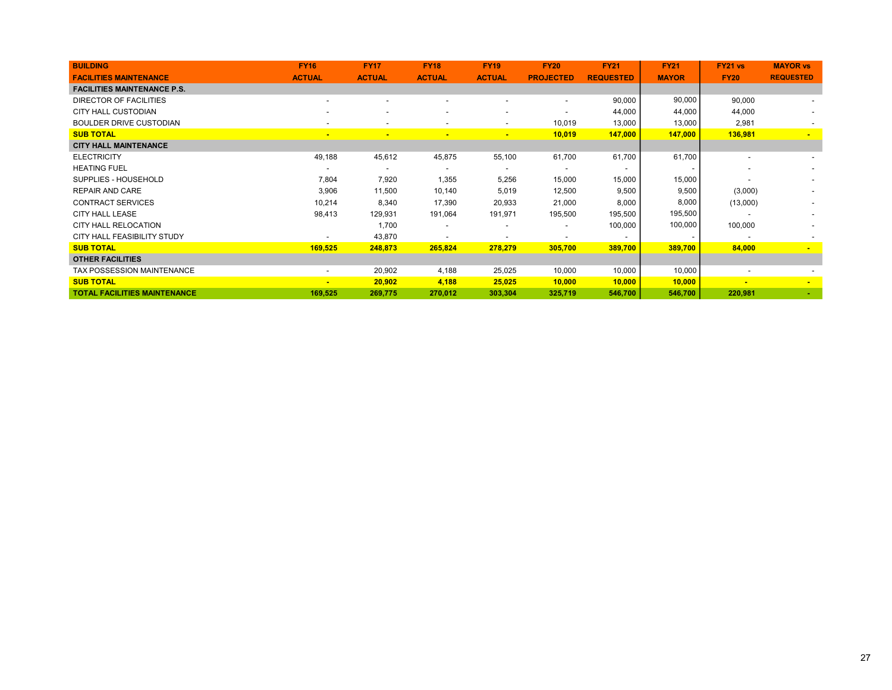| BUILDING FACILITIES MAINTENANCE | FY16 ACTUAL | FY17 ACTUAL | FY18 ACTUAL | FY19 ACTUAL | FY20 PROJECTED | FY21 REQUESTED | FY21 MAYOR | FY21 vs FY20 | MAYOR vs REQUESTED |
|---|---|---|---|---|---|---|---|---|---|
| **FACILITIES MAINTENANCE P.S.** | | | | | | | | | |
| DIRECTOR OF FACILITIES | - | - | - | - | - | 90,000 | 90,000 | 90,000 | - |
| CITY HALL CUSTODIAN | - | - | - | - | - | 44,000 | 44,000 | 44,000 | - |
| BOULDER DRIVE CUSTODIAN | - | - | - | - | 10,019 | 13,000 | 13,000 | 2,981 | - |
| **SUB TOTAL** | **-** | **-** | **-** | **-** | **10,019** | **147,000** | **147,000** | **136,981** | **-** |
| **CITY HALL MAINTENANCE** | | | | | | | | | |
| ELECTRICITY | 49,188 | 45,612 | 45,875 | 55,100 | 61,700 | 61,700 | 61,700 | - | - |
| HEATING FUEL | - | - | - | - | - | - | - | - | - |
| SUPPLIES - HOUSEHOLD | 7,804 | 7,920 | 1,355 | 5,256 | 15,000 | 15,000 | 15,000 | - | - |
| REPAIR AND CARE | 3,906 | 11,500 | 10,140 | 5,019 | 12,500 | 9,500 | 9,500 | (3,000) | - |
| CONTRACT SERVICES | 10,214 | 8,340 | 17,390 | 20,933 | 21,000 | 8,000 | 8,000 | (13,000) | - |
| CITY HALL LEASE | 98,413 | 129,931 | 191,064 | 191,971 | 195,500 | 195,500 | 195,500 | - | - |
| CITY HALL RELOCATION | | 1,700 | - | - | - | 100,000 | 100,000 | 100,000 | - |
| CITY HALL FEASIBILITY STUDY | - | 43,870 | - | - | - | - | - | - | - |
| **SUB TOTAL** | **169,525** | **248,873** | **265,824** | **278,279** | **305,700** | **389,700** | **389,700** | **84,000** | **-** |
| **OTHER FACILITIES** | | | | | | | | | |
| TAX POSSESSION MAINTENANCE | - | 20,902 | 4,188 | 25,025 | 10,000 | 10,000 | 10,000 | - | - |
| **SUB TOTAL** | **-** | **20,902** | **4,188** | **25,025** | **10,000** | **10,000** | **10,000** | **-** | **-** |
| **TOTAL FACILITIES MAINTENANCE** | **169,525** | **269,775** | **270,012** | **303,304** | **325,719** | **546,700** | **546,700** | **220,981** | **-** |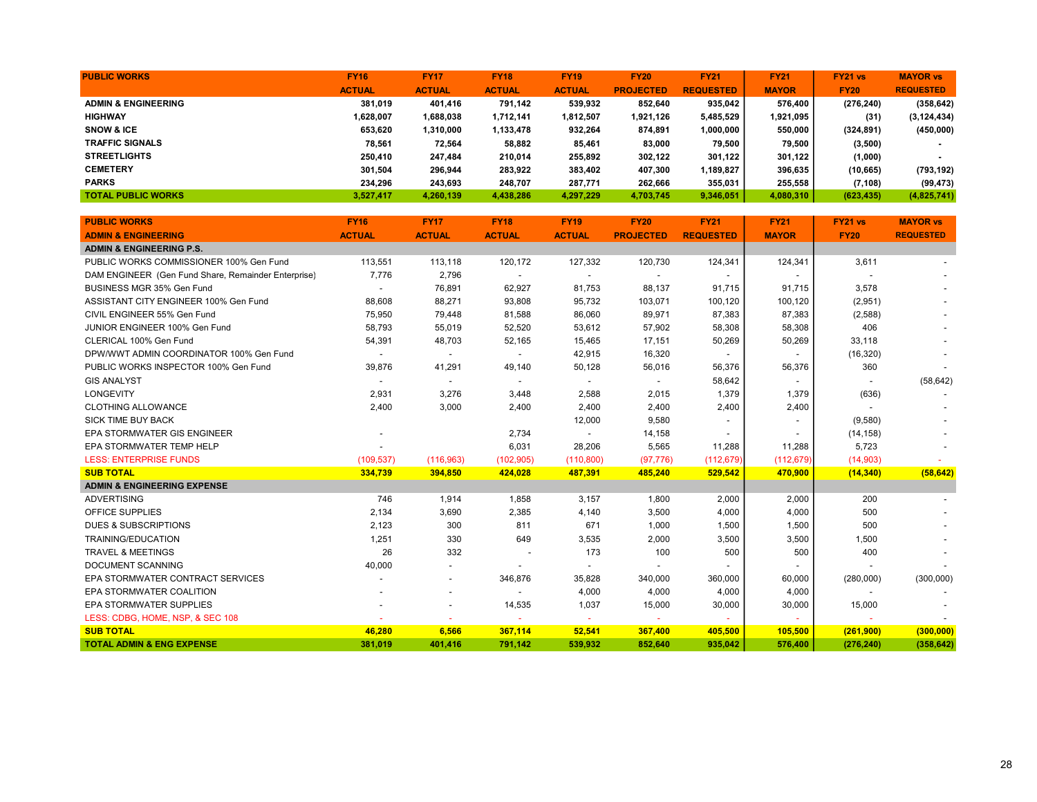| PUBLIC WORKS | FY16 ACTUAL | FY17 ACTUAL | FY18 ACTUAL | FY19 ACTUAL | FY20 PROJECTED | FY21 REQUESTED | FY21 MAYOR | FY21 vs FY20 | MAYOR vs REQUESTED |
|---|---|---|---|---|---|---|---|---|---|
| **ADMIN & ENGINEERING** | **381,019** | **401,416** | **791,142** | **539,932** | **852,640** | **935,042** | **576,400** | **(276,240)** | **(358,642)** |
| **HIGHWAY** | **1,628,007** | **1,688,038** | **1,712,141** | **1,812,507** | **1,921,126** | **5,485,529** | **1,921,095** | **(31)** | **(3,124,434)** |
| **SNOW & ICE** | **653,620** | **1,310,000** | **1,133,478** | **932,264** | **874,891** | **1,000,000** | **550,000** | **(324,891)** | **(450,000)** |
| **TRAFFIC SIGNALS** | **78,561** | **72,564** | **58,882** | **85,461** | **83,000** | **79,500** | **79,500** | **(3,500)** | **-** |
| **STREETLIGHTS** | **250,410** | **247,484** | **210,014** | **255,892** | **302,122** | **301,122** | **301,122** | **(1,000)** | **-** |
| **CEMETERY** | **301,504** | **296,944** | **283,922** | **383,402** | **407,300** | **1,189,827** | **396,635** | **(10,665)** | **(793,192)** |
| **PARKS** | **234,296** | **243,693** | **248,707** | **287,771** | **262,666** | **355,031** | **255,558** | **(7,108)** | **(99,473)** |
| **TOTAL PUBLIC WORKS** | **3,527,417** | **4,260,139** | **4,438,286** | **4,297,229** | **4,703,745** | **9,346,051** | **4,080,310** | **(623,435)** | **(4,825,741)** |

| PUBLIC WORKS ADMIN & ENGINEERING | FY16 ACTUAL | FY17 ACTUAL | FY18 ACTUAL | FY19 ACTUAL | FY20 PROJECTED | FY21 REQUESTED | FY21 MAYOR | FY21 vs FY20 | MAYOR vs REQUESTED |
|---|---|---|---|---|---|---|---|---|---|
| **ADMIN & ENGINEERING P.S.** | | | | | | | | | |
| PUBLIC WORKS COMMISSIONER 100% Gen Fund | 113,551 | 113,118 | 120,172 | 127,332 | 120,730 | 124,341 | 124,341 | 3,611 | - |
| DAM ENGINEER (Gen Fund Share, Remainder Enterprise) | 7,776 | 2,796 | - | - | - | - | - | - | - |
| BUSINESS MGR 35% Gen Fund | - | 76,891 | 62,927 | 81,753 | 88,137 | 91,715 | 91,715 | 3,578 | - |
| ASSISTANT CITY ENGINEER 100% Gen Fund | 88,608 | 88,271 | 93,808 | 95,732 | 103,071 | 100,120 | 100,120 | (2,951) | - |
| CIVIL ENGINEER 55% Gen Fund | 75,950 | 79,448 | 81,588 | 86,060 | 89,971 | 87,383 | 87,383 | (2,588) | - |
| JUNIOR ENGINEER 100% Gen Fund | 58,793 | 55,019 | 52,520 | 53,612 | 57,902 | 58,308 | 58,308 | 406 | - |
| CLERICAL 100% Gen Fund | 54,391 | 48,703 | 52,165 | 15,465 | 17,151 | 50,269 | 50,269 | 33,118 | - |
| DPW/WWT ADMIN COORDINATOR 100% Gen Fund | - | - | - | 42,915 | 16,320 | - | - | (16,320) | - |
| PUBLIC WORKS INSPECTOR 100% Gen Fund | 39,876 | 41,291 | 49,140 | 50,128 | 56,016 | 56,376 | 56,376 | 360 | - |
| GIS ANALYST | - | - | - | - | - | 58,642 | - | - | (58,642) |
| LONGEVITY | 2,931 | 3,276 | 3,448 | 2,588 | 2,015 | 1,379 | 1,379 | (636) | - |
| CLOTHING ALLOWANCE | 2,400 | 3,000 | 2,400 | 2,400 | 2,400 | 2,400 | 2,400 | - | - |
| SICK TIME BUY BACK | | | | 12,000 | 9,580 | - | - | (9,580) | - |
| EPA STORMWATER GIS ENGINEER | - | | 2,734 | - | 14,158 | - | - | (14,158) | - |
| EPA STORMWATER TEMP HELP | - | | 6,031 | 28,206 | 5,565 | 11,288 | 11,288 | 5,723 | - |
| LESS: ENTERPRISE FUNDS | (109,537) | (116,963) | (102,905) | (110,800) | (97,776) | (112,679) | (112,679) | (14,903) | - |
| **SUB TOTAL** | **334,739** | **394,850** | **424,028** | **487,391** | **485,240** | **529,542** | **470,900** | **(14,340)** | **(58,642)** |
| **ADMIN & ENGINEERING EXPENSE** | | | | | | | | | |
| ADVERTISING | 746 | 1,914 | 1,858 | 3,157 | 1,800 | 2,000 | 2,000 | 200 | - |
| OFFICE SUPPLIES | 2,134 | 3,690 | 2,385 | 4,140 | 3,500 | 4,000 | 4,000 | 500 | - |
| DUES & SUBSCRIPTIONS | 2,123 | 300 | 811 | 671 | 1,000 | 1,500 | 1,500 | 500 | - |
| TRAINING/EDUCATION | 1,251 | 330 | 649 | 3,535 | 2,000 | 3,500 | 3,500 | 1,500 | - |
| TRAVEL & MEETINGS | 26 | 332 | - | 173 | 100 | 500 | 500 | 400 | - |
| DOCUMENT SCANNING | 40,000 | - | - | - | - | - | - | - | - |
| EPA STORMWATER CONTRACT SERVICES | - | - | 346,876 | 35,828 | 340,000 | 360,000 | 60,000 | (280,000) | (300,000) |
| EPA STORMWATER COALITION | - | - | - | 4,000 | 4,000 | 4,000 | 4,000 | - | - |
| EPA STORMWATER SUPPLIES | - | - | 14,535 | 1,037 | 15,000 | 30,000 | 30,000 | 15,000 | - |
| LESS: CDBG, HOME, NSP, & SEC 108 | - | - | - | - | - | - | - | - | - |
| **SUB TOTAL** | **46,280** | **6,566** | **367,114** | **52,541** | **367,400** | **405,500** | **105,500** | **(261,900)** | **(300,000)** |
| **TOTAL ADMIN & ENG EXPENSE** | **381,019** | **401,416** | **791,142** | **539,932** | **852,640** | **935,042** | **576,400** | **(276,240)** | **(358,642)** |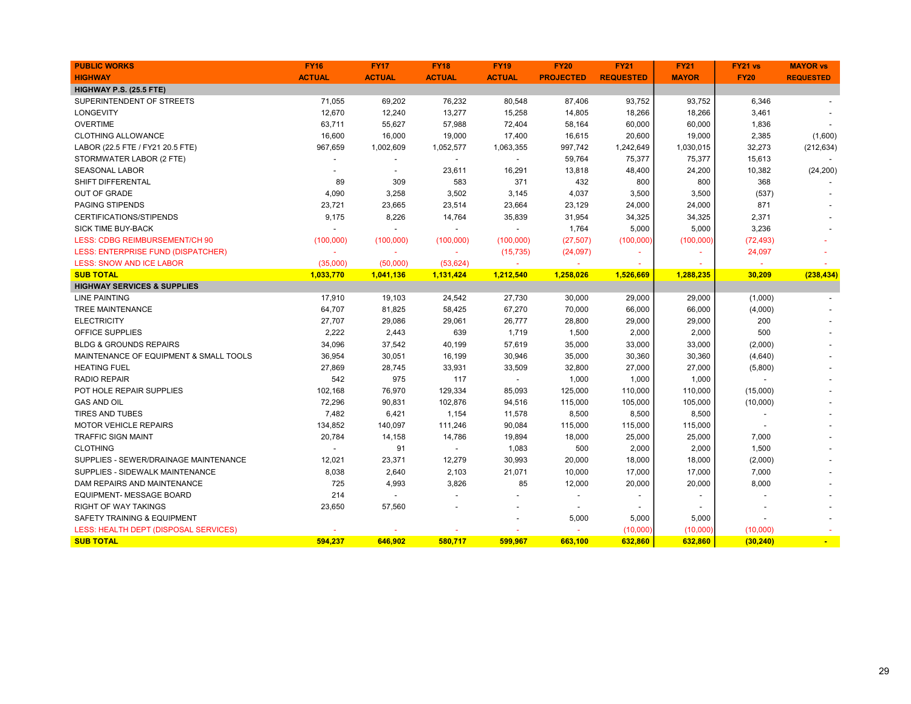| PUBLIC WORKS<br>HIGHWAY | FY16<br>ACTUAL | FY17<br>ACTUAL | FY18<br>ACTUAL | FY19<br>ACTUAL | FY20<br>PROJECTED | FY21<br>REQUESTED | FY21<br>MAYOR | FY21 vs<br>FY20 | MAYOR vs<br>REQUESTED |
|---|---|---|---|---|---|---|---|---|---|
| **HIGHWAY P.S. (25.5 FTE)** | | | | | | | | | |
| SUPERINTENDENT OF STREETS | 71,055 | 69,202 | 76,232 | 80,548 | 87,406 | 93,752 | 93,752 | 6,346 | - |
| LONGEVITY | 12,670 | 12,240 | 13,277 | 15,258 | 14,805 | 18,266 | 18,266 | 3,461 | - |
| OVERTIME | 63,711 | 55,627 | 57,988 | 72,404 | 58,164 | 60,000 | 60,000 | 1,836 | - |
| CLOTHING ALLOWANCE | 16,600 | 16,000 | 19,000 | 17,400 | 16,615 | 20,600 | 19,000 | 2,385 | (1,600) |
| LABOR (22.5 FTE / FY21 20.5 FTE) | 967,659 | 1,002,609 | 1,052,577 | 1,063,355 | 997,742 | 1,242,649 | 1,030,015 | 32,273 | (212,634) |
| STORMWATER LABOR (2 FTE) | - | - | - | - | 59,764 | 75,377 | 75,377 | 15,613 | - |
| SEASONAL LABOR | - | - | 23,611 | 16,291 | 13,818 | 48,400 | 24,200 | 10,382 | (24,200) |
| SHIFT DIFFERENTAL | 89 | 309 | 583 | 371 | 432 | 800 | 800 | 368 | - |
| OUT OF GRADE | 4,090 | 3,258 | 3,502 | 3,145 | 4,037 | 3,500 | 3,500 | (537) | - |
| PAGING STIPENDS | 23,721 | 23,665 | 23,514 | 23,664 | 23,129 | 24,000 | 24,000 | 871 | - |
| CERTIFICATIONS/STIPENDS | 9,175 | 8,226 | 14,764 | 35,839 | 31,954 | 34,325 | 34,325 | 2,371 | - |
| SICK TIME BUY-BACK | - | - | - | - | 1,764 | 5,000 | 5,000 | 3,236 | - |
| LESS: CDBG REIMBURSEMENT/CH 90 | (100,000) | (100,000) | (100,000) | (100,000) | (27,507) | (100,000) | (100,000) | (72,493) | - |
| LESS: ENTERPRISE FUND (DISPATCHER) | - | - | - | (15,735) | (24,097) | - | - | 24,097 | - |
| LESS: SNOW AND ICE LABOR | (35,000) | (50,000) | (53,624) | - | - | - | - | - | - |
| **SUB TOTAL** | **1,033,770** | **1,041,136** | **1,131,424** | **1,212,540** | **1,258,026** | **1,526,669** | **1,288,235** | **30,209** | **(238,434)** |
| **HIGHWAY SERVICES & SUPPLIES** | | | | | | | | | |
| LINE PAINTING | 17,910 | 19,103 | 24,542 | 27,730 | 30,000 | 29,000 | 29,000 | (1,000) | - |
| TREE MAINTENANCE | 64,707 | 81,825 | 58,425 | 67,270 | 70,000 | 66,000 | 66,000 | (4,000) | - |
| ELECTRICITY | 27,707 | 29,086 | 29,061 | 26,777 | 28,800 | 29,000 | 29,000 | 200 | - |
| OFFICE SUPPLIES | 2,222 | 2,443 | 639 | 1,719 | 1,500 | 2,000 | 2,000 | 500 | - |
| BLDG & GROUNDS REPAIRS | 34,096 | 37,542 | 40,199 | 57,619 | 35,000 | 33,000 | 33,000 | (2,000) | - |
| MAINTENANCE OF EQUIPMENT & SMALL TOOLS | 36,954 | 30,051 | 16,199 | 30,946 | 35,000 | 30,360 | 30,360 | (4,640) | - |
| HEATING FUEL | 27,869 | 28,745 | 33,931 | 33,509 | 32,800 | 27,000 | 27,000 | (5,800) | - |
| RADIO REPAIR | 542 | 975 | 117 | - | 1,000 | 1,000 | 1,000 | - | - |
| POT HOLE REPAIR SUPPLIES | 102,168 | 76,970 | 129,334 | 85,093 | 125,000 | 110,000 | 110,000 | (15,000) | - |
| GAS AND OIL | 72,296 | 90,831 | 102,876 | 94,516 | 115,000 | 105,000 | 105,000 | (10,000) | - |
| TIRES AND TUBES | 7,482 | 6,421 | 1,154 | 11,578 | 8,500 | 8,500 | 8,500 | - | - |
| MOTOR VEHICLE REPAIRS | 134,852 | 140,097 | 111,246 | 90,084 | 115,000 | 115,000 | 115,000 | - | - |
| TRAFFIC SIGN MAINT | 20,784 | 14,158 | 14,786 | 19,894 | 18,000 | 25,000 | 25,000 | 7,000 | - |
| CLOTHING | - | 91 | - | 1,083 | 500 | 2,000 | 2,000 | 1,500 | - |
| SUPPLIES - SEWER/DRAINAGE MAINTENANCE | 12,021 | 23,371 | 12,279 | 30,993 | 20,000 | 18,000 | 18,000 | (2,000) | - |
| SUPPLIES - SIDEWALK MAINTENANCE | 8,038 | 2,640 | 2,103 | 21,071 | 10,000 | 17,000 | 17,000 | 7,000 | - |
| DAM REPAIRS AND MAINTENANCE | 725 | 4,993 | 3,826 | 85 | 12,000 | 20,000 | 20,000 | 8,000 | - |
| EQUIPMENT- MESSAGE BOARD | 214 | - | - | - | - | - | - | - | - |
| RIGHT OF WAY TAKINGS | 23,650 | 57,560 | - | - | - | - | - | - | - |
| SAFETY TRAINING & EQUIPMENT | | | | - | 5,000 | 5,000 | 5,000 | - | - |
| LESS: HEALTH DEPT (DISPOSAL SERVICES) | - | - | - | - | - | (10,000) | (10,000) | (10,000) | - |
| **SUB TOTAL** | **594,237** | **646,902** | **580,717** | **599,967** | **663,100** | **632,860** | **632,860** | **(30,240)** | **-** |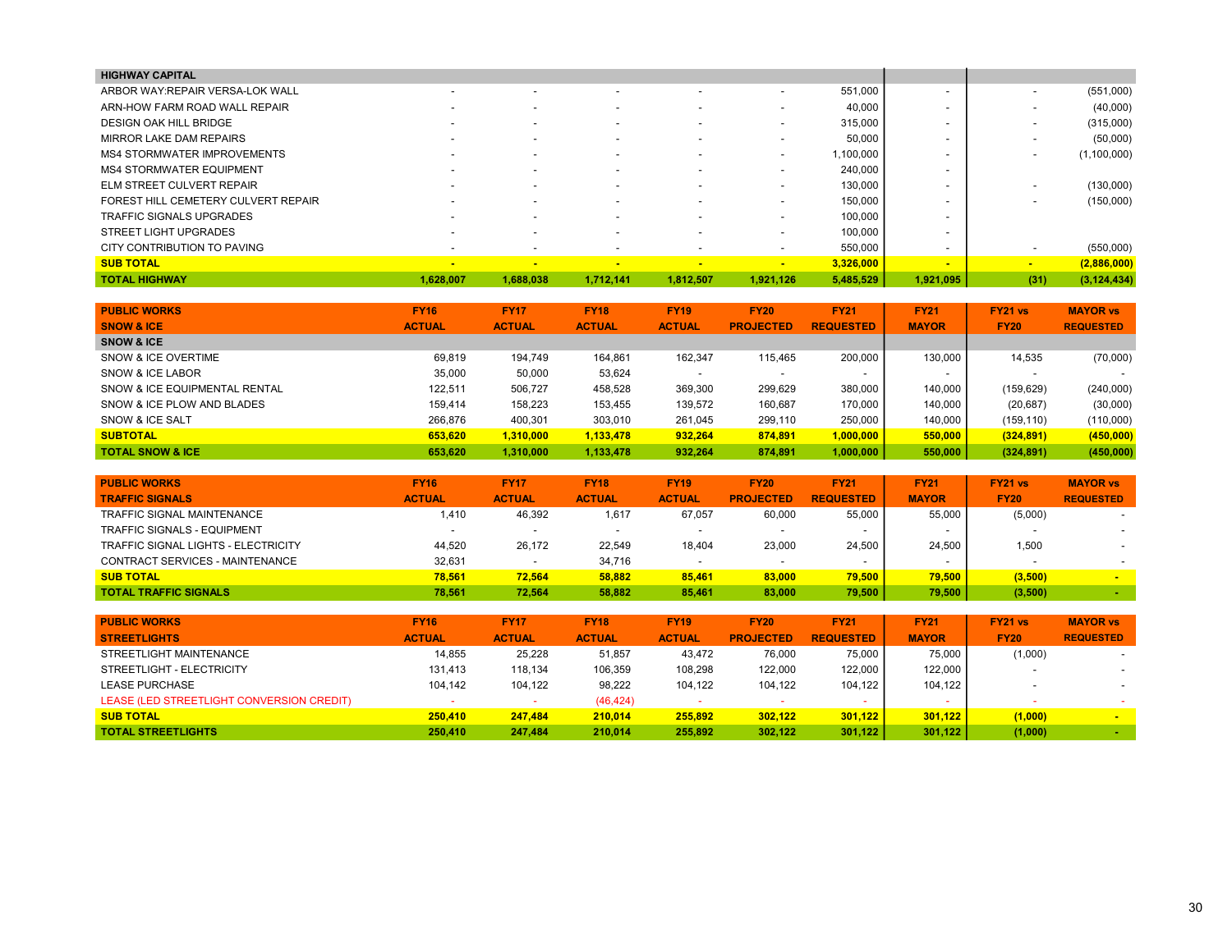| HIGHWAY CAPITAL | | | | | | | | | |
|---|---|---|---|---|---|---|---|---|---|
| ARBOR WAY:REPAIR VERSA-LOK WALL | - | - | - | - | - | 551,000 | - | - | (551,000) |
| ARN-HOW FARM ROAD WALL REPAIR | - | - | - | - | - | 40,000 | - | - | (40,000) |
| DESIGN OAK HILL BRIDGE | - | - | - | - | - | 315,000 | - | - | (315,000) |
| MIRROR LAKE DAM REPAIRS | - | - | - | - | - | 50,000 | - | - | (50,000) |
| MS4 STORMWATER IMPROVEMENTS | - | - | - | - | - | 1,100,000 | - | - | (1,100,000) |
| MS4 STORMWATER EQUIPMENT | - | - | - | - | - | 240,000 | - | | |
| ELM STREET CULVERT REPAIR | - | - | - | - | - | 130,000 | - | - | (130,000) |
| FOREST HILL CEMETERY CULVERT REPAIR | - | - | - | - | - | 150,000 | - | - | (150,000) |
| TRAFFIC SIGNALS UPGRADES | - | - | - | - | - | 100,000 | - | | |
| STREET LIGHT UPGRADES | - | - | - | - | - | 100,000 | - | | |
| CITY CONTRIBUTION TO PAVING | - | - | - | - | - | 550,000 | - | - | (550,000) |
| **SUB TOTAL** | **-** | **-** | **-** | **-** | **-** | **3,326,000** | **-** | **-** | **(2,886,000)** |
| **TOTAL HIGHWAY** | **1,628,007** | **1,688,038** | **1,712,141** | **1,812,507** | **1,921,126** | **5,485,529** | **1,921,095** | **(31)** | **(3,124,434)** |

| PUBLIC WORKS SNOW & ICE | FY16 ACTUAL | FY17 ACTUAL | FY18 ACTUAL | FY19 ACTUAL | FY20 PROJECTED | FY21 REQUESTED | FY21 MAYOR | FY21 vs FY20 | MAYOR vs REQUESTED |
|---|---|---|---|---|---|---|---|---|---|
| **SNOW & ICE** | | | | | | | | | |
| SNOW & ICE OVERTIME | 69,819 | 194,749 | 164,861 | 162,347 | 115,465 | 200,000 | 130,000 | 14,535 | (70,000) |
| SNOW & ICE LABOR | 35,000 | 50,000 | 53,624 | - | - | - | - | - | - |
| SNOW & ICE EQUIPMENTAL RENTAL | 122,511 | 506,727 | 458,528 | 369,300 | 299,629 | 380,000 | 140,000 | (159,629) | (240,000) |
| SNOW & ICE PLOW AND BLADES | 159,414 | 158,223 | 153,455 | 139,572 | 160,687 | 170,000 | 140,000 | (20,687) | (30,000) |
| SNOW & ICE SALT | 266,876 | 400,301 | 303,010 | 261,045 | 299,110 | 250,000 | 140,000 | (159,110) | (110,000) |
| **SUBTOTAL** | **653,620** | **1,310,000** | **1,133,478** | **932,264** | **874,891** | **1,000,000** | **550,000** | **(324,891)** | **(450,000)** |
| **TOTAL SNOW & ICE** | **653,620** | **1,310,000** | **1,133,478** | **932,264** | **874,891** | **1,000,000** | **550,000** | **(324,891)** | **(450,000)** |

| PUBLIC WORKS TRAFFIC SIGNALS | FY16 ACTUAL | FY17 ACTUAL | FY18 ACTUAL | FY19 ACTUAL | FY20 PROJECTED | FY21 REQUESTED | FY21 MAYOR | FY21 vs FY20 | MAYOR vs REQUESTED |
|---|---|---|---|---|---|---|---|---|---|
| TRAFFIC SIGNAL MAINTENANCE | 1,410 | 46,392 | 1,617 | 67,057 | 60,000 | 55,000 | 55,000 | (5,000) | - |
| TRAFFIC SIGNALS - EQUIPMENT | - | - | - | - | - | - | - | - | - |
| TRAFFIC SIGNAL LIGHTS - ELECTRICITY | 44,520 | 26,172 | 22,549 | 18,404 | 23,000 | 24,500 | 24,500 | 1,500 | - |
| CONTRACT SERVICES - MAINTENANCE | 32,631 | - | 34,716 | - | - | - | - | - | - |
| **SUB TOTAL** | **78,561** | **72,564** | **58,882** | **85,461** | **83,000** | **79,500** | **79,500** | **(3,500)** | **-** |
| **TOTAL TRAFFIC SIGNALS** | **78,561** | **72,564** | **58,882** | **85,461** | **83,000** | **79,500** | **79,500** | **(3,500)** | **-** |

| PUBLIC WORKS STREETLIGHTS | FY16 ACTUAL | FY17 ACTUAL | FY18 ACTUAL | FY19 ACTUAL | FY20 PROJECTED | FY21 REQUESTED | FY21 MAYOR | FY21 vs FY20 | MAYOR vs REQUESTED |
|---|---|---|---|---|---|---|---|---|---|
| STREETLIGHT MAINTENANCE | 14,855 | 25,228 | 51,857 | 43,472 | 76,000 | 75,000 | 75,000 | (1,000) | - |
| STREETLIGHT - ELECTRICITY | 131,413 | 118,134 | 106,359 | 108,298 | 122,000 | 122,000 | 122,000 | - | - |
| LEASE PURCHASE | 104,142 | 104,122 | 98,222 | 104,122 | 104,122 | 104,122 | 104,122 | - | - |
| LEASE (LED STREETLIGHT CONVERSION CREDIT) | - | - | (46,424) | - | - | - | - | - | - |
| **SUB TOTAL** | **250,410** | **247,484** | **210,014** | **255,892** | **302,122** | **301,122** | **301,122** | **(1,000)** | **-** |
| **TOTAL STREETLIGHTS** | **250,410** | **247,484** | **210,014** | **255,892** | **302,122** | **301,122** | **301,122** | **(1,000)** | **-** |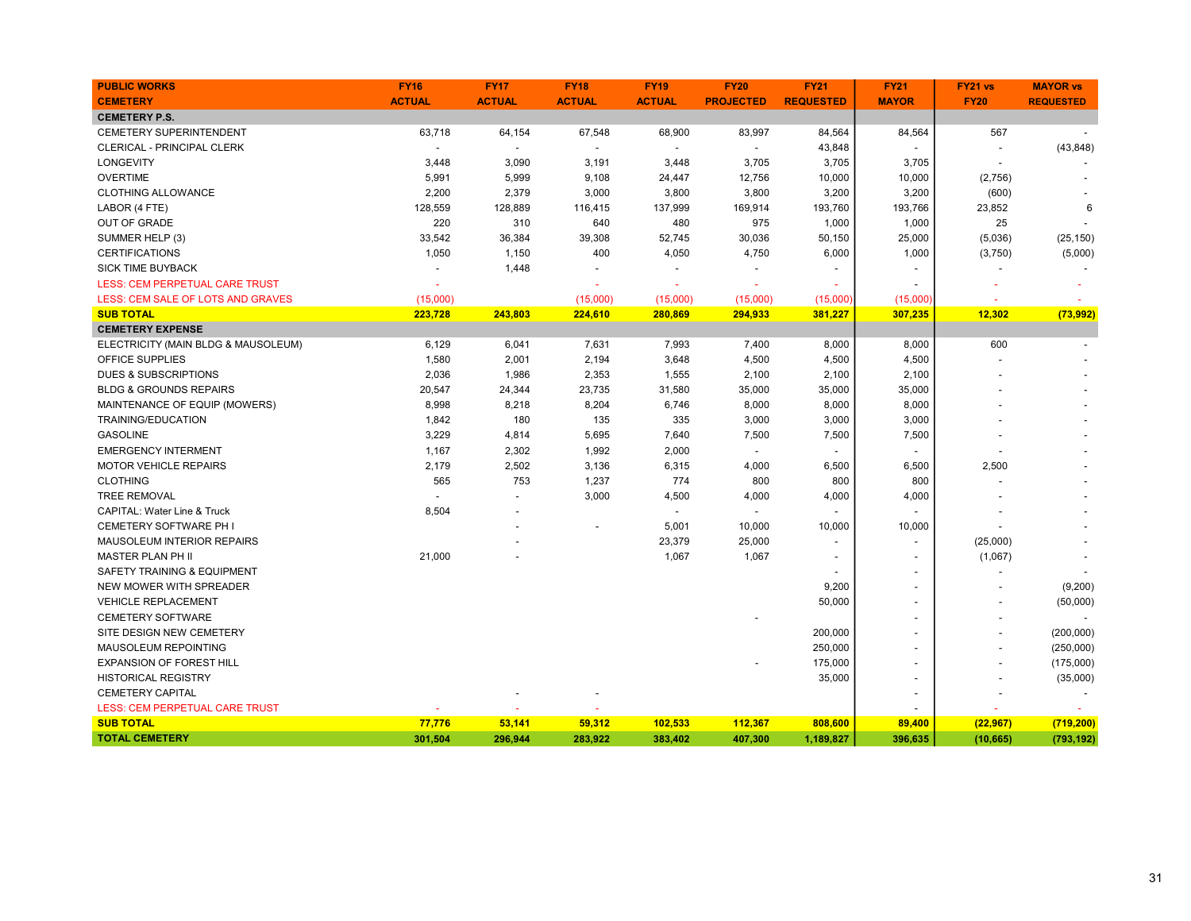| PUBLIC WORKS CEMETERY | FY16 ACTUAL | FY17 ACTUAL | FY18 ACTUAL | FY19 ACTUAL | FY20 PROJECTED | FY21 REQUESTED | FY21 MAYOR | FY21 vs FY20 | MAYOR vs REQUESTED |
|---|---|---|---|---|---|---|---|---|---|
| **CEMETERY P.S.** | | | | | | | | | |
| CEMETERY SUPERINTENDENT | 63,718 | 64,154 | 67,548 | 68,900 | 83,997 | 84,564 | 84,564 | 567 | - |
| CLERICAL - PRINCIPAL CLERK | - | - | - | - | - | 43,848 | - | - | (43,848) |
| LONGEVITY | 3,448 | 3,090 | 3,191 | 3,448 | 3,705 | 3,705 | 3,705 | - | - |
| OVERTIME | 5,991 | 5,999 | 9,108 | 24,447 | 12,756 | 10,000 | 10,000 | (2,756) | - |
| CLOTHING ALLOWANCE | 2,200 | 2,379 | 3,000 | 3,800 | 3,800 | 3,200 | 3,200 | (600) | - |
| LABOR (4 FTE) | 128,559 | 128,889 | 116,415 | 137,999 | 169,914 | 193,760 | 193,766 | 23,852 | 6 |
| OUT OF GRADE | 220 | 310 | 640 | 480 | 975 | 1,000 | 1,000 | 25 | - |
| SUMMER HELP (3) | 33,542 | 36,384 | 39,308 | 52,745 | 30,036 | 50,150 | 25,000 | (5,036) | (25,150) |
| CERTIFICATIONS | 1,050 | 1,150 | 400 | 4,050 | 4,750 | 6,000 | 1,000 | (3,750) | (5,000) |
| SICK TIME BUYBACK | - | 1,448 | - | - | - | - | - | - | - |
| LESS: CEM PERPETUAL CARE TRUST | - | | - | - | - | - | - | - | - |
| LESS: CEM SALE OF LOTS AND GRAVES | (15,000) | | (15,000) | (15,000) | (15,000) | (15,000) | (15,000) | - | - |
| **SUB TOTAL** | **223,728** | **243,803** | **224,610** | **280,869** | **294,933** | **381,227** | **307,235** | **12,302** | **(73,992)** |
| **CEMETERY EXPENSE** | | | | | | | | | |
| ELECTRICITY (MAIN BLDG & MAUSOLEUM) | 6,129 | 6,041 | 7,631 | 7,993 | 7,400 | 8,000 | 8,000 | 600 | - |
| OFFICE SUPPLIES | 1,580 | 2,001 | 2,194 | 3,648 | 4,500 | 4,500 | 4,500 | - | - |
| DUES & SUBSCRIPTIONS | 2,036 | 1,986 | 2,353 | 1,555 | 2,100 | 2,100 | 2,100 | - | - |
| BLDG & GROUNDS REPAIRS | 20,547 | 24,344 | 23,735 | 31,580 | 35,000 | 35,000 | 35,000 | - | - |
| MAINTENANCE OF EQUIP (MOWERS) | 8,998 | 8,218 | 8,204 | 6,746 | 8,000 | 8,000 | 8,000 | - | - |
| TRAINING/EDUCATION | 1,842 | 180 | 135 | 335 | 3,000 | 3,000 | 3,000 | - | - |
| GASOLINE | 3,229 | 4,814 | 5,695 | 7,640 | 7,500 | 7,500 | 7,500 | - | - |
| EMERGENCY INTERMENT | 1,167 | 2,302 | 1,992 | 2,000 | - | - | - | - | - |
| MOTOR VEHICLE REPAIRS | 2,179 | 2,502 | 3,136 | 6,315 | 4,000 | 6,500 | 6,500 | 2,500 | - |
| CLOTHING | 565 | 753 | 1,237 | 774 | 800 | 800 | 800 | - | - |
| TREE REMOVAL | - | - | 3,000 | 4,500 | 4,000 | 4,000 | 4,000 | - | - |
| CAPITAL: Water Line & Truck | 8,504 | - | | - | - | - | - | - | - |
| CEMETERY SOFTWARE PH I | | - | - | 5,001 | 10,000 | 10,000 | 10,000 | - | - |
| MAUSOLEUM INTERIOR REPAIRS | | - | | 23,379 | 25,000 | - | - | (25,000) | - |
| MASTER PLAN PH II | 21,000 | - | | 1,067 | 1,067 | - | - | (1,067) | - |
| SAFETY TRAINING & EQUIPMENT | | | | | | - | - | - | - |
| NEW MOWER WITH SPREADER | | | | | | 9,200 | - | - | (9,200) |
| VEHICLE REPLACEMENT | | | | | | 50,000 | - | - | (50,000) |
| CEMETERY SOFTWARE | | | | | - | | - | - | - |
| SITE DESIGN NEW CEMETERY | | | | | | 200,000 | - | - | (200,000) |
| MAUSOLEUM REPOINTING | | | | | | 250,000 | - | - | (250,000) |
| EXPANSION OF FOREST HILL | | | | | - | 175,000 | - | - | (175,000) |
| HISTORICAL REGISTRY | | | | | | 35,000 | - | - | (35,000) |
| CEMETERY CAPITAL | | - | - | | | | - | - | - |
| LESS: CEM PERPETUAL CARE TRUST | - | - | - | | | | - | - | - |
| **SUB TOTAL** | **77,776** | **53,141** | **59,312** | **102,533** | **112,367** | **808,600** | **89,400** | **(22,967)** | **(719,200)** |
| **TOTAL CEMETERY** | **301,504** | **296,944** | **283,922** | **383,402** | **407,300** | **1,189,827** | **396,635** | **(10,665)** | **(793,192)** |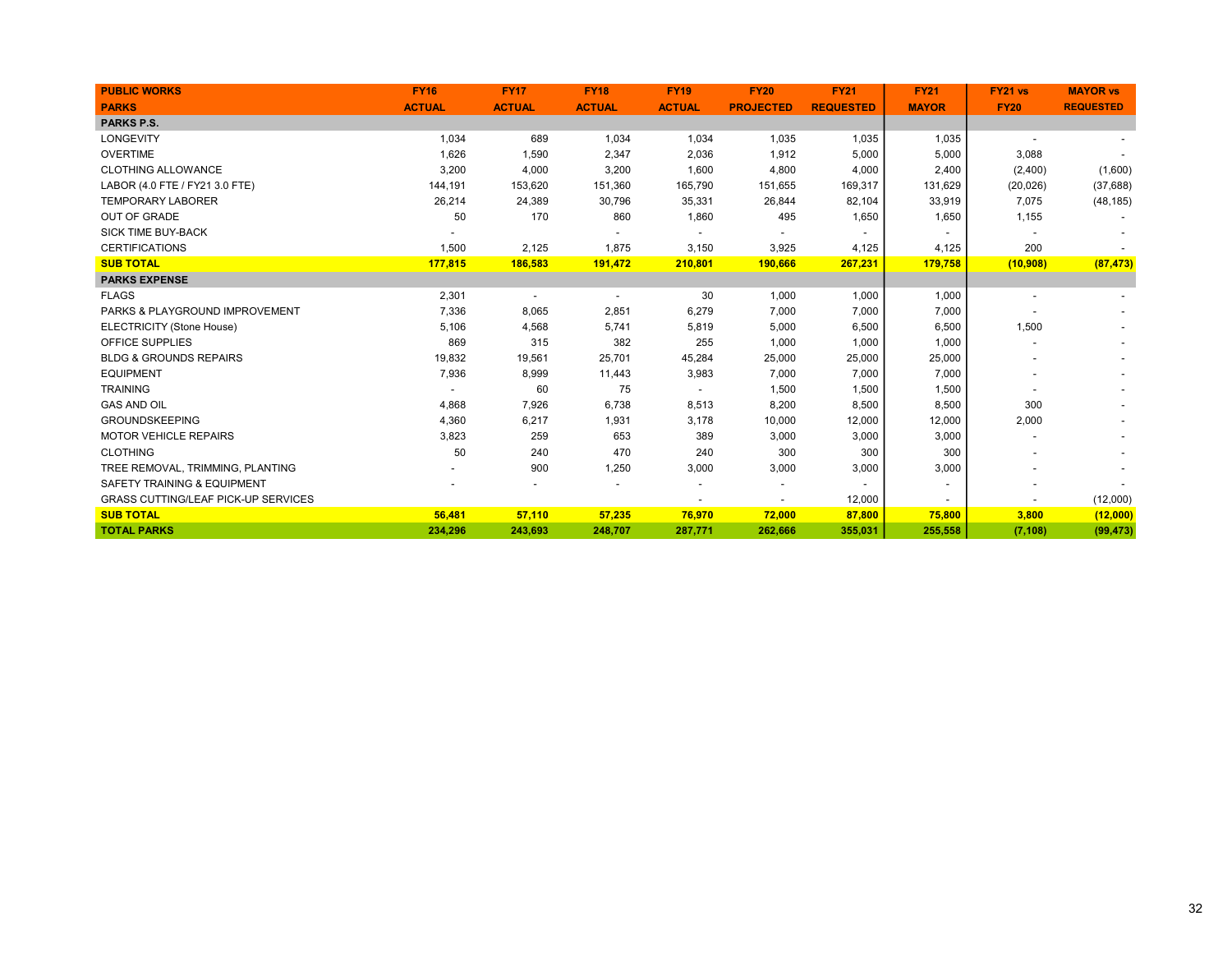| PUBLIC WORKS<br>PARKS | FY16<br>ACTUAL | FY17<br>ACTUAL | FY18<br>ACTUAL | FY19<br>ACTUAL | FY20<br>PROJECTED | FY21<br>REQUESTED | FY21<br>MAYOR | FY21 vs<br>FY20 | MAYOR vs<br>REQUESTED |
|---|---|---|---|---|---|---|---|---|---|
| **PARKS P.S.** | | | | | | | | | |
| LONGEVITY | 1,034 | 689 | 1,034 | 1,034 | 1,035 | 1,035 | 1,035 | - | - |
| OVERTIME | 1,626 | 1,590 | 2,347 | 2,036 | 1,912 | 5,000 | 5,000 | 3,088 | - |
| CLOTHING ALLOWANCE | 3,200 | 4,000 | 3,200 | 1,600 | 4,800 | 4,000 | 2,400 | (2,400) | (1,600) |
| LABOR (4.0 FTE / FY21 3.0 FTE) | 144,191 | 153,620 | 151,360 | 165,790 | 151,655 | 169,317 | 131,629 | (20,026) | (37,688) |
| TEMPORARY LABORER | 26,214 | 24,389 | 30,796 | 35,331 | 26,844 | 82,104 | 33,919 | 7,075 | (48,185) |
| OUT OF GRADE | 50 | 170 | 860 | 1,860 | 495 | 1,650 | 1,650 | 1,155 | - |
| SICK TIME BUY-BACK | - | | - | - | - | - | - | - | - |
| CERTIFICATIONS | 1,500 | 2,125 | 1,875 | 3,150 | 3,925 | 4,125 | 4,125 | 200 | - |
| **SUB TOTAL** | **177,815** | **186,583** | **191,472** | **210,801** | **190,666** | **267,231** | **179,758** | **(10,908)** | **(87,473)** |
| **PARKS EXPENSE** | | | | | | | | | |
| FLAGS | 2,301 | - | - | 30 | 1,000 | 1,000 | 1,000 | - | - |
| PARKS & PLAYGROUND IMPROVEMENT | 7,336 | 8,065 | 2,851 | 6,279 | 7,000 | 7,000 | 7,000 | - | - |
| ELECTRICITY (Stone House) | 5,106 | 4,568 | 5,741 | 5,819 | 5,000 | 6,500 | 6,500 | 1,500 | - |
| OFFICE SUPPLIES | 869 | 315 | 382 | 255 | 1,000 | 1,000 | 1,000 | - | - |
| BLDG & GROUNDS REPAIRS | 19,832 | 19,561 | 25,701 | 45,284 | 25,000 | 25,000 | 25,000 | - | - |
| EQUIPMENT | 7,936 | 8,999 | 11,443 | 3,983 | 7,000 | 7,000 | 7,000 | - | - |
| TRAINING | - | 60 | 75 | - | 1,500 | 1,500 | 1,500 | - | - |
| GAS AND OIL | 4,868 | 7,926 | 6,738 | 8,513 | 8,200 | 8,500 | 8,500 | 300 | - |
| GROUNDSKEEPING | 4,360 | 6,217 | 1,931 | 3,178 | 10,000 | 12,000 | 12,000 | 2,000 | - |
| MOTOR VEHICLE REPAIRS | 3,823 | 259 | 653 | 389 | 3,000 | 3,000 | 3,000 | - | - |
| CLOTHING | 50 | 240 | 470 | 240 | 300 | 300 | 300 | - | - |
| TREE REMOVAL, TRIMMING, PLANTING | - | 900 | 1,250 | 3,000 | 3,000 | 3,000 | 3,000 | - | - |
| SAFETY TRAINING & EQUIPMENT | - | - | - | - | - | - | - | - | - |
| GRASS CUTTING/LEAF PICK-UP SERVICES | | | | - | - | 12,000 | - | - | (12,000) |
| **SUB TOTAL** | **56,481** | **57,110** | **57,235** | **76,970** | **72,000** | **87,800** | **75,800** | **3,800** | **(12,000)** |
| **TOTAL PARKS** | **234,296** | **243,693** | **248,707** | **287,771** | **262,666** | **355,031** | **255,558** | **(7,108)** | **(99,473)** |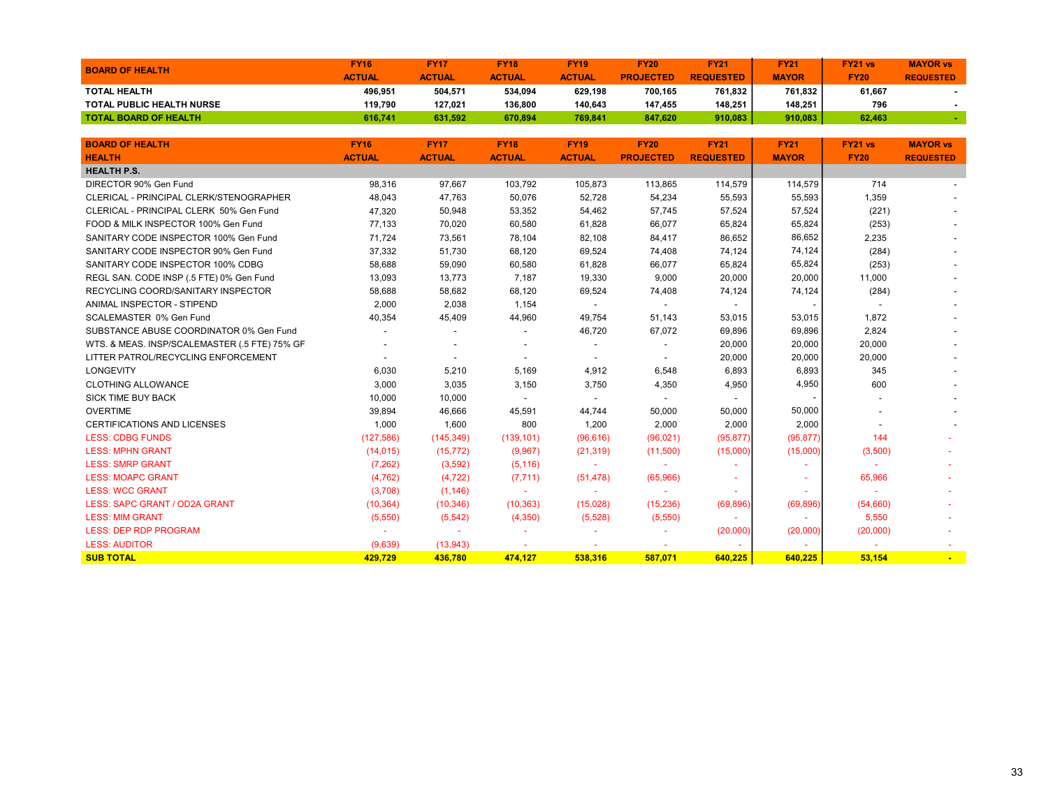| BOARD OF HEALTH | FY16 ACTUAL | FY17 ACTUAL | FY18 ACTUAL | FY19 ACTUAL | FY20 PROJECTED | FY21 REQUESTED | FY21 MAYOR | FY21 vs FY20 | MAYOR vs REQUESTED |
|---|---|---|---|---|---|---|---|---|---|
| **TOTAL HEALTH** | **496,951** | **504,571** | **534,094** | **629,198** | **700,165** | **761,832** | **761,832** | **61,667** | **-** |
| **TOTAL PUBLIC HEALTH NURSE** | **119,790** | **127,021** | **136,800** | **140,643** | **147,455** | **148,251** | **148,251** | **796** | **-** |
| **TOTAL BOARD OF HEALTH** | **616,741** | **631,592** | **670,894** | **769,841** | **847,620** | **910,083** | **910,083** | **62,463** | **-** |

| BOARD OF HEALTH HEALTH | FY16 ACTUAL | FY17 ACTUAL | FY18 ACTUAL | FY19 ACTUAL | FY20 PROJECTED | FY21 REQUESTED | FY21 MAYOR | FY21 vs FY20 | MAYOR vs REQUESTED |
|---|---|---|---|---|---|---|---|---|---|
| **HEALTH P.S.** | | | | | | | | | |
| DIRECTOR 90% Gen Fund | 98,316 | 97,667 | 103,792 | 105,873 | 113,865 | 114,579 | 114,579 | 714 | - |
| CLERICAL - PRINCIPAL CLERK/STENOGRAPHER | 48,043 | 47,763 | 50,076 | 52,728 | 54,234 | 55,593 | 55,593 | 1,359 | - |
| CLERICAL - PRINCIPAL CLERK 50% Gen Fund | 47,320 | 50,948 | 53,352 | 54,462 | 57,745 | 57,524 | 57,524 | (221) | - |
| FOOD & MILK INSPECTOR 100% Gen Fund | 77,133 | 70,020 | 60,580 | 61,828 | 66,077 | 65,824 | 65,824 | (253) | - |
| SANITARY CODE INSPECTOR 100% Gen Fund | 71,724 | 73,561 | 78,104 | 82,108 | 84,417 | 86,652 | 86,652 | 2,235 | - |
| SANITARY CODE INSPECTOR 90% Gen Fund | 37,332 | 51,730 | 68,120 | 69,524 | 74,408 | 74,124 | 74,124 | (284) | - |
| SANITARY CODE INSPECTOR 100% CDBG | 58,688 | 59,090 | 60,580 | 61,828 | 66,077 | 65,824 | 65,824 | (253) | - |
| REGL SAN. CODE INSP (.5 FTE) 0% Gen Fund | 13,093 | 13,773 | 7,187 | 19,330 | 9,000 | 20,000 | 20,000 | 11,000 | - |
| RECYCLING COORD/SANITARY INSPECTOR | 58,688 | 58,682 | 68,120 | 69,524 | 74,408 | 74,124 | 74,124 | (284) | - |
| ANIMAL INSPECTOR - STIPEND | 2,000 | 2,038 | 1,154 | - | - | - | - | - | - |
| SCALEMASTER 0% Gen Fund | 40,354 | 45,409 | 44,960 | 49,754 | 51,143 | 53,015 | 53,015 | 1,872 | - |
| SUBSTANCE ABUSE COORDINATOR 0% Gen Fund | - | - | - | 46,720 | 67,072 | 69,896 | 69,896 | 2,824 | - |
| WTS. & MEAS. INSP/SCALEMASTER (.5 FTE) 75% GF | - | - | - | - | - | 20,000 | 20,000 | 20,000 | - |
| LITTER PATROL/RECYCLING ENFORCEMENT | - | - | - | - | - | 20,000 | 20,000 | 20,000 | - |
| LONGEVITY | 6,030 | 5,210 | 5,169 | 4,912 | 6,548 | 6,893 | 6,893 | 345 | - |
| CLOTHING ALLOWANCE | 3,000 | 3,035 | 3,150 | 3,750 | 4,350 | 4,950 | 4,950 | 600 | - |
| SICK TIME BUY BACK | 10,000 | 10,000 | - | - | - | - | - | - | - |
| OVERTIME | 39,894 | 46,666 | 45,591 | 44,744 | 50,000 | 50,000 | 50,000 | - | - |
| CERTIFICATIONS AND LICENSES | 1,000 | 1,600 | 800 | 1,200 | 2,000 | 2,000 | 2,000 | - | - |
| LESS: CDBG FUNDS | (127,586) | (145,349) | (139,101) | (96,616) | (96,021) | (95,877) | (95,877) | 144 | - |
| LESS: MPHN GRANT | (14,015) | (15,772) | (9,967) | (21,319) | (11,500) | (15,000) | (15,000) | (3,500) | - |
| LESS: SMRP GRANT | (7,262) | (3,592) | (5,116) | - | - | - | - | - | - |
| LESS: MOAPC GRANT | (4,762) | (4,722) | (7,711) | (51,478) | (65,966) | - | - | 65,966 | - |
| LESS: WCC GRANT | (3,708) | (1,146) | - | - | - | - | - | - | - |
| LESS: SAPC GRANT / OD2A GRANT | (10,364) | (10,346) | (10,363) | (15,028) | (15,236) | (69,896) | (69,896) | (54,660) | - |
| LESS: MIM GRANT | (5,550) | (5,542) | (4,350) | (5,528) | (5,550) | - | - | 5,550 | - |
| LESS: DEP RDP PROGRAM | - | - | - | - | - | (20,000) | (20,000) | (20,000) | - |
| LESS: AUDITOR | (9,639) | (13,943) | - | - | - | - | - | - | - |
| **SUB TOTAL** | **429,729** | **436,780** | **474,127** | **538,316** | **587,071** | **640,225** | **640,225** | **53,154** | **-** |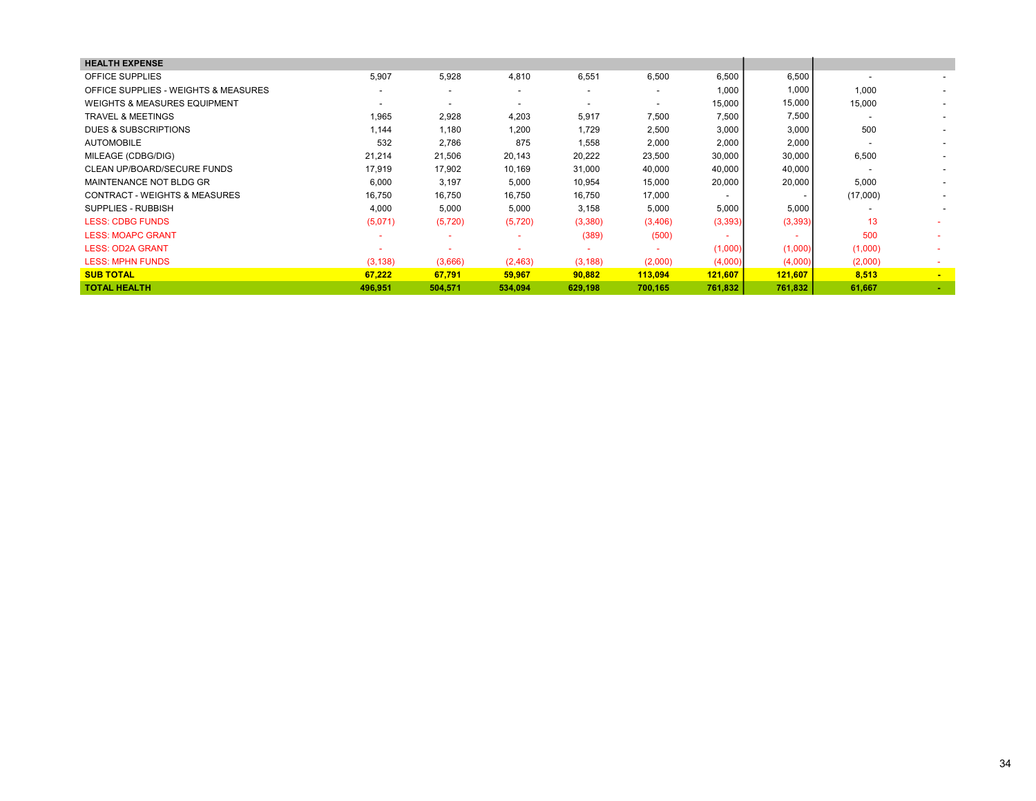| HEALTH EXPENSE | | | | | | | | | |
|---|---|---|---|---|---|---|---|---|---|
| OFFICE SUPPLIES | 5,907 | 5,928 | 4,810 | 6,551 | 6,500 | 6,500 | 6,500 | - | - |
| OFFICE SUPPLIES - WEIGHTS & MEASURES | - | - | - | - | - | 1,000 | 1,000 | 1,000 | - |
| WEIGHTS & MEASURES EQUIPMENT | - | - | - | - | - | 15,000 | 15,000 | 15,000 | - |
| TRAVEL & MEETINGS | 1,965 | 2,928 | 4,203 | 5,917 | 7,500 | 7,500 | 7,500 | - | - |
| DUES & SUBSCRIPTIONS | 1,144 | 1,180 | 1,200 | 1,729 | 2,500 | 3,000 | 3,000 | 500 | - |
| AUTOMOBILE | 532 | 2,786 | 875 | 1,558 | 2,000 | 2,000 | 2,000 | - | - |
| MILEAGE (CDBG/DIG) | 21,214 | 21,506 | 20,143 | 20,222 | 23,500 | 30,000 | 30,000 | 6,500 | - |
| CLEAN UP/BOARD/SECURE FUNDS | 17,919 | 17,902 | 10,169 | 31,000 | 40,000 | 40,000 | 40,000 | - | - |
| MAINTENANCE NOT BLDG GR | 6,000 | 3,197 | 5,000 | 10,954 | 15,000 | 20,000 | 20,000 | 5,000 | - |
| CONTRACT - WEIGHTS & MEASURES | 16,750 | 16,750 | 16,750 | 16,750 | 17,000 | - | - | (17,000) | - |
| SUPPLIES - RUBBISH | 4,000 | 5,000 | 5,000 | 3,158 | 5,000 | 5,000 | 5,000 | - | - |
| LESS: CDBG FUNDS | (5,071) | (5,720) | (5,720) | (3,380) | (3,406) | (3,393) | (3,393) | 13 | - |
| LESS: MOAPC GRANT | - | - | - | (389) | (500) | - | - | 500 | - |
| LESS: OD2A GRANT | - | - | - | - | - | (1,000) | (1,000) | (1,000) | - |
| LESS: MPHN FUNDS | (3,138) | (3,666) | (2,463) | (3,188) | (2,000) | (4,000) | (4,000) | (2,000) | - |
| **SUB TOTAL** | **67,222** | **67,791** | **59,967** | **90,882** | **113,094** | **121,607** | **121,607** | **8,513** | **-** |
| **TOTAL HEALTH** | **496,951** | **504,571** | **534,094** | **629,198** | **700,165** | **761,832** | **761,832** | **61,667** | **-** |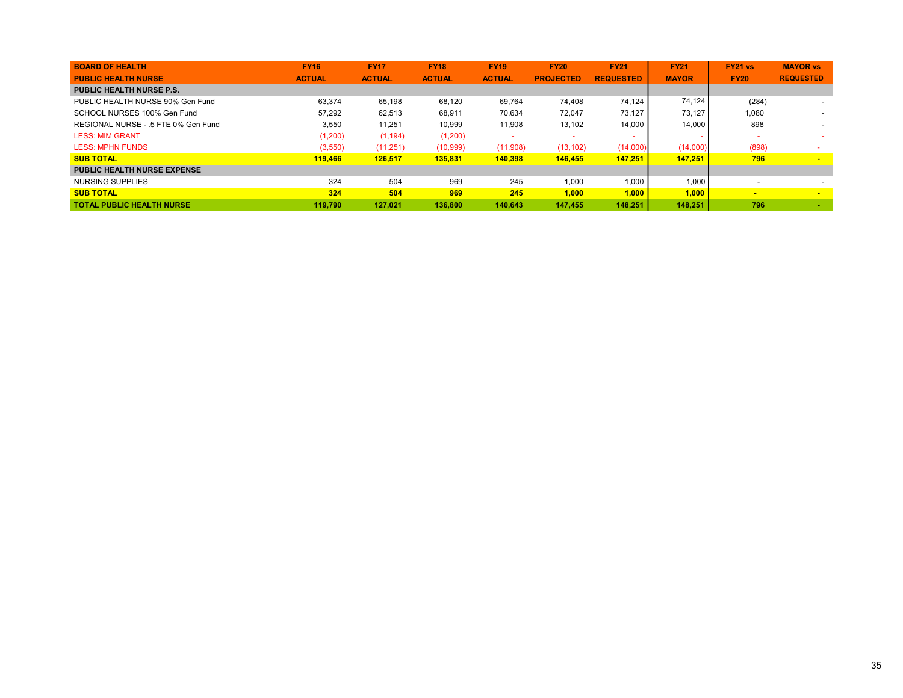| BOARD OF HEALTH<br>PUBLIC HEALTH NURSE | FY16<br>ACTUAL | FY17<br>ACTUAL | FY18<br>ACTUAL | FY19<br>ACTUAL | FY20<br>PROJECTED | FY21<br>REQUESTED | FY21<br>MAYOR | FY21 vs<br>FY20 | MAYOR vs<br>REQUESTED |
|---|---|---|---|---|---|---|---|---|---|
| **PUBLIC HEALTH NURSE P.S.** | | | | | | | | | |
| PUBLIC HEALTH NURSE 90% Gen Fund | 63,374 | 65,198 | 68,120 | 69,764 | 74,408 | 74,124 | 74,124 | (284) | - |
| SCHOOL NURSES 100% Gen Fund | 57,292 | 62,513 | 68,911 | 70,634 | 72,047 | 73,127 | 73,127 | 1,080 | - |
| REGIONAL NURSE - .5 FTE 0% Gen Fund | 3,550 | 11,251 | 10,999 | 11,908 | 13,102 | 14,000 | 14,000 | 898 | - |
| LESS: MIM GRANT | (1,200) | (1,194) | (1,200) | - | - | - | - | - | - |
| LESS: MPHN FUNDS | (3,550) | (11,251) | (10,999) | (11,908) | (13,102) | (14,000) | (14,000) | (898) | - |
| **SUB TOTAL** | **119,466** | **126,517** | **135,831** | **140,398** | **146,455** | **147,251** | **147,251** | **796** | **-** |
| **PUBLIC HEALTH NURSE EXPENSE** | | | | | | | | | |
| NURSING SUPPLIES | 324 | 504 | 969 | 245 | 1,000 | 1,000 | 1,000 | - | - |
| **SUB TOTAL** | **324** | **504** | **969** | **245** | **1,000** | **1,000** | **1,000** | **-** | **-** |
| **TOTAL PUBLIC HEALTH NURSE** | **119,790** | **127,021** | **136,800** | **140,643** | **147,455** | **148,251** | **148,251** | **796** | **-** |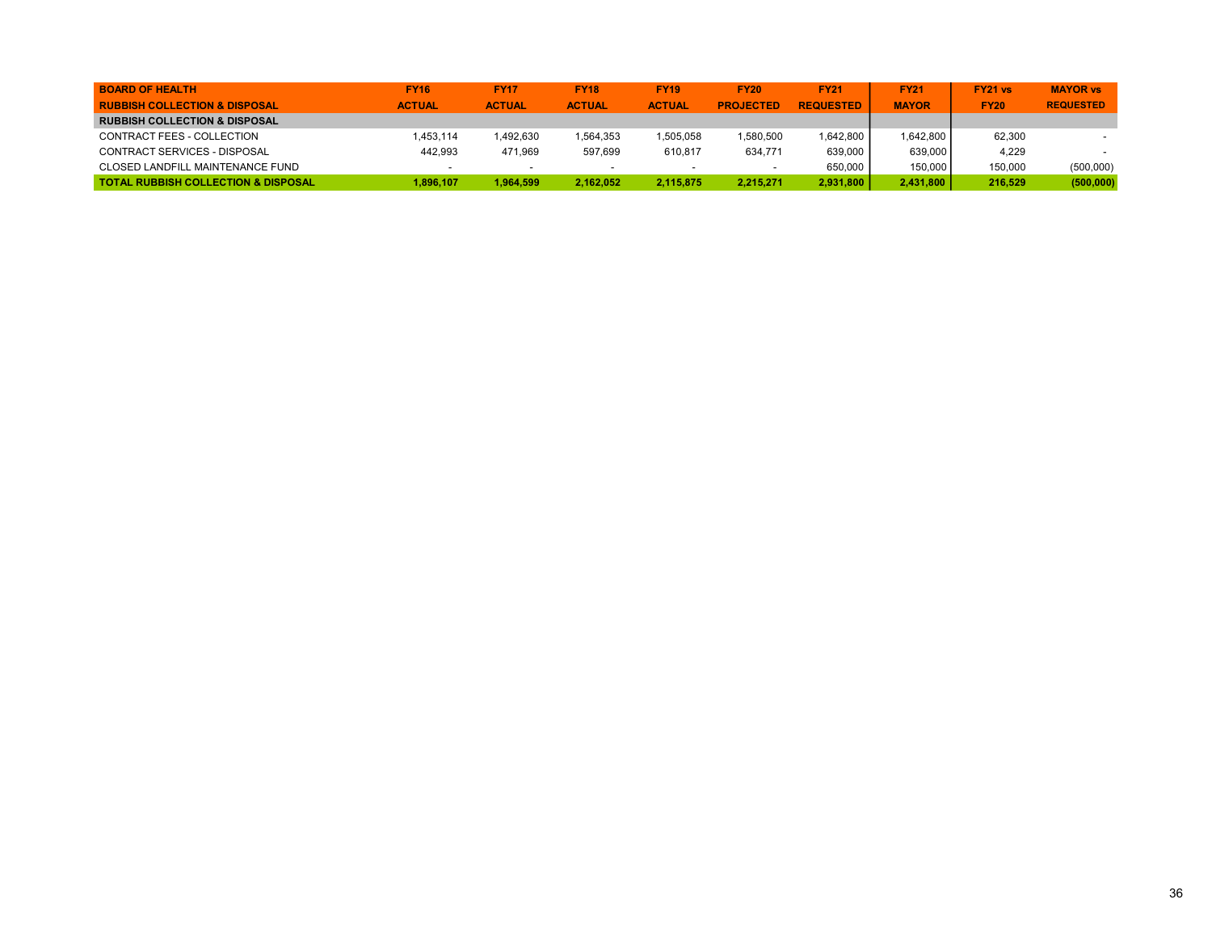| BOARD OF HEALTH<br>RUBBISH COLLECTION & DISPOSAL | FY16<br>ACTUAL | FY17<br>ACTUAL | FY18<br>ACTUAL | FY19<br>ACTUAL | FY20<br>PROJECTED | FY21<br>REQUESTED | FY21<br>MAYOR | FY21 vs<br>FY20 | MAYOR vs<br>REQUESTED |
|---|---|---|---|---|---|---|---|---|---|
| **RUBBISH COLLECTION & DISPOSAL** | | | | | | | | | |
| CONTRACT FEES - COLLECTION | 1,453,114 | 1,492,630 | 1,564,353 | 1,505,058 | 1,580,500 | 1,642,800 | 1,642,800 | 62,300 | - |
| CONTRACT SERVICES - DISPOSAL | 442,993 | 471,969 | 597,699 | 610,817 | 634,771 | 639,000 | 639,000 | 4,229 | - |
| CLOSED LANDFILL MAINTENANCE FUND | - | - | - | - | - | 650,000 | 150,000 | 150,000 | (500,000) |
| **TOTAL RUBBISH COLLECTION & DISPOSAL** | **1,896,107** | **1,964,599** | **2,162,052** | **2,115,875** | **2,215,271** | **2,931,800** | **2,431,800** | **216,529** | **(500,000)** |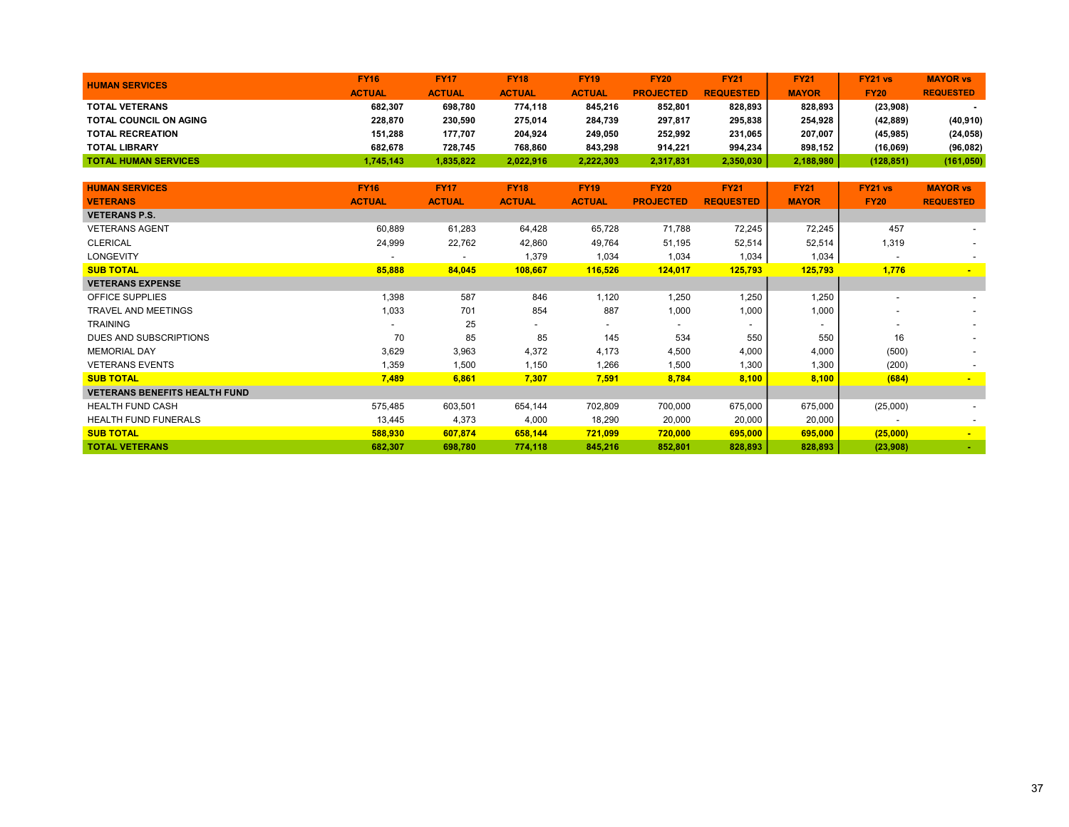| HUMAN SERVICES | FY16 ACTUAL | FY17 ACTUAL | FY18 ACTUAL | FY19 ACTUAL | FY20 PROJECTED | FY21 REQUESTED | FY21 MAYOR | FY21 vs FY20 | MAYOR vs REQUESTED |
|---|---|---|---|---|---|---|---|---|---|
| **TOTAL VETERANS** | **682,307** | **698,780** | **774,118** | **845,216** | **852,801** | **828,893** | **828,893** | **(23,908)** | **-** |
| **TOTAL COUNCIL ON AGING** | **228,870** | **230,590** | **275,014** | **284,739** | **297,817** | **295,838** | **254,928** | **(42,889)** | **(40,910)** |
| **TOTAL RECREATION** | **151,288** | **177,707** | **204,924** | **249,050** | **252,992** | **231,065** | **207,007** | **(45,985)** | **(24,058)** |
| **TOTAL LIBRARY** | **682,678** | **728,745** | **768,860** | **843,298** | **914,221** | **994,234** | **898,152** | **(16,069)** | **(96,082)** |
| **TOTAL HUMAN SERVICES** | **1,745,143** | **1,835,822** | **2,022,916** | **2,222,303** | **2,317,831** | **2,350,030** | **2,188,980** | **(128,851)** | **(161,050)** |

| HUMAN SERVICES VETERANS | FY16 ACTUAL | FY17 ACTUAL | FY18 ACTUAL | FY19 ACTUAL | FY20 PROJECTED | FY21 REQUESTED | FY21 MAYOR | FY21 vs FY20 | MAYOR vs REQUESTED |
|---|---|---|---|---|---|---|---|---|---|
| **VETERANS P.S.** | | | | | | | | | |
| VETERANS AGENT | 60,889 | 61,283 | 64,428 | 65,728 | 71,788 | 72,245 | 72,245 | 457 | - |
| CLERICAL | 24,999 | 22,762 | 42,860 | 49,764 | 51,195 | 52,514 | 52,514 | 1,319 | - |
| LONGEVITY | - | - | 1,379 | 1,034 | 1,034 | 1,034 | 1,034 | - | - |
| **SUB TOTAL** | **85,888** | **84,045** | **108,667** | **116,526** | **124,017** | **125,793** | **125,793** | **1,776** | **-** |
| **VETERANS EXPENSE** | | | | | | | | | |
| OFFICE SUPPLIES | 1,398 | 587 | 846 | 1,120 | 1,250 | 1,250 | 1,250 | - | - |
| TRAVEL AND MEETINGS | 1,033 | 701 | 854 | 887 | 1,000 | 1,000 | 1,000 | - | - |
| TRAINING | - | 25 | - | - | - | - | - | - | - |
| DUES AND SUBSCRIPTIONS | 70 | 85 | 85 | 145 | 534 | 550 | 550 | 16 | - |
| MEMORIAL DAY | 3,629 | 3,963 | 4,372 | 4,173 | 4,500 | 4,000 | 4,000 | (500) | - |
| VETERANS EVENTS | 1,359 | 1,500 | 1,150 | 1,266 | 1,500 | 1,300 | 1,300 | (200) | - |
| **SUB TOTAL** | **7,489** | **6,861** | **7,307** | **7,591** | **8,784** | **8,100** | **8,100** | **(684)** | **-** |
| **VETERANS BENEFITS HEALTH FUND** | | | | | | | | | |
| HEALTH FUND CASH | 575,485 | 603,501 | 654,144 | 702,809 | 700,000 | 675,000 | 675,000 | (25,000) | - |
| HEALTH FUND FUNERALS | 13,445 | 4,373 | 4,000 | 18,290 | 20,000 | 20,000 | 20,000 | - | - |
| **SUB TOTAL** | **588,930** | **607,874** | **658,144** | **721,099** | **720,000** | **695,000** | **695,000** | **(25,000)** | **-** |
| **TOTAL VETERANS** | **682,307** | **698,780** | **774,118** | **845,216** | **852,801** | **828,893** | **828,893** | **(23,908)** | **-** |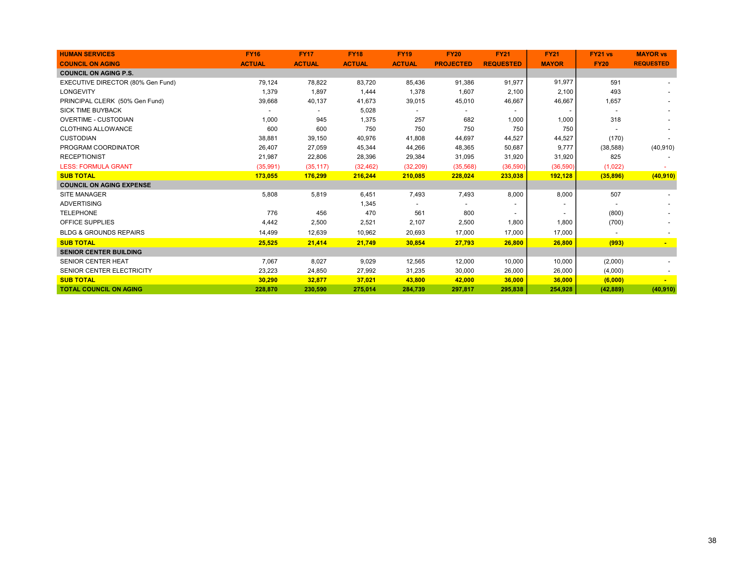| HUMAN SERVICES<br>COUNCIL ON AGING | FY16<br>ACTUAL | FY17<br>ACTUAL | FY18<br>ACTUAL | FY19<br>ACTUAL | FY20<br>PROJECTED | FY21<br>REQUESTED | FY21<br>MAYOR | FY21 vs<br>FY20 | MAYOR vs<br>REQUESTED |
|---|---|---|---|---|---|---|---|---|---|
| **COUNCIL ON AGING P.S.** | | | | | | | | | |
| EXECUTIVE DIRECTOR (80% Gen Fund) | 79,124 | 78,822 | 83,720 | 85,436 | 91,386 | 91,977 | 91,977 | 591 | - |
| LONGEVITY | 1,379 | 1,897 | 1,444 | 1,378 | 1,607 | 2,100 | 2,100 | 493 | - |
| PRINCIPAL CLERK (50% Gen Fund) | 39,668 | 40,137 | 41,673 | 39,015 | 45,010 | 46,667 | 46,667 | 1,657 | - |
| SICK TIME BUYBACK | - | - | 5,028 | - | - | - | - | - | - |
| OVERTIME - CUSTODIAN | 1,000 | 945 | 1,375 | 257 | 682 | 1,000 | 1,000 | 318 | - |
| CLOTHING ALLOWANCE | 600 | 600 | 750 | 750 | 750 | 750 | 750 | - | - |
| CUSTODIAN | 38,881 | 39,150 | 40,976 | 41,808 | 44,697 | 44,527 | 44,527 | (170) | - |
| PROGRAM COORDINATOR | 26,407 | 27,059 | 45,344 | 44,266 | 48,365 | 50,687 | 9,777 | (38,588) | (40,910) |
| RECEPTIONIST | 21,987 | 22,806 | 28,396 | 29,384 | 31,095 | 31,920 | 31,920 | 825 | - |
| LESS: FORMULA GRANT | (35,991) | (35,117) | (32,462) | (32,209) | (35,568) | (36,590) | (36,590) | (1,022) | - |
| **SUB TOTAL** | **173,055** | **176,299** | **216,244** | **210,085** | **228,024** | **233,038** | **192,128** | **(35,896)** | **(40,910)** |
| **COUNCIL ON AGING EXPENSE** | | | | | | | | | |
| SITE MANAGER | 5,808 | 5,819 | 6,451 | 7,493 | 7,493 | 8,000 | 8,000 | 507 | - |
| ADVERTISING | | | 1,345 | - | - | - | - | - | - |
| TELEPHONE | 776 | 456 | 470 | 561 | 800 | - | - | (800) | - |
| OFFICE SUPPLIES | 4,442 | 2,500 | 2,521 | 2,107 | 2,500 | 1,800 | 1,800 | (700) | - |
| BLDG & GROUNDS REPAIRS | 14,499 | 12,639 | 10,962 | 20,693 | 17,000 | 17,000 | 17,000 | - | - |
| **SUB TOTAL** | **25,525** | **21,414** | **21,749** | **30,854** | **27,793** | **26,800** | **26,800** | **(993)** | **-** |
| **SENIOR CENTER BUILDING** | | | | | | | | | |
| SENIOR CENTER HEAT | 7,067 | 8,027 | 9,029 | 12,565 | 12,000 | 10,000 | 10,000 | (2,000) | - |
| SENIOR CENTER ELECTRICITY | 23,223 | 24,850 | 27,992 | 31,235 | 30,000 | 26,000 | 26,000 | (4,000) | - |
| **SUB TOTAL** | **30,290** | **32,877** | **37,021** | **43,800** | **42,000** | **36,000** | **36,000** | **(6,000)** | **-** |
| **TOTAL COUNCIL ON AGING** | **228,870** | **230,590** | **275,014** | **284,739** | **297,817** | **295,838** | **254,928** | **(42,889)** | **(40,910)** |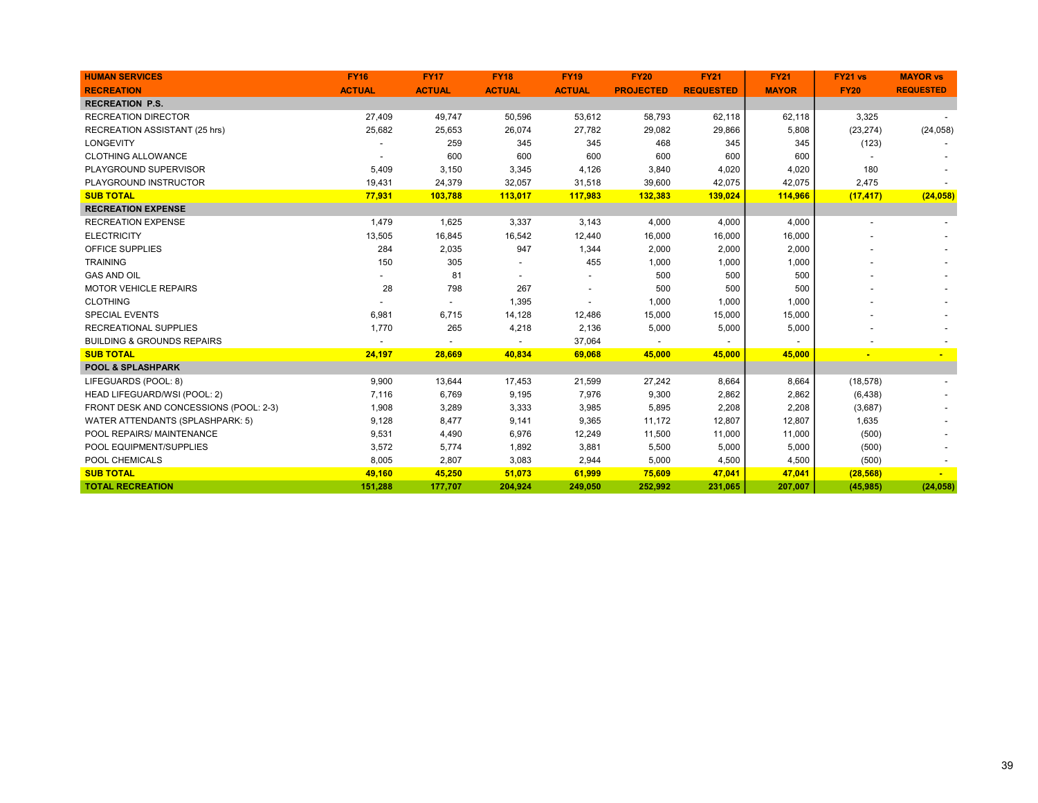| HUMAN SERVICES<br>RECREATION | FY16<br>ACTUAL | FY17<br>ACTUAL | FY18<br>ACTUAL | FY19<br>ACTUAL | FY20<br>PROJECTED | FY21<br>REQUESTED | FY21<br>MAYOR | FY21 vs<br>FY20 | MAYOR vs<br>REQUESTED |
|---|---|---|---|---|---|---|---|---|---|
| **RECREATION P.S.** | | | | | | | | | |
| RECREATION DIRECTOR | 27,409 | 49,747 | 50,596 | 53,612 | 58,793 | 62,118 | 62,118 | 3,325 | - |
| RECREATION ASSISTANT (25 hrs) | 25,682 | 25,653 | 26,074 | 27,782 | 29,082 | 29,866 | 5,808 | (23,274) | (24,058) |
| LONGEVITY | - | 259 | 345 | 345 | 468 | 345 | 345 | (123) | - |
| CLOTHING ALLOWANCE | - | 600 | 600 | 600 | 600 | 600 | 600 | - | - |
| PLAYGROUND SUPERVISOR | 5,409 | 3,150 | 3,345 | 4,126 | 3,840 | 4,020 | 4,020 | 180 | - |
| PLAYGROUND INSTRUCTOR | 19,431 | 24,379 | 32,057 | 31,518 | 39,600 | 42,075 | 42,075 | 2,475 | - |
| **SUB TOTAL** | **77,931** | **103,788** | **113,017** | **117,983** | **132,383** | **139,024** | **114,966** | **(17,417)** | **(24,058)** |
| **RECREATION EXPENSE** | | | | | | | | | |
| RECREATION EXPENSE | 1,479 | 1,625 | 3,337 | 3,143 | 4,000 | 4,000 | 4,000 | - | - |
| ELECTRICITY | 13,505 | 16,845 | 16,542 | 12,440 | 16,000 | 16,000 | 16,000 | - | - |
| OFFICE SUPPLIES | 284 | 2,035 | 947 | 1,344 | 2,000 | 2,000 | 2,000 | - | - |
| TRAINING | 150 | 305 | - | 455 | 1,000 | 1,000 | 1,000 | - | - |
| GAS AND OIL | - | 81 | - | - | 500 | 500 | 500 | - | - |
| MOTOR VEHICLE REPAIRS | 28 | 798 | 267 | - | 500 | 500 | 500 | - | - |
| CLOTHING | - | - | 1,395 | - | 1,000 | 1,000 | 1,000 | - | - |
| SPECIAL EVENTS | 6,981 | 6,715 | 14,128 | 12,486 | 15,000 | 15,000 | 15,000 | - | - |
| RECREATIONAL SUPPLIES | 1,770 | 265 | 4,218 | 2,136 | 5,000 | 5,000 | 5,000 | - | - |
| BUILDING & GROUNDS REPAIRS | - | - | - | 37,064 | - | - | - | - | - |
| **SUB TOTAL** | **24,197** | **28,669** | **40,834** | **69,068** | **45,000** | **45,000** | **45,000** | **-** | **-** |
| **POOL & SPLASHPARK** | | | | | | | | | |
| LIFEGUARDS (POOL: 8) | 9,900 | 13,644 | 17,453 | 21,599 | 27,242 | 8,664 | 8,664 | (18,578) | - |
| HEAD LIFEGUARD/WSI (POOL: 2) | 7,116 | 6,769 | 9,195 | 7,976 | 9,300 | 2,862 | 2,862 | (6,438) | - |
| FRONT DESK AND CONCESSIONS (POOL: 2-3) | 1,908 | 3,289 | 3,333 | 3,985 | 5,895 | 2,208 | 2,208 | (3,687) | - |
| WATER ATTENDANTS (SPLASHPARK: 5) | 9,128 | 8,477 | 9,141 | 9,365 | 11,172 | 12,807 | 12,807 | 1,635 | - |
| POOL REPAIRS/ MAINTENANCE | 9,531 | 4,490 | 6,976 | 12,249 | 11,500 | 11,000 | 11,000 | (500) | - |
| POOL EQUIPMENT/SUPPLIES | 3,572 | 5,774 | 1,892 | 3,881 | 5,500 | 5,000 | 5,000 | (500) | - |
| POOL CHEMICALS | 8,005 | 2,807 | 3,083 | 2,944 | 5,000 | 4,500 | 4,500 | (500) | - |
| **SUB TOTAL** | **49,160** | **45,250** | **51,073** | **61,999** | **75,609** | **47,041** | **47,041** | **(28,568)** | **-** |
| **TOTAL RECREATION** | **151,288** | **177,707** | **204,924** | **249,050** | **252,992** | **231,065** | **207,007** | **(45,985)** | **(24,058)** |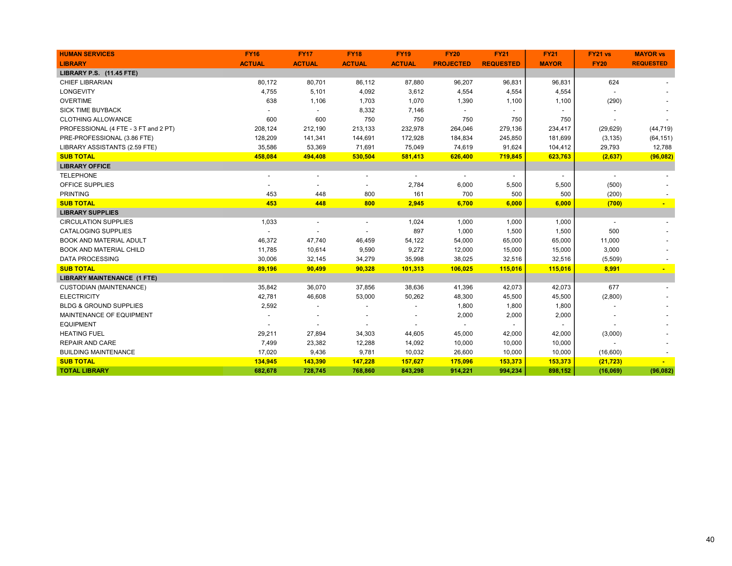| HUMAN SERVICES<br>LIBRARY | FY16<br>ACTUAL | FY17<br>ACTUAL | FY18<br>ACTUAL | FY19<br>ACTUAL | FY20<br>PROJECTED | FY21<br>REQUESTED | FY21<br>MAYOR | FY21 vs<br>FY20 | MAYOR vs<br>REQUESTED |
|---|---|---|---|---|---|---|---|---|---|
| **LIBRARY P.S. (11.45 FTE)** | | | | | | | | | |
| CHIEF LIBRARIAN | 80,172 | 80,701 | 86,112 | 87,880 | 96,207 | 96,831 | 96,831 | 624 | - |
| LONGEVITY | 4,755 | 5,101 | 4,092 | 3,612 | 4,554 | 4,554 | 4,554 | - | - |
| OVERTIME | 638 | 1,106 | 1,703 | 1,070 | 1,390 | 1,100 | 1,100 | (290) | - |
| SICK TIME BUYBACK | - | - | 8,332 | 7,146 | - | - | - | - | - |
| CLOTHING ALLOWANCE | 600 | 600 | 750 | 750 | 750 | 750 | 750 | - | - |
| PROFESSIONAL (4 FTE - 3 FT and 2 PT) | 208,124 | 212,190 | 213,133 | 232,978 | 264,046 | 279,136 | 234,417 | (29,629) | (44,719) |
| PRE-PROFESSIONAL (3.86 FTE) | 128,209 | 141,341 | 144,691 | 172,928 | 184,834 | 245,850 | 181,699 | (3,135) | (64,151) |
| LIBRARY ASSISTANTS (2.59 FTE) | 35,586 | 53,369 | 71,691 | 75,049 | 74,619 | 91,624 | 104,412 | 29,793 | 12,788 |
| **SUB TOTAL** | **458,084** | **494,408** | **530,504** | **581,413** | **626,400** | **719,845** | **623,763** | **(2,637)** | **(96,082)** |
| **LIBRARY OFFICE** | | | | | | | | | |
| TELEPHONE | - | - | - | - | - | - | - | - | - |
| OFFICE SUPPLIES | - | - | - | 2,784 | 6,000 | 5,500 | 5,500 | (500) | - |
| PRINTING | 453 | 448 | 800 | 161 | 700 | 500 | 500 | (200) | - |
| **SUB TOTAL** | **453** | **448** | **800** | **2,945** | **6,700** | **6,000** | **6,000** | **(700)** | **-** |
| **LIBRARY SUPPLIES** | | | | | | | | | |
| CIRCULATION SUPPLIES | 1,033 | - | - | 1,024 | 1,000 | 1,000 | 1,000 | - | - |
| CATALOGING SUPPLIES | - | - | - | 897 | 1,000 | 1,500 | 1,500 | 500 | - |
| BOOK AND MATERIAL ADULT | 46,372 | 47,740 | 46,459 | 54,122 | 54,000 | 65,000 | 65,000 | 11,000 | - |
| BOOK AND MATERIAL CHILD | 11,785 | 10,614 | 9,590 | 9,272 | 12,000 | 15,000 | 15,000 | 3,000 | - |
| DATA PROCESSING | 30,006 | 32,145 | 34,279 | 35,998 | 38,025 | 32,516 | 32,516 | (5,509) | - |
| **SUB TOTAL** | **89,196** | **90,499** | **90,328** | **101,313** | **106,025** | **115,016** | **115,016** | **8,991** | **-** |
| **LIBRARY MAINTENANCE (1 FTE)** | | | | | | | | | |
| CUSTODIAN (MAINTENANCE) | 35,842 | 36,070 | 37,856 | 38,636 | 41,396 | 42,073 | 42,073 | 677 | - |
| ELECTRICITY | 42,781 | 46,608 | 53,000 | 50,262 | 48,300 | 45,500 | 45,500 | (2,800) | - |
| BLDG & GROUND SUPPLIES | 2,592 | - | - | - | 1,800 | 1,800 | 1,800 | - | - |
| MAINTENANCE OF EQUIPMENT | - | - | - | - | 2,000 | 2,000 | 2,000 | - | - |
| EQUIPMENT | - | - | - | - | - | - | - | - | - |
| HEATING FUEL | 29,211 | 27,894 | 34,303 | 44,605 | 45,000 | 42,000 | 42,000 | (3,000) | - |
| REPAIR AND CARE | 7,499 | 23,382 | 12,288 | 14,092 | 10,000 | 10,000 | 10,000 | - | - |
| BUILDING MAINTENANCE | 17,020 | 9,436 | 9,781 | 10,032 | 26,600 | 10,000 | 10,000 | (16,600) | - |
| **SUB TOTAL** | **134,945** | **143,390** | **147,228** | **157,627** | **175,096** | **153,373** | **153,373** | **(21,723)** | **-** |
| **TOTAL LIBRARY** | **682,678** | **728,745** | **768,860** | **843,298** | **914,221** | **994,234** | **898,152** | **(16,069)** | **(96,082)** |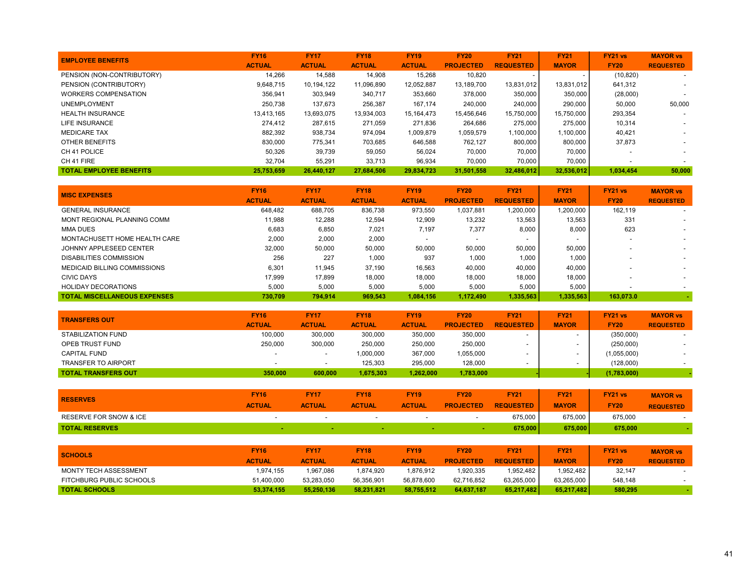| EMPLOYEE BENEFITS | FY16 ACTUAL | FY17 ACTUAL | FY18 ACTUAL | FY19 ACTUAL | FY20 PROJECTED | FY21 REQUESTED | FY21 MAYOR | FY21 vs FY20 | MAYOR vs REQUESTED |
|---|---|---|---|---|---|---|---|---|---|
| PENSION (NON-CONTRIBUTORY) | 14,266 | 14,588 | 14,908 | 15,268 | 10,820 | - | - | (10,820) | - |
| PENSION (CONTRIBUTORY) | 9,648,715 | 10,194,122 | 11,096,890 | 12,052,887 | 13,189,700 | 13,831,012 | 13,831,012 | 641,312 | - |
| WORKERS COMPENSATION | 356,941 | 303,949 | 340,717 | 353,660 | 378,000 | 350,000 | 350,000 | (28,000) | - |
| UNEMPLOYMENT | 250,738 | 137,673 | 256,387 | 167,174 | 240,000 | 240,000 | 290,000 | 50,000 | 50,000 |
| HEALTH INSURANCE | 13,413,165 | 13,693,075 | 13,934,003 | 15,164,473 | 15,456,646 | 15,750,000 | 15,750,000 | 293,354 | - |
| LIFE INSURANCE | 274,412 | 287,615 | 271,059 | 271,836 | 264,686 | 275,000 | 275,000 | 10,314 | - |
| MEDICARE TAX | 882,392 | 938,734 | 974,094 | 1,009,879 | 1,059,579 | 1,100,000 | 1,100,000 | 40,421 | - |
| OTHER BENEFITS | 830,000 | 775,341 | 703,685 | 646,588 | 762,127 | 800,000 | 800,000 | 37,873 | - |
| CH 41 POLICE | 50,326 | 39,739 | 59,050 | 56,024 | 70,000 | 70,000 | 70,000 | - | - |
| CH 41 FIRE | 32,704 | 55,291 | 33,713 | 96,934 | 70,000 | 70,000 | 70,000 | - | - |
| **TOTAL EMPLOYEE BENEFITS** | **25,753,659** | **26,440,127** | **27,684,506** | **29,834,723** | **31,501,558** | **32,486,012** | **32,536,012** | **1,034,454** | **50,000** |

| MISC EXPENSES | FY16 ACTUAL | FY17 ACTUAL | FY18 ACTUAL | FY19 ACTUAL | FY20 PROJECTED | FY21 REQUESTED | FY21 MAYOR | FY21 vs FY20 | MAYOR vs REQUESTED |
|---|---|---|---|---|---|---|---|---|---|
| GENERAL INSURANCE | 648,482 | 688,705 | 836,738 | 973,550 | 1,037,881 | 1,200,000 | 1,200,000 | 162,119 | - |
| MONT REGIONAL PLANNING COMM | 11,988 | 12,288 | 12,594 | 12,909 | 13,232 | 13,563 | 13,563 | 331 | - |
| MMA DUES | 6,683 | 6,850 | 7,021 | 7,197 | 7,377 | 8,000 | 8,000 | 623 | - |
| MONTACHUSETT HOME HEALTH CARE | 2,000 | 2,000 | 2,000 | - | - | - | - | - | - |
| JOHNNY APPLESEED CENTER | 32,000 | 50,000 | 50,000 | 50,000 | 50,000 | 50,000 | 50,000 | - | - |
| DISABILITIES COMMISSION | 256 | 227 | 1,000 | 937 | 1,000 | 1,000 | 1,000 | - | - |
| MEDICAID BILLING COMMISSIONS | 6,301 | 11,945 | 37,190 | 16,563 | 40,000 | 40,000 | 40,000 | - | - |
| CIVIC DAYS | 17,999 | 17,899 | 18,000 | 18,000 | 18,000 | 18,000 | 18,000 | - | - |
| HOLIDAY DECORATIONS | 5,000 | 5,000 | 5,000 | 5,000 | 5,000 | 5,000 | 5,000 | - | - |
| **TOTAL MISCELLANEOUS EXPENSES** | **730,709** | **794,914** | **969,543** | **1,084,156** | **1,172,490** | **1,335,563** | **1,335,563** | **163,073.0** | **-** |

| TRANSFERS OUT | FY16 ACTUAL | FY17 ACTUAL | FY18 ACTUAL | FY19 ACTUAL | FY20 PROJECTED | FY21 REQUESTED | FY21 MAYOR | FY21 vs FY20 | MAYOR vs REQUESTED |
|---|---|---|---|---|---|---|---|---|---|
| STABILIZATION FUND | 100,000 | 300,000 | 300,000 | 350,000 | 350,000 | - | - | (350,000) | - |
| OPEB TRUST FUND | 250,000 | 300,000 | 250,000 | 250,000 | 250,000 | - | - | (250,000) | - |
| CAPITAL FUND | - | - | 1,000,000 | 367,000 | 1,055,000 | - | - | (1,055,000) | - |
| TRANSFER TO AIRPORT | - | - | 125,303 | 295,000 | 128,000 | - | - | (128,000) | - |
| **TOTAL TRANSFERS OUT** | **350,000** | **600,000** | **1,675,303** | **1,262,000** | **1,783,000** | **-** | **-** | **(1,783,000)** | **-** |

| RESERVES | FY16 ACTUAL | FY17 ACTUAL | FY18 ACTUAL | FY19 ACTUAL | FY20 PROJECTED | FY21 REQUESTED | FY21 MAYOR | FY21 vs FY20 | MAYOR vs REQUESTED |
|---|---|---|---|---|---|---|---|---|---|
| RESERVE FOR SNOW & ICE | - | - | - | - | - | 675,000 | 675,000 | 675,000 | - |
| **TOTAL RESERVES** | **-** | **-** | **-** | **-** | **-** | **675,000** | **675,000** | **675,000** | **-** |

| SCHOOLS | FY16 ACTUAL | FY17 ACTUAL | FY18 ACTUAL | FY19 ACTUAL | FY20 PROJECTED | FY21 REQUESTED | FY21 MAYOR | FY21 vs FY20 | MAYOR vs REQUESTED |
|---|---|---|---|---|---|---|---|---|---|
| MONTY TECH ASSESSMENT | 1,974,155 | 1,967,086 | 1,874,920 | 1,876,912 | 1,920,335 | 1,952,482 | 1,952,482 | 32,147 | - |
| FITCHBURG PUBLIC SCHOOLS | 51,400,000 | 53,283,050 | 56,356,901 | 56,878,600 | 62,716,852 | 63,265,000 | 63,265,000 | 548,148 | - |
| **TOTAL SCHOOLS** | **53,374,155** | **55,250,136** | **58,231,821** | **58,755,512** | **64,637,187** | **65,217,482** | **65,217,482** | **580,295** | **-** |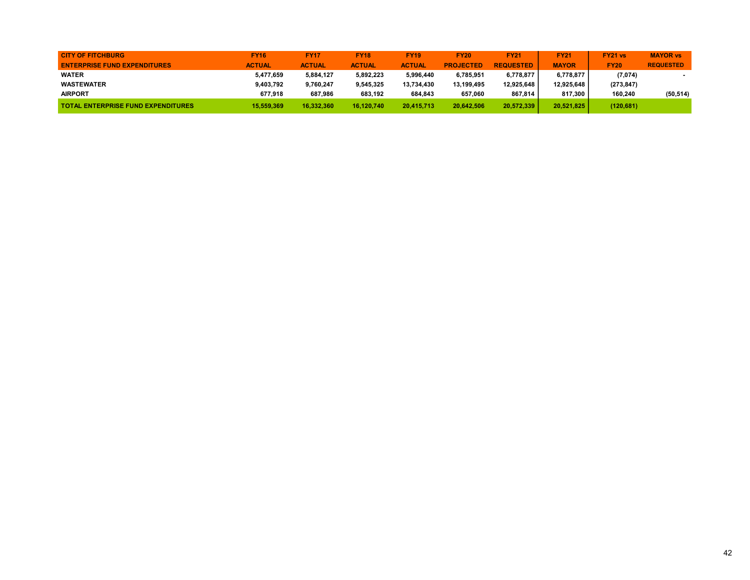| CITY OF FITCHBURG<br>ENTERPRISE FUND EXPENDITURES | FY16<br>ACTUAL | FY17<br>ACTUAL | FY18<br>ACTUAL | FY19<br>ACTUAL | FY20<br>PROJECTED | FY21<br>REQUESTED | FY21<br>MAYOR | FY21 vs<br>FY20 | MAYOR vs<br>REQUESTED |
|---|---|---|---|---|---|---|---|---|---|
| WATER | 5,477,659 | 5,884,127 | 5,892,223 | 5,996,440 | 6,785,951 | 6,778,877 | 6,778,877 | (7,074) | - |
| WASTEWATER | 9,403,792 | 9,760,247 | 9,545,325 | 13,734,430 | 13,199,495 | 12,925,648 | 12,925,648 | (273,847) | |
| AIRPORT | 677,918 | 687,986 | 683,192 | 684,843 | 657,060 | 867,814 | 817,300 | 160,240 | (50,514) |
| TOTAL ENTERPRISE FUND EXPENDITURES | 15,559,369 | 16,332,360 | 16,120,740 | 20,415,713 | 20,642,506 | 20,572,339 | 20,521,825 | (120,681) | |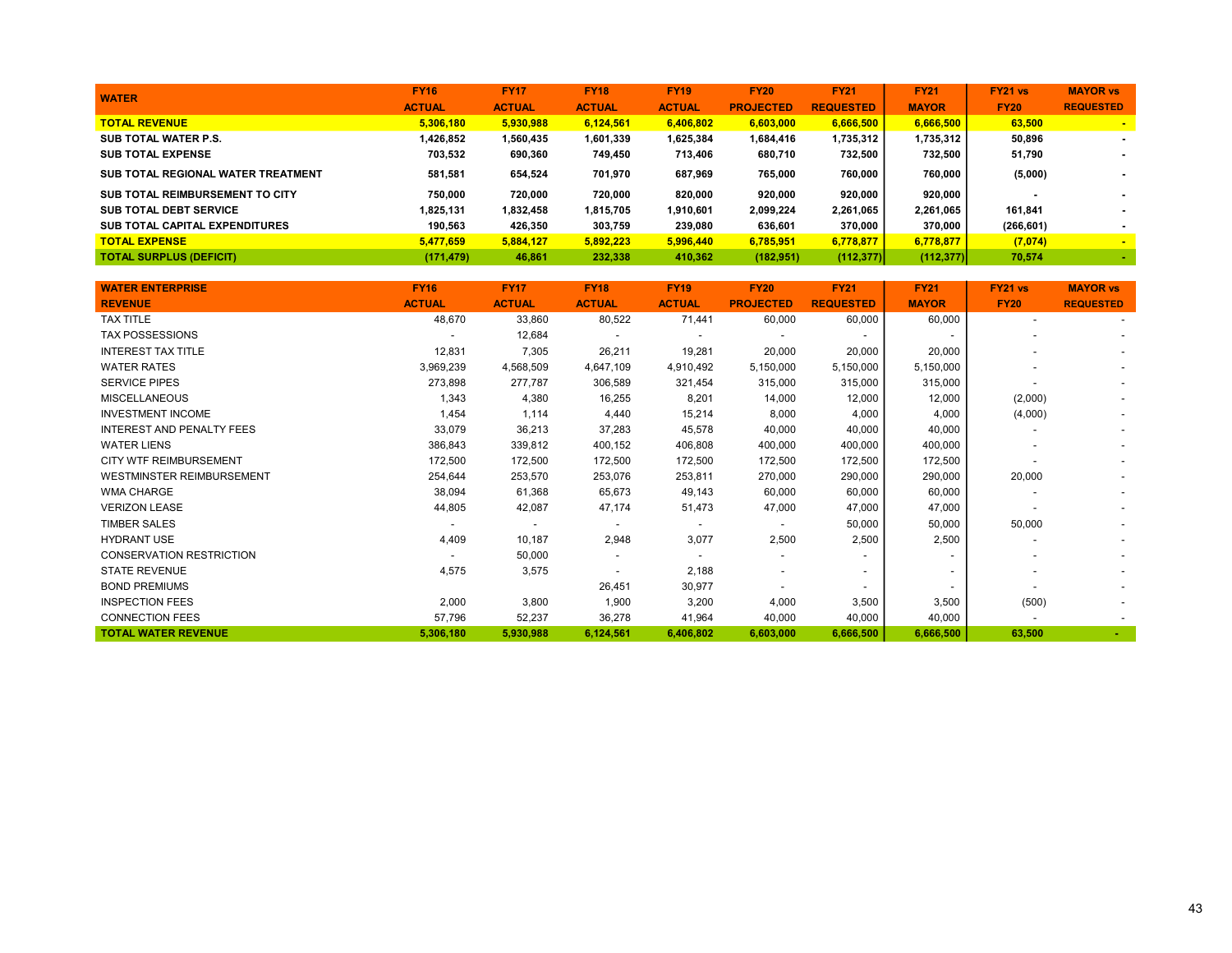| WATER | FY16 ACTUAL | FY17 ACTUAL | FY18 ACTUAL | FY19 ACTUAL | FY20 PROJECTED | FY21 REQUESTED | FY21 MAYOR | FY21 vs FY20 | MAYOR vs REQUESTED |
|---|---|---|---|---|---|---|---|---|---|
| **TOTAL REVENUE** | **5,306,180** | **5,930,988** | **6,124,561** | **6,406,802** | **6,603,000** | **6,666,500** | **6,666,500** | **63,500** | **-** |
| **SUB TOTAL WATER P.S.** | **1,426,852** | **1,560,435** | **1,601,339** | **1,625,384** | **1,684,416** | **1,735,312** | **1,735,312** | **50,896** | **-** |
| **SUB TOTAL EXPENSE** | **703,532** | **690,360** | **749,450** | **713,406** | **680,710** | **732,500** | **732,500** | **51,790** | **-** |
| **SUB TOTAL REGIONAL WATER TREATMENT** | **581,581** | **654,524** | **701,970** | **687,969** | **765,000** | **760,000** | **760,000** | **(5,000)** | **-** |
| **SUB TOTAL REIMBURSEMENT TO CITY** | **750,000** | **720,000** | **720,000** | **820,000** | **920,000** | **920,000** | **920,000** | **-** | **-** |
| **SUB TOTAL DEBT SERVICE** | **1,825,131** | **1,832,458** | **1,815,705** | **1,910,601** | **2,099,224** | **2,261,065** | **2,261,065** | **161,841** | **-** |
| **SUB TOTAL CAPITAL EXPENDITURES** | **190,563** | **426,350** | **303,759** | **239,080** | **636,601** | **370,000** | **370,000** | **(266,601)** | **-** |
| **TOTAL EXPENSE** | **5,477,659** | **5,884,127** | **5,892,223** | **5,996,440** | **6,785,951** | **6,778,877** | **6,778,877** | **(7,074)** | **-** |
| **TOTAL SURPLUS (DEFICIT)** | **(171,479)** | **46,861** | **232,338** | **410,362** | **(182,951)** | **(112,377)** | **(112,377)** | **70,574** | **-** |

| WATER ENTERPRISE REVENUE | FY16 ACTUAL | FY17 ACTUAL | FY18 ACTUAL | FY19 ACTUAL | FY20 PROJECTED | FY21 REQUESTED | FY21 MAYOR | FY21 vs FY20 | MAYOR vs REQUESTED |
|---|---|---|---|---|---|---|---|---|---|
| TAX TITLE | 48,670 | 33,860 | 80,522 | 71,441 | 60,000 | 60,000 | 60,000 | - | - |
| TAX POSSESSIONS | - | 12,684 | - | - | - | - | - | - | - |
| INTEREST TAX TITLE | 12,831 | 7,305 | 26,211 | 19,281 | 20,000 | 20,000 | 20,000 | - | - |
| WATER RATES | 3,969,239 | 4,568,509 | 4,647,109 | 4,910,492 | 5,150,000 | 5,150,000 | 5,150,000 | - | - |
| SERVICE PIPES | 273,898 | 277,787 | 306,589 | 321,454 | 315,000 | 315,000 | 315,000 | - | - |
| MISCELLANEOUS | 1,343 | 4,380 | 16,255 | 8,201 | 14,000 | 12,000 | 12,000 | (2,000) | - |
| INVESTMENT INCOME | 1,454 | 1,114 | 4,440 | 15,214 | 8,000 | 4,000 | 4,000 | (4,000) | - |
| INTEREST AND PENALTY FEES | 33,079 | 36,213 | 37,283 | 45,578 | 40,000 | 40,000 | 40,000 | - | - |
| WATER LIENS | 386,843 | 339,812 | 400,152 | 406,808 | 400,000 | 400,000 | 400,000 | - | - |
| CITY WTF REIMBURSEMENT | 172,500 | 172,500 | 172,500 | 172,500 | 172,500 | 172,500 | 172,500 | - | - |
| WESTMINSTER REIMBURSEMENT | 254,644 | 253,570 | 253,076 | 253,811 | 270,000 | 290,000 | 290,000 | 20,000 | - |
| WMA CHARGE | 38,094 | 61,368 | 65,673 | 49,143 | 60,000 | 60,000 | 60,000 | - | - |
| VERIZON LEASE | 44,805 | 42,087 | 47,174 | 51,473 | 47,000 | 47,000 | 47,000 | - | - |
| TIMBER SALES | - | - | - | - | - | 50,000 | 50,000 | 50,000 | - |
| HYDRANT USE | 4,409 | 10,187 | 2,948 | 3,077 | 2,500 | 2,500 | 2,500 | - | - |
| CONSERVATION RESTRICTION | - | 50,000 | - | - | - | - | - | - | - |
| STATE REVENUE | 4,575 | 3,575 | - | 2,188 | - | - | - | - | - |
| BOND PREMIUMS | | | 26,451 | 30,977 | - | - | - | - | - |
| INSPECTION FEES | 2,000 | 3,800 | 1,900 | 3,200 | 4,000 | 3,500 | 3,500 | (500) | - |
| CONNECTION FEES | 57,796 | 52,237 | 36,278 | 41,964 | 40,000 | 40,000 | 40,000 | - | - |
| **TOTAL WATER REVENUE** | **5,306,180** | **5,930,988** | **6,124,561** | **6,406,802** | **6,603,000** | **6,666,500** | **6,666,500** | **63,500** | **-** |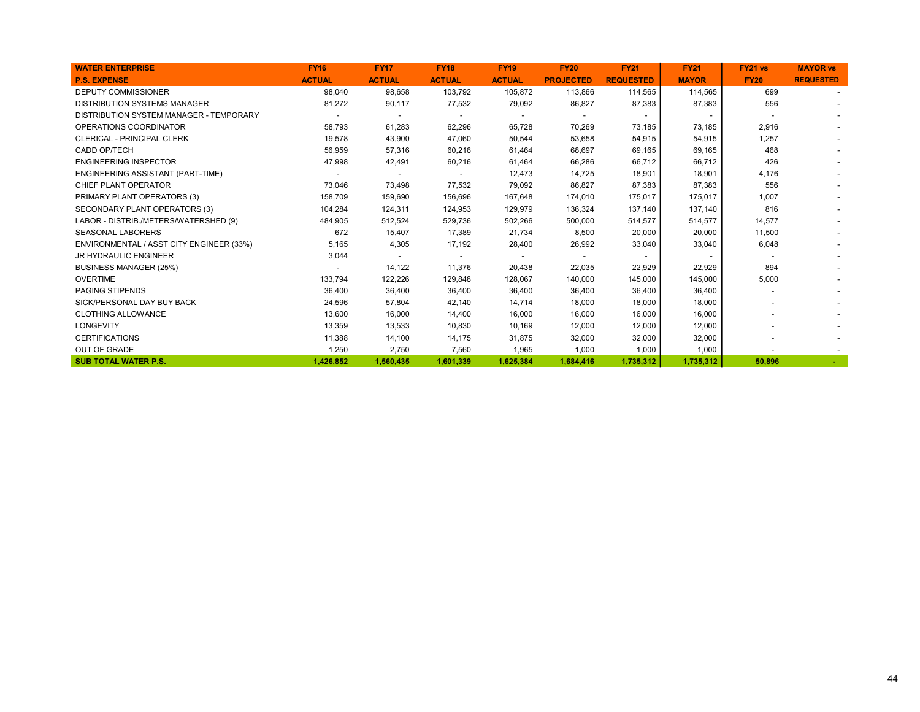| WATER ENTERPRISE | FY16 | FY17 | FY18 | FY19 | FY20 | FY21 | FY21 | FY21 vs | MAYOR vs |
|---|---|---|---|---|---|---|---|---|---|
| **P.S. EXPENSE** | **ACTUAL** | **ACTUAL** | **ACTUAL** | **ACTUAL** | **PROJECTED** | **REQUESTED** | **MAYOR** | **FY20** | **REQUESTED** |
| DEPUTY COMMISSIONER | 98,040 | 98,658 | 103,792 | 105,872 | 113,866 | 114,565 | 114,565 | 699 | - |
| DISTRIBUTION SYSTEMS MANAGER | 81,272 | 90,117 | 77,532 | 79,092 | 86,827 | 87,383 | 87,383 | 556 | - |
| DISTRIBUTION SYSTEM MANAGER - TEMPORARY | - | - | - | - | - | - | - | - | - |
| OPERATIONS COORDINATOR | 58,793 | 61,283 | 62,296 | 65,728 | 70,269 | 73,185 | 73,185 | 2,916 | - |
| CLERICAL - PRINCIPAL CLERK | 19,578 | 43,900 | 47,060 | 50,544 | 53,658 | 54,915 | 54,915 | 1,257 | - |
| CADD OP/TECH | 56,959 | 57,316 | 60,216 | 61,464 | 68,697 | 69,165 | 69,165 | 468 | - |
| ENGINEERING INSPECTOR | 47,998 | 42,491 | 60,216 | 61,464 | 66,286 | 66,712 | 66,712 | 426 | - |
| ENGINEERING ASSISTANT (PART-TIME) | - | - | - | 12,473 | 14,725 | 18,901 | 18,901 | 4,176 | - |
| CHIEF PLANT OPERATOR | 73,046 | 73,498 | 77,532 | 79,092 | 86,827 | 87,383 | 87,383 | 556 | - |
| PRIMARY PLANT OPERATORS (3) | 158,709 | 159,690 | 156,696 | 167,648 | 174,010 | 175,017 | 175,017 | 1,007 | - |
| SECONDARY PLANT OPERATORS (3) | 104,284 | 124,311 | 124,953 | 129,979 | 136,324 | 137,140 | 137,140 | 816 | - |
| LABOR - DISTRIB./METERS/WATERSHED (9) | 484,905 | 512,524 | 529,736 | 502,266 | 500,000 | 514,577 | 514,577 | 14,577 | - |
| SEASONAL LABORERS | 672 | 15,407 | 17,389 | 21,734 | 8,500 | 20,000 | 20,000 | 11,500 | - |
| ENVIRONMENTAL / ASST CITY ENGINEER (33%) | 5,165 | 4,305 | 17,192 | 28,400 | 26,992 | 33,040 | 33,040 | 6,048 | - |
| JR HYDRAULIC ENGINEER | 3,044 | - | - | - | - | - | - | - | - |
| BUSINESS MANAGER (25%) | - | 14,122 | 11,376 | 20,438 | 22,035 | 22,929 | 22,929 | 894 | - |
| OVERTIME | 133,794 | 122,226 | 129,848 | 128,067 | 140,000 | 145,000 | 145,000 | 5,000 | - |
| PAGING STIPENDS | 36,400 | 36,400 | 36,400 | 36,400 | 36,400 | 36,400 | 36,400 | - | - |
| SICK/PERSONAL DAY BUY BACK | 24,596 | 57,804 | 42,140 | 14,714 | 18,000 | 18,000 | 18,000 | - | - |
| CLOTHING ALLOWANCE | 13,600 | 16,000 | 14,400 | 16,000 | 16,000 | 16,000 | 16,000 | - | - |
| LONGEVITY | 13,359 | 13,533 | 10,830 | 10,169 | 12,000 | 12,000 | 12,000 | - | - |
| CERTIFICATIONS | 11,388 | 14,100 | 14,175 | 31,875 | 32,000 | 32,000 | 32,000 | - | - |
| OUT OF GRADE | 1,250 | 2,750 | 7,560 | 1,965 | 1,000 | 1,000 | 1,000 | - | - |
| **SUB TOTAL WATER P.S.** | **1,426,852** | **1,560,435** | **1,601,339** | **1,625,384** | **1,684,416** | **1,735,312** | **1,735,312** | **50,896** | **-** |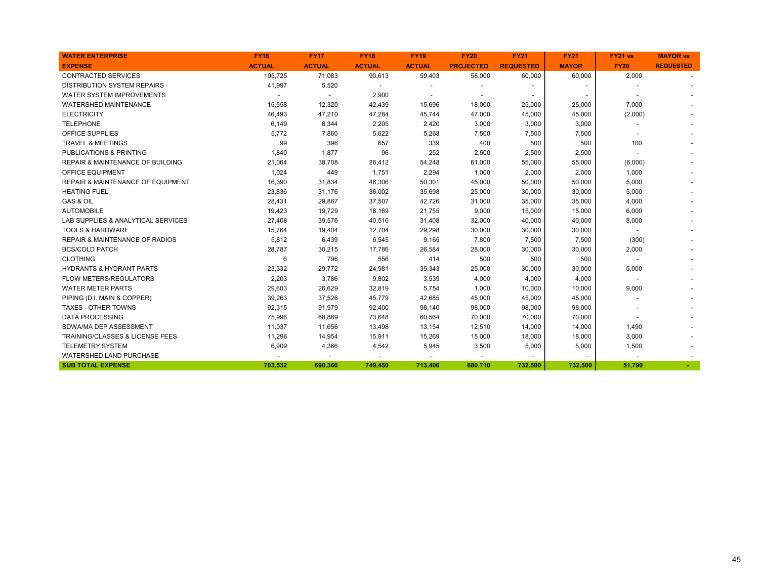| WATER ENTERPRISE | FY16 | FY17 | FY18 | FY19 | FY20 | FY21 | FY21 | FY21 vs | MAYOR vs |
|---|---|---|---|---|---|---|---|---|---|
| EXPENSE | ACTUAL | ACTUAL | ACTUAL | ACTUAL | PROJECTED | REQUESTED | MAYOR | FY20 | REQUESTED |
| CONTRACTED SERVICES | 105,725 | 71,083 | 90,613 | 59,403 | 58,000 | 60,000 | 60,000 | 2,000 | - |
| DISTRIBUTION SYSTEM REPAIRS | 41,997 | 5,520 | - | - | - | - | - | - | - |
| WATER SYSTEM IMPROVEMENTS | - | - | 2,900 | - | - | - | - | - | - |
| WATERSHED MAINTENANCE | 15,558 | 12,320 | 42,439 | 15,696 | 18,000 | 25,000 | 25,000 | 7,000 | - |
| ELECTRICITY | 46,493 | 47,210 | 47,284 | 45,744 | 47,000 | 45,000 | 45,000 | (2,000) | - |
| TELEPHONE | 6,149 | 6,344 | 2,205 | 2,420 | 3,000 | 3,000 | 3,000 | - | - |
| OFFICE SUPPLIES | 5,772 | 7,860 | 5,622 | 5,268 | 7,500 | 7,500 | 7,500 | - | - |
| TRAVEL & MEETINGS | 99 | 396 | 657 | 339 | 400 | 500 | 500 | 100 | - |
| PUBLICATIONS & PRINTING | 1,840 | 1,877 | 96 | 252 | 2,500 | 2,500 | 2,500 | - | - |
| REPAIR & MAINTENANCE OF BUILDING | 21,064 | 38,708 | 26,412 | 54,248 | 61,000 | 55,000 | 55,000 | (6,000) | - |
| OFFICE EQUIPMENT | 1,024 | 449 | 1,751 | 2,294 | 1,000 | 2,000 | 2,000 | 1,000 | - |
| REPAIR & MAINTENANCE OF EQUIPMENT | 16,390 | 31,834 | 46,306 | 50,301 | 45,000 | 50,000 | 50,000 | 5,000 | - |
| HEATING FUEL | 23,836 | 31,176 | 36,002 | 35,698 | 25,000 | 30,000 | 30,000 | 5,000 | - |
| GAS & OIL | 28,431 | 29,867 | 37,507 | 42,726 | 31,000 | 35,000 | 35,000 | 4,000 | - |
| AUTOMOBILE | 19,423 | 19,729 | 18,169 | 21,755 | 9,000 | 15,000 | 15,000 | 6,000 | - |
| LAB SUPPLIES & ANALYTICAL SERVICES | 27,408 | 39,576 | 40,516 | 31,408 | 32,000 | 40,000 | 40,000 | 8,000 | - |
| TOOLS & HARDWARE | 15,764 | 19,404 | 12,704 | 29,298 | 30,000 | 30,000 | 30,000 | - | - |
| REPAIR & MAINTENANCE OF RADIOS | 5,812 | 6,439 | 6,545 | 9,165 | 7,800 | 7,500 | 7,500 | (300) | - |
| BCS/COLD PATCH | 28,787 | 30,215 | 17,786 | 26,584 | 28,000 | 30,000 | 30,000 | 2,000 | - |
| CLOTHING | 6 | 796 | 556 | 414 | 500 | 500 | 500 | - | - |
| HYDRANTS & HYDRANT PARTS | 23,332 | 29,772 | 24,981 | 35,343 | 25,000 | 30,000 | 30,000 | 5,000 | - |
| FLOW METERS/REGULATORS | 2,203 | 3,786 | 9,802 | 3,539 | 4,000 | 4,000 | 4,000 | - | - |
| WATER METER PARTS | 29,603 | 26,629 | 32,819 | 5,754 | 1,000 | 10,000 | 10,000 | 9,000 | - |
| PIPING (D.I. MAIN & COPPER) | 39,263 | 37,526 | 45,779 | 42,685 | 45,000 | 45,000 | 45,000 | - | - |
| TAXES - OTHER TOWNS | 92,315 | 91,979 | 92,400 | 98,140 | 98,000 | 98,000 | 98,000 | - | - |
| DATA PROCESSING | 75,996 | 68,889 | 73,648 | 60,564 | 70,000 | 70,000 | 70,000 | - | - |
| SDWA/MA DEP ASSESSMENT | 11,037 | 11,656 | 13,498 | 13,154 | 12,510 | 14,000 | 14,000 | 1,490 | - |
| TRAINING/CLASSES & LICENSE FEES | 11,296 | 14,954 | 15,911 | 15,269 | 15,000 | 18,000 | 18,000 | 3,000 | - |
| TELEMETRY SYSTEM | 6,909 | 4,366 | 4,542 | 5,945 | 3,500 | 5,000 | 5,000 | 1,500 | - |
| WATERSHED LAND PURCHASE | - | - | - | - | - | - | - | - | - |
| **SUB TOTAL EXPENSE** | **703,532** | **690,360** | **749,450** | **713,406** | **680,710** | **732,500** | **732,500** | **51,790** | **-** |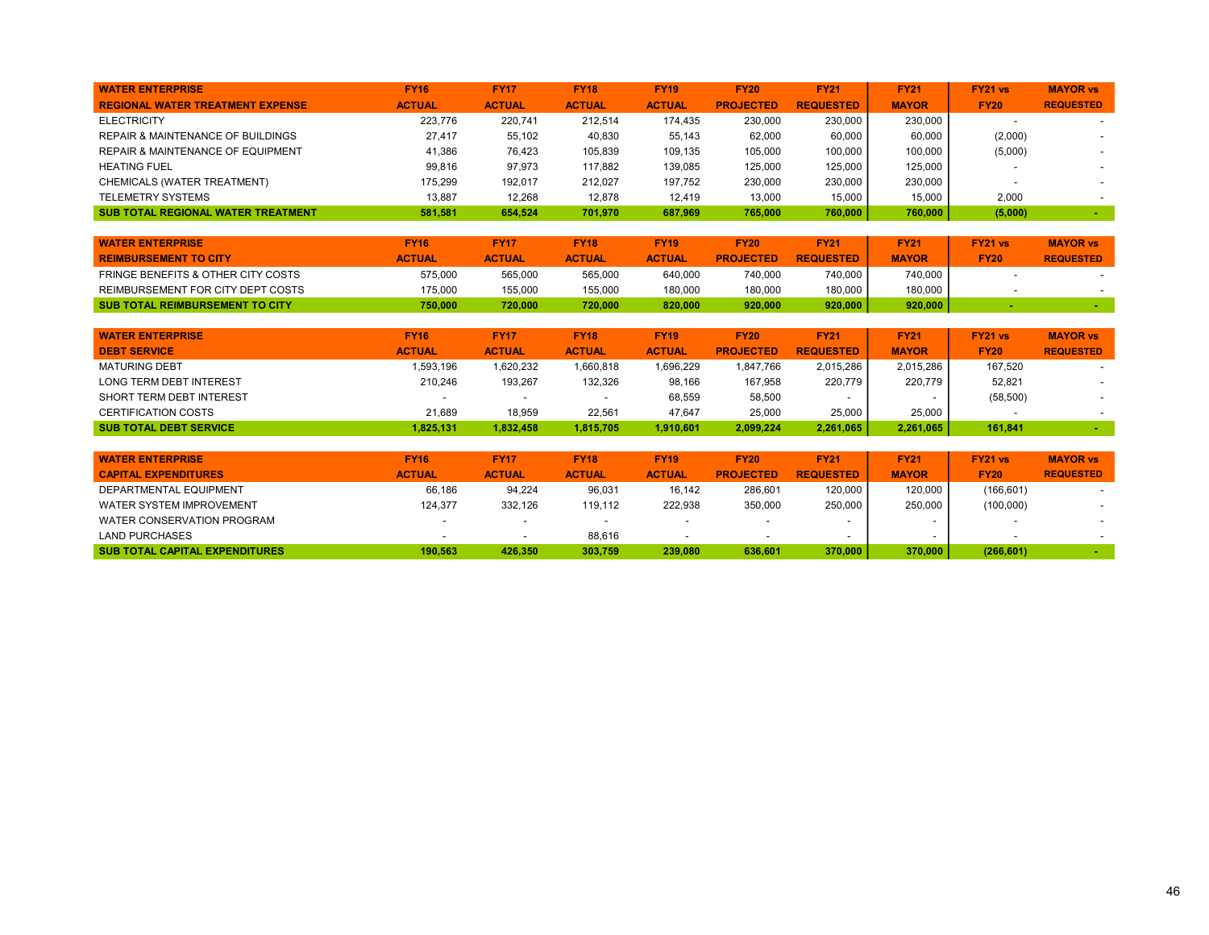| WATER ENTERPRISE<br>REGIONAL WATER TREATMENT EXPENSE | FY16<br>ACTUAL | FY17<br>ACTUAL | FY18<br>ACTUAL | FY19<br>ACTUAL | FY20<br>PROJECTED | FY21<br>REQUESTED | FY21<br>MAYOR | FY21 vs<br>FY20 | MAYOR vs<br>REQUESTED |
|---|---|---|---|---|---|---|---|---|---|
| ELECTRICITY | 223,776 | 220,741 | 212,514 | 174,435 | 230,000 | 230,000 | 230,000 | - | - |
| REPAIR & MAINTENANCE OF BUILDINGS | 27,417 | 55,102 | 40,830 | 55,143 | 62,000 | 60,000 | 60,000 | (2,000) | - |
| REPAIR & MAINTENANCE OF EQUIPMENT | 41,386 | 76,423 | 105,839 | 109,135 | 105,000 | 100,000 | 100,000 | (5,000) | - |
| HEATING FUEL | 99,816 | 97,973 | 117,882 | 139,085 | 125,000 | 125,000 | 125,000 | - | - |
| CHEMICALS (WATER TREATMENT) | 175,299 | 192,017 | 212,027 | 197,752 | 230,000 | 230,000 | 230,000 | - | - |
| TELEMETRY SYSTEMS | 13,887 | 12,268 | 12,878 | 12,419 | 13,000 | 15,000 | 15,000 | 2,000 | - |
| **SUB TOTAL REGIONAL WATER TREATMENT** | **581,581** | **654,524** | **701,970** | **687,969** | **765,000** | **760,000** | **760,000** | **(5,000)** | **-** |

| WATER ENTERPRISE<br>REIMBURSEMENT TO CITY | FY16<br>ACTUAL | FY17<br>ACTUAL | FY18<br>ACTUAL | FY19<br>ACTUAL | FY20<br>PROJECTED | FY21<br>REQUESTED | FY21<br>MAYOR | FY21 vs<br>FY20 | MAYOR vs<br>REQUESTED |
|---|---|---|---|---|---|---|---|---|---|
| FRINGE BENEFITS & OTHER CITY COSTS | 575,000 | 565,000 | 565,000 | 640,000 | 740,000 | 740,000 | 740,000 | - | - |
| REIMBURSEMENT FOR CITY DEPT COSTS | 175,000 | 155,000 | 155,000 | 180,000 | 180,000 | 180,000 | 180,000 | - | - |
| **SUB TOTAL REIMBURSEMENT TO CITY** | **750,000** | **720,000** | **720,000** | **820,000** | **920,000** | **920,000** | **920,000** | **-** | **-** |

| WATER ENTERPRISE<br>DEBT SERVICE | FY16<br>ACTUAL | FY17<br>ACTUAL | FY18<br>ACTUAL | FY19<br>ACTUAL | FY20<br>PROJECTED | FY21<br>REQUESTED | FY21<br>MAYOR | FY21 vs<br>FY20 | MAYOR vs<br>REQUESTED |
|---|---|---|---|---|---|---|---|---|---|
| MATURING DEBT | 1,593,196 | 1,620,232 | 1,660,818 | 1,696,229 | 1,847,766 | 2,015,286 | 2,015,286 | 167,520 | - |
| LONG TERM DEBT INTEREST | 210,246 | 193,267 | 132,326 | 98,166 | 167,958 | 220,779 | 220,779 | 52,821 | - |
| SHORT TERM DEBT INTEREST | - | - | - | 68,559 | 58,500 | - | - | (58,500) | - |
| CERTIFICATION COSTS | 21,689 | 18,959 | 22,561 | 47,647 | 25,000 | 25,000 | 25,000 | - | - |
| **SUB TOTAL DEBT SERVICE** | **1,825,131** | **1,832,458** | **1,815,705** | **1,910,601** | **2,099,224** | **2,261,065** | **2,261,065** | **161,841** | **-** |

| WATER ENTERPRISE<br>CAPITAL EXPENDITURES | FY16<br>ACTUAL | FY17<br>ACTUAL | FY18<br>ACTUAL | FY19<br>ACTUAL | FY20<br>PROJECTED | FY21<br>REQUESTED | FY21<br>MAYOR | FY21 vs<br>FY20 | MAYOR vs<br>REQUESTED |
|---|---|---|---|---|---|---|---|---|---|
| DEPARTMENTAL EQUIPMENT | 66,186 | 94,224 | 96,031 | 16,142 | 286,601 | 120,000 | 120,000 | (166,601) | - |
| WATER SYSTEM IMPROVEMENT | 124,377 | 332,126 | 119,112 | 222,938 | 350,000 | 250,000 | 250,000 | (100,000) | - |
| WATER CONSERVATION PROGRAM | - | - | - | - | - | - | - | - | - |
| LAND PURCHASES | - | - | 88,616 | - | - | - | - | - | - |
| **SUB TOTAL CAPITAL EXPENDITURES** | **190,563** | **426,350** | **303,759** | **239,080** | **636,601** | **370,000** | **370,000** | **(266,601)** | **-** |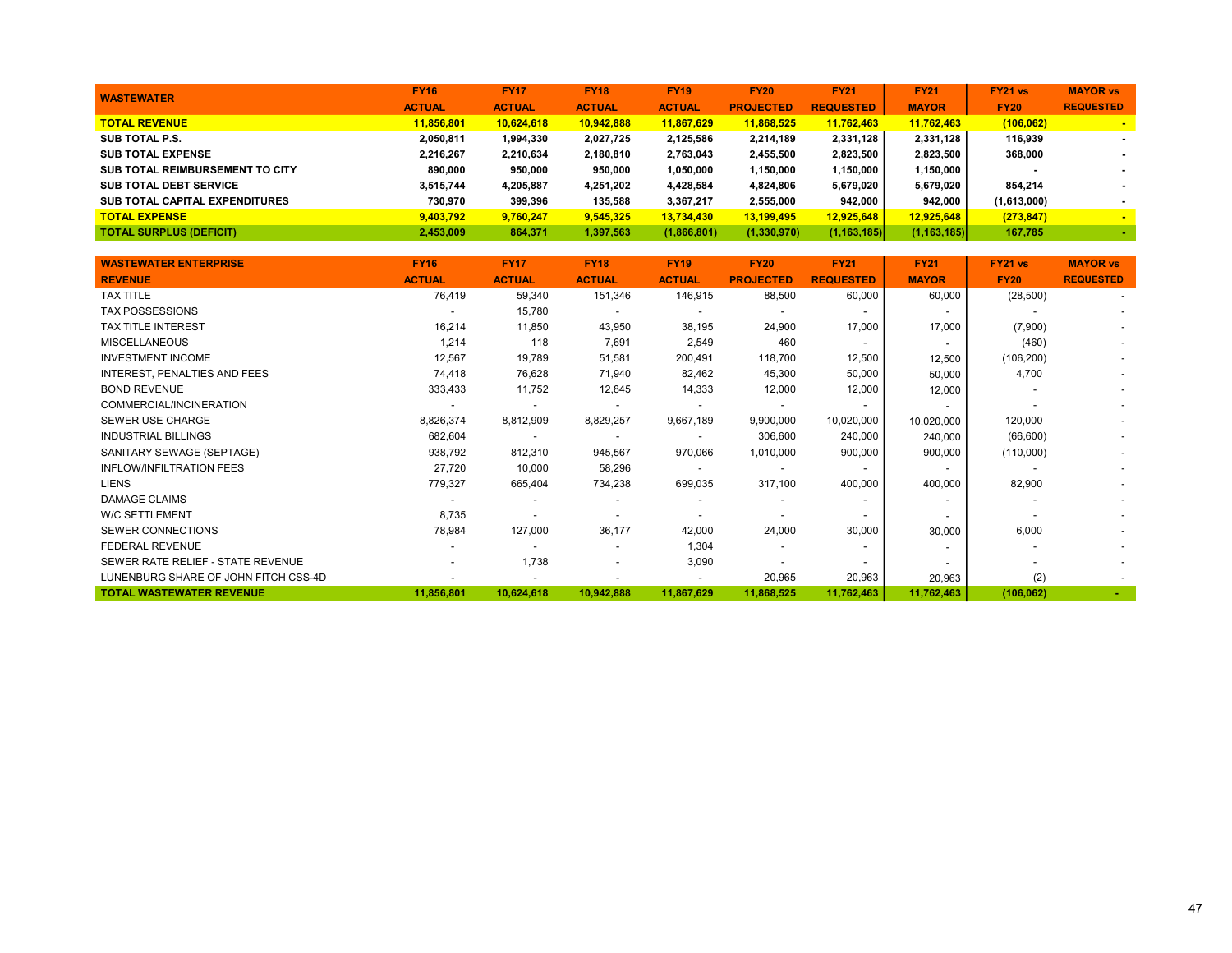| WASTEWATER | FY16 ACTUAL | FY17 ACTUAL | FY18 ACTUAL | FY19 ACTUAL | FY20 PROJECTED | FY21 REQUESTED | FY21 MAYOR | FY21 vs FY20 | MAYOR vs REQUESTED |
|---|---|---|---|---|---|---|---|---|---|
| **TOTAL REVENUE** | **11,856,801** | **10,624,618** | **10,942,888** | **11,867,629** | **11,868,525** | **11,762,463** | **11,762,463** | **(106,062)** | **-** |
| **SUB TOTAL P.S.** | **2,050,811** | **1,994,330** | **2,027,725** | **2,125,586** | **2,214,189** | **2,331,128** | **2,331,128** | **116,939** | **-** |
| **SUB TOTAL EXPENSE** | **2,216,267** | **2,210,634** | **2,180,810** | **2,763,043** | **2,455,500** | **2,823,500** | **2,823,500** | **368,000** | **-** |
| **SUB TOTAL REIMBURSEMENT TO CITY** | **890,000** | **950,000** | **950,000** | **1,050,000** | **1,150,000** | **1,150,000** | **1,150,000** | **-** | **-** |
| **SUB TOTAL DEBT SERVICE** | **3,515,744** | **4,205,887** | **4,251,202** | **4,428,584** | **4,824,806** | **5,679,020** | **5,679,020** | **854,214** | **-** |
| **SUB TOTAL CAPITAL EXPENDITURES** | **730,970** | **399,396** | **135,588** | **3,367,217** | **2,555,000** | **942,000** | **942,000** | **(1,613,000)** | **-** |
| **TOTAL EXPENSE** | **9,403,792** | **9,760,247** | **9,545,325** | **13,734,430** | **13,199,495** | **12,925,648** | **12,925,648** | **(273,847)** | **-** |
| **TOTAL SURPLUS (DEFICIT)** | **2,453,009** | **864,371** | **1,397,563** | **(1,866,801)** | **(1,330,970)** | **(1,163,185)** | **(1,163,185)** | **167,785** | **-** |

| WASTEWATER ENTERPRISE REVENUE | FY16 ACTUAL | FY17 ACTUAL | FY18 ACTUAL | FY19 ACTUAL | FY20 PROJECTED | FY21 REQUESTED | FY21 MAYOR | FY21 vs FY20 | MAYOR vs REQUESTED |
|---|---|---|---|---|---|---|---|---|---|
| TAX TITLE | 76,419 | 59,340 | 151,346 | 146,915 | 88,500 | 60,000 | 60,000 | (28,500) | - |
| TAX POSSESSIONS | - | 15,780 | - | - | - | - | - | - | - |
| TAX TITLE INTEREST | 16,214 | 11,850 | 43,950 | 38,195 | 24,900 | 17,000 | 17,000 | (7,900) | - |
| MISCELLANEOUS | 1,214 | 118 | 7,691 | 2,549 | 460 | - | - | (460) | - |
| INVESTMENT INCOME | 12,567 | 19,789 | 51,581 | 200,491 | 118,700 | 12,500 | 12,500 | (106,200) | - |
| INTEREST, PENALTIES AND FEES | 74,418 | 76,628 | 71,940 | 82,462 | 45,300 | 50,000 | 50,000 | 4,700 | - |
| BOND REVENUE | 333,433 | 11,752 | 12,845 | 14,333 | 12,000 | 12,000 | 12,000 | - | - |
| COMMERCIAL/INCINERATION | - | - | - | - | - | - | - | - | - |
| SEWER USE CHARGE | 8,826,374 | 8,812,909 | 8,829,257 | 9,667,189 | 9,900,000 | 10,020,000 | 10,020,000 | 120,000 | - |
| INDUSTRIAL BILLINGS | 682,604 | - | - | - | 306,600 | 240,000 | 240,000 | (66,600) | - |
| SANITARY SEWAGE (SEPTAGE) | 938,792 | 812,310 | 945,567 | 970,066 | 1,010,000 | 900,000 | 900,000 | (110,000) | - |
| INFLOW/INFILTRATION FEES | 27,720 | 10,000 | 58,296 | - | - | - | - | - | - |
| LIENS | 779,327 | 665,404 | 734,238 | 699,035 | 317,100 | 400,000 | 400,000 | 82,900 | - |
| DAMAGE CLAIMS | - | - | - | - | - | - | - | - | - |
| W/C SETTLEMENT | 8,735 | - | - | - | - | - | - | - | - |
| SEWER CONNECTIONS | 78,984 | 127,000 | 36,177 | 42,000 | 24,000 | 30,000 | 30,000 | 6,000 | - |
| FEDERAL REVENUE | - | - | - | 1,304 | - | - | - | - | - |
| SEWER RATE RELIEF - STATE REVENUE | - | 1,738 | - | 3,090 | - | - | - | - | - |
| LUNENBURG SHARE OF JOHN FITCH CSS-4D | - | - | - | - | 20,965 | 20,963 | 20,963 | (2) | - |
| **TOTAL WASTEWATER REVENUE** | **11,856,801** | **10,624,618** | **10,942,888** | **11,867,629** | **11,868,525** | **11,762,463** | **11,762,463** | **(106,062)** | **-** |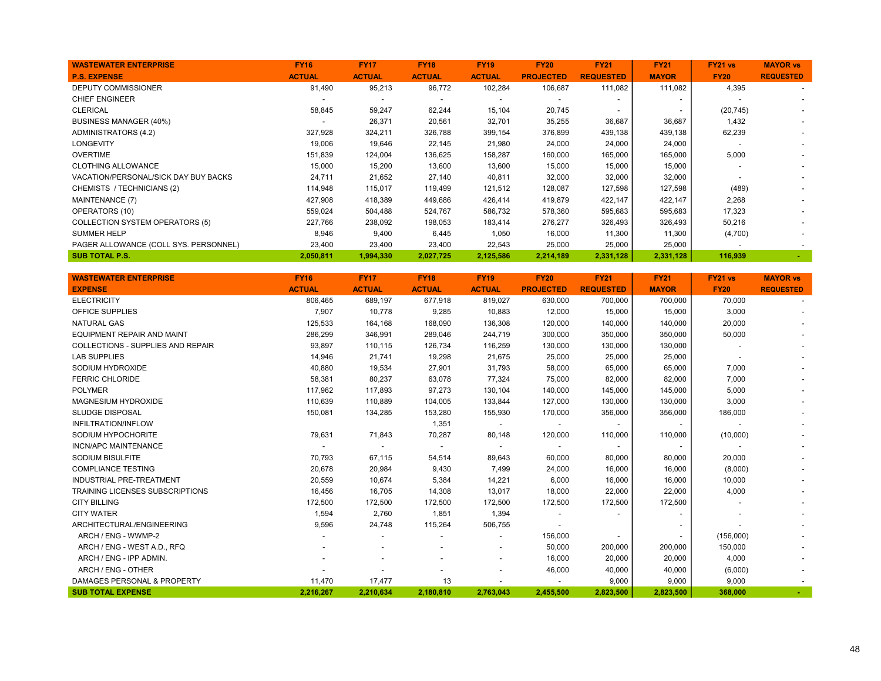| WASTEWATER ENTERPRISE | FY16 | FY17 | FY18 | FY19 | FY20 | FY21 | FY21 | FY21 vs | MAYOR vs |
|---|---|---|---|---|---|---|---|---|---|
| **P.S. EXPENSE** | **ACTUAL** | **ACTUAL** | **ACTUAL** | **ACTUAL** | **PROJECTED** | **REQUESTED** | **MAYOR** | **FY20** | **REQUESTED** |
| DEPUTY COMMISSIONER | 91,490 | 95,213 | 96,772 | 102,284 | 106,687 | 111,082 | 111,082 | 4,395 | - |
| CHIEF ENGINEER | - | - | - | - | - | - | - | - | - |
| CLERICAL | 58,845 | 59,247 | 62,244 | 15,104 | 20,745 | - | - | (20,745) | - |
| BUSINESS MANAGER (40%) | - | 26,371 | 20,561 | 32,701 | 35,255 | 36,687 | 36,687 | 1,432 | - |
| ADMINISTRATORS (4.2) | 327,928 | 324,211 | 326,788 | 399,154 | 376,899 | 439,138 | 439,138 | 62,239 | - |
| LONGEVITY | 19,006 | 19,646 | 22,145 | 21,980 | 24,000 | 24,000 | 24,000 | - | - |
| OVERTIME | 151,839 | 124,004 | 136,625 | 158,287 | 160,000 | 165,000 | 165,000 | 5,000 | - |
| CLOTHING ALLOWANCE | 15,000 | 15,200 | 13,600 | 13,600 | 15,000 | 15,000 | 15,000 | - | - |
| VACATION/PERSONAL/SICK DAY BUY BACKS | 24,711 | 21,652 | 27,140 | 40,811 | 32,000 | 32,000 | 32,000 | - | - |
| CHEMISTS / TECHNICIANS (2) | 114,948 | 115,017 | 119,499 | 121,512 | 128,087 | 127,598 | 127,598 | (489) | - |
| MAINTENANCE (7) | 427,908 | 418,389 | 449,686 | 426,414 | 419,879 | 422,147 | 422,147 | 2,268 | - |
| OPERATORS (10) | 559,024 | 504,488 | 524,767 | 586,732 | 578,360 | 595,683 | 595,683 | 17,323 | - |
| COLLECTION SYSTEM OPERATORS (5) | 227,766 | 238,092 | 198,053 | 183,414 | 276,277 | 326,493 | 326,493 | 50,216 | - |
| SUMMER HELP | 8,946 | 9,400 | 6,445 | 1,050 | 16,000 | 11,300 | 11,300 | (4,700) | - |
| PAGER ALLOWANCE (COLL SYS. PERSONNEL) | 23,400 | 23,400 | 23,400 | 22,543 | 25,000 | 25,000 | 25,000 | - | - |
| **SUB TOTAL P.S.** | **2,050,811** | **1,994,330** | **2,027,725** | **2,125,586** | **2,214,189** | **2,331,128** | **2,331,128** | **116,939** | **-** |

| WASTEWATER ENTERPRISE | FY16 | FY17 | FY18 | FY19 | FY20 | FY21 | FY21 | FY21 vs | MAYOR vs |
|---|---|---|---|---|---|---|---|---|---|
| **EXPENSE** | **ACTUAL** | **ACTUAL** | **ACTUAL** | **ACTUAL** | **PROJECTED** | **REQUESTED** | **MAYOR** | **FY20** | **REQUESTED** |
| ELECTRICITY | 806,465 | 689,197 | 677,918 | 819,027 | 630,000 | 700,000 | 700,000 | 70,000 | - |
| OFFICE SUPPLIES | 7,907 | 10,778 | 9,285 | 10,883 | 12,000 | 15,000 | 15,000 | 3,000 | - |
| NATURAL GAS | 125,533 | 164,168 | 168,090 | 136,308 | 120,000 | 140,000 | 140,000 | 20,000 | - |
| EQUIPMENT REPAIR AND MAINT | 286,299 | 346,991 | 289,046 | 244,719 | 300,000 | 350,000 | 350,000 | 50,000 | - |
| COLLECTIONS - SUPPLIES AND REPAIR | 93,897 | 110,115 | 126,734 | 116,259 | 130,000 | 130,000 | 130,000 | - | - |
| LAB SUPPLIES | 14,946 | 21,741 | 19,298 | 21,675 | 25,000 | 25,000 | 25,000 | - | - |
| SODIUM HYDROXIDE | 40,880 | 19,534 | 27,901 | 31,793 | 58,000 | 65,000 | 65,000 | 7,000 | - |
| FERRIC CHLORIDE | 58,381 | 80,237 | 63,078 | 77,324 | 75,000 | 82,000 | 82,000 | 7,000 | - |
| POLYMER | 117,962 | 117,893 | 97,273 | 130,104 | 140,000 | 145,000 | 145,000 | 5,000 | - |
| MAGNESIUM HYDROXIDE | 110,639 | 110,889 | 104,005 | 133,844 | 127,000 | 130,000 | 130,000 | 3,000 | - |
| SLUDGE DISPOSAL | 150,081 | 134,285 | 153,280 | 155,930 | 170,000 | 356,000 | 356,000 | 186,000 | - |
| INFILTRATION/INFLOW | | | 1,351 | - | - | - | - | - | - |
| SODIUM HYPOCHORITE | 79,631 | 71,843 | 70,287 | 80,148 | 120,000 | 110,000 | 110,000 | (10,000) | - |
| INCN/APC MAINTENANCE | - | - | - | - | - | - | - | - | - |
| SODIUM BISULFITE | 70,793 | 67,115 | 54,514 | 89,643 | 60,000 | 80,000 | 80,000 | 20,000 | - |
| COMPLIANCE TESTING | 20,678 | 20,984 | 9,430 | 7,499 | 24,000 | 16,000 | 16,000 | (8,000) | - |
| INDUSTRIAL PRE-TREATMENT | 20,559 | 10,674 | 5,384 | 14,221 | 6,000 | 16,000 | 16,000 | 10,000 | - |
| TRAINING LICENSES SUBSCRIPTIONS | 16,456 | 16,705 | 14,308 | 13,017 | 18,000 | 22,000 | 22,000 | 4,000 | - |
| CITY BILLING | 172,500 | 172,500 | 172,500 | 172,500 | 172,500 | 172,500 | 172,500 | - | - |
| CITY WATER | 1,594 | 2,760 | 1,851 | 1,394 | - | - | - | - | - |
| ARCHITECTURAL/ENGINEERING | 9,596 | 24,748 | 115,264 | 506,755 | - | | - | - | - |
| ARCH / ENG - WWMP-2 | - | - | - | - | 156,000 | - | - | (156,000) | - |
| ARCH / ENG - WEST A.D., RFQ | - | - | - | - | 50,000 | 200,000 | 200,000 | 150,000 | - |
| ARCH / ENG - IPP ADMIN. | - | - | - | - | 16,000 | 20,000 | 20,000 | 4,000 | - |
| ARCH / ENG - OTHER | - | - | - | - | 46,000 | 40,000 | 40,000 | (6,000) | - |
| DAMAGES PERSONAL & PROPERTY | 11,470 | 17,477 | 13 | - | - | 9,000 | 9,000 | 9,000 | - |
| **SUB TOTAL EXPENSE** | **2,216,267** | **2,210,634** | **2,180,810** | **2,763,043** | **2,455,500** | **2,823,500** | **2,823,500** | **368,000** | **-** |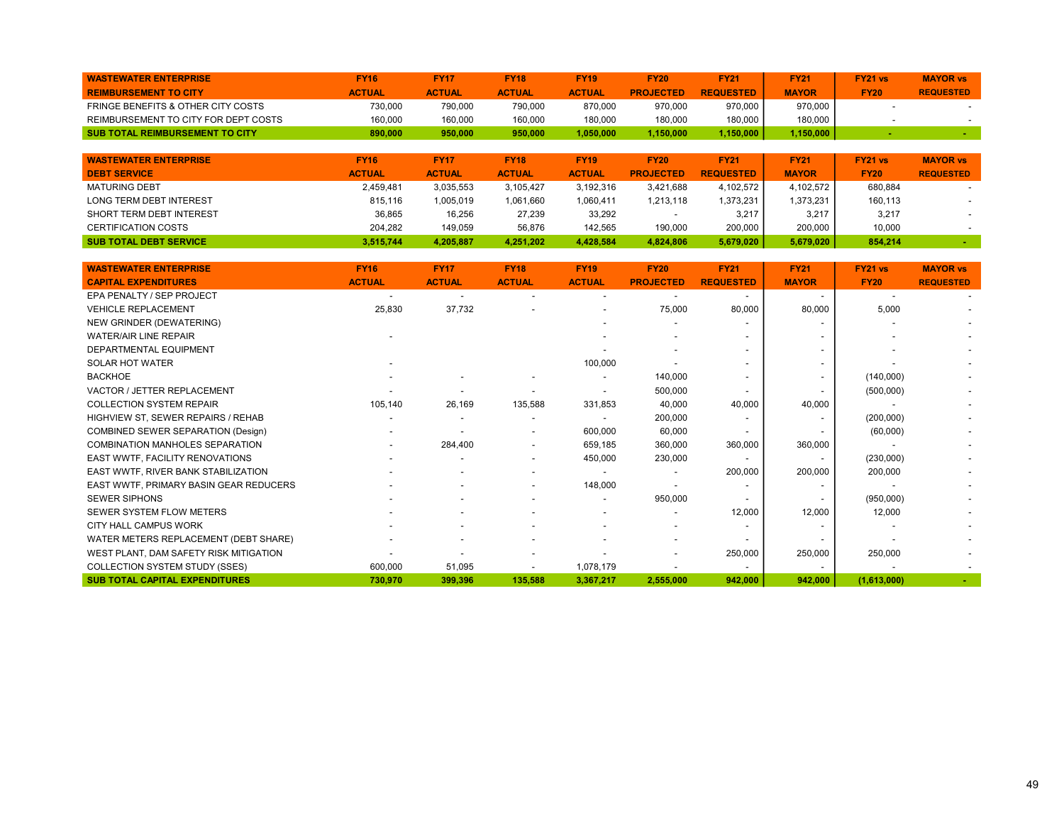| WASTEWATER ENTERPRISE REIMBURSEMENT TO CITY | FY16 ACTUAL | FY17 ACTUAL | FY18 ACTUAL | FY19 ACTUAL | FY20 PROJECTED | FY21 REQUESTED | FY21 MAYOR | FY21 vs FY20 | MAYOR vs REQUESTED |
|---|---|---|---|---|---|---|---|---|---|
| FRINGE BENEFITS & OTHER CITY COSTS | 730,000 | 790,000 | 790,000 | 870,000 | 970,000 | 970,000 | 970,000 | - | - |
| REIMBURSEMENT TO CITY FOR DEPT COSTS | 160,000 | 160,000 | 160,000 | 180,000 | 180,000 | 180,000 | 180,000 | - | - |
| **SUB TOTAL REIMBURSEMENT TO CITY** | **890,000** | **950,000** | **950,000** | **1,050,000** | **1,150,000** | **1,150,000** | **1,150,000** | **-** | **-** |

| WASTEWATER ENTERPRISE DEBT SERVICE | FY16 ACTUAL | FY17 ACTUAL | FY18 ACTUAL | FY19 ACTUAL | FY20 PROJECTED | FY21 REQUESTED | FY21 MAYOR | FY21 vs FY20 | MAYOR vs REQUESTED |
|---|---|---|---|---|---|---|---|---|---|
| MATURING DEBT | 2,459,481 | 3,035,553 | 3,105,427 | 3,192,316 | 3,421,688 | 4,102,572 | 4,102,572 | 680,884 | - |
| LONG TERM DEBT INTEREST | 815,116 | 1,005,019 | 1,061,660 | 1,060,411 | 1,213,118 | 1,373,231 | 1,373,231 | 160,113 | - |
| SHORT TERM DEBT INTEREST | 36,865 | 16,256 | 27,239 | 33,292 | - | 3,217 | 3,217 | 3,217 | - |
| CERTIFICATION COSTS | 204,282 | 149,059 | 56,876 | 142,565 | 190,000 | 200,000 | 200,000 | 10,000 | - |
| **SUB TOTAL DEBT SERVICE** | **3,515,744** | **4,205,887** | **4,251,202** | **4,428,584** | **4,824,806** | **5,679,020** | **5,679,020** | **854,214** | **-** |

| WASTEWATER ENTERPRISE CAPITAL EXPENDITURES | FY16 ACTUAL | FY17 ACTUAL | FY18 ACTUAL | FY19 ACTUAL | FY20 PROJECTED | FY21 REQUESTED | FY21 MAYOR | FY21 vs FY20 | MAYOR vs REQUESTED |
|---|---|---|---|---|---|---|---|---|---|
| EPA PENALTY / SEP PROJECT | - | - | - | - | - | - | - | - | - |
| VEHICLE REPLACEMENT | 25,830 | 37,732 | - | - | 75,000 | 80,000 | 80,000 | 5,000 | - |
| NEW GRINDER (DEWATERING) | | | | - | - | - | - | - | - |
| WATER/AIR LINE REPAIR | - | | | - | - | - | - | - | - |
| DEPARTMENTAL EQUIPMENT | | | | - | - | - | - | - | - |
| SOLAR HOT WATER | - | | | 100,000 | - | - | - | - | - |
| BACKHOE | - | - | - | - | 140,000 | - | - | (140,000) | - |
| VACTOR / JETTER REPLACEMENT | - | - | - | - | 500,000 | - | - | (500,000) | - |
| COLLECTION SYSTEM REPAIR | 105,140 | 26,169 | 135,588 | 331,853 | 40,000 | 40,000 | 40,000 | - | - |
| HIGHVIEW ST, SEWER REPAIRS / REHAB | - | - | - | - | 200,000 | - | - | (200,000) | - |
| COMBINED SEWER SEPARATION (Design) | - | - | - | 600,000 | 60,000 | - | - | (60,000) | - |
| COMBINATION MANHOLES SEPARATION | - | 284,400 | - | 659,185 | 360,000 | 360,000 | 360,000 | - | - |
| EAST WWTF, FACILITY RENOVATIONS | - | - | - | 450,000 | 230,000 | - | - | (230,000) | - |
| EAST WWTF, RIVER BANK STABILIZATION | - | - | - | - | - | 200,000 | 200,000 | 200,000 | - |
| EAST WWTF, PRIMARY BASIN GEAR REDUCERS | - | - | - | 148,000 | - | - | - | - | - |
| SEWER SIPHONS | - | - | - | - | 950,000 | - | - | (950,000) | - |
| SEWER SYSTEM FLOW METERS | - | - | - | - | - | 12,000 | 12,000 | 12,000 | - |
| CITY HALL CAMPUS WORK | - | - | - | - | - | - | - | - | - |
| WATER METERS REPLACEMENT (DEBT SHARE) | - | - | - | - | - | - | - | - | - |
| WEST PLANT, DAM SAFETY RISK MITIGATION | - | - | - | - | - | 250,000 | 250,000 | 250,000 | - |
| COLLECTION SYSTEM STUDY (SSES) | 600,000 | 51,095 | - | 1,078,179 | - | - | - | - | - |
| **SUB TOTAL CAPITAL EXPENDITURES** | **730,970** | **399,396** | **135,588** | **3,367,217** | **2,555,000** | **942,000** | **942,000** | **(1,613,000)** | **-** |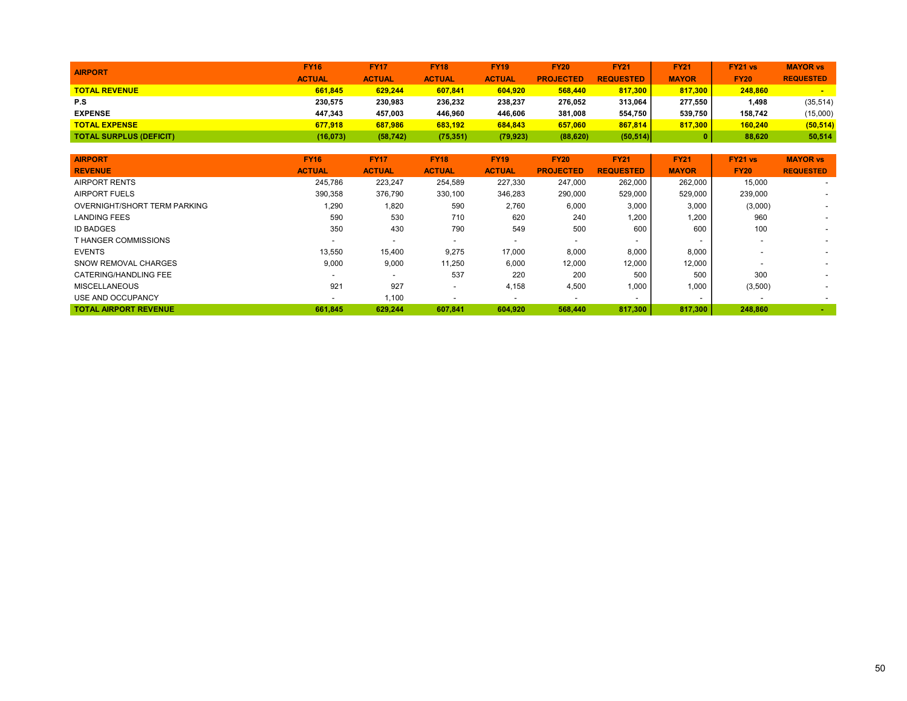| AIRPORT | FY16 ACTUAL | FY17 ACTUAL | FY18 ACTUAL | FY19 ACTUAL | FY20 PROJECTED | FY21 REQUESTED | FY21 MAYOR | FY21 vs FY20 | MAYOR vs REQUESTED |
|---|---|---|---|---|---|---|---|---|---|
| **TOTAL REVENUE** | **661,845** | **629,244** | **607,841** | **604,920** | **568,440** | **817,300** | **817,300** | **248,860** | **-** |
| **P.S** | **230,575** | **230,983** | **236,232** | **238,237** | **276,052** | **313,064** | **277,550** | **1,498** | (35,514) |
| **EXPENSE** | **447,343** | **457,003** | **446,960** | **446,606** | **381,008** | **554,750** | **539,750** | **158,742** | (15,000) |
| **TOTAL EXPENSE** | **677,918** | **687,986** | **683,192** | **684,843** | **657,060** | **867,814** | **817,300** | **160,240** | **(50,514)** |
| **TOTAL SURPLUS (DEFICIT)** | **(16,073)** | **(58,742)** | **(75,351)** | **(79,923)** | **(88,620)** | **(50,514)** | **0** | **88,620** | **50,514** |

| AIRPORT REVENUE | FY16 ACTUAL | FY17 ACTUAL | FY18 ACTUAL | FY19 ACTUAL | FY20 PROJECTED | FY21 REQUESTED | FY21 MAYOR | FY21 vs FY20 | MAYOR vs REQUESTED |
|---|---|---|---|---|---|---|---|---|---|
| AIRPORT RENTS | 245,786 | 223,247 | 254,589 | 227,330 | 247,000 | 262,000 | 262,000 | 15,000 | - |
| AIRPORT FUELS | 390,358 | 376,790 | 330,100 | 346,283 | 290,000 | 529,000 | 529,000 | 239,000 | - |
| OVERNIGHT/SHORT TERM PARKING | 1,290 | 1,820 | 590 | 2,760 | 6,000 | 3,000 | 3,000 | (3,000) | - |
| LANDING FEES | 590 | 530 | 710 | 620 | 240 | 1,200 | 1,200 | 960 | - |
| ID BADGES | 350 | 430 | 790 | 549 | 500 | 600 | 600 | 100 | - |
| T HANGER COMMISSIONS | - | - | - | - | - | - | - | - | - |
| EVENTS | 13,550 | 15,400 | 9,275 | 17,000 | 8,000 | 8,000 | 8,000 | - | - |
| SNOW REMOVAL CHARGES | 9,000 | 9,000 | 11,250 | 6,000 | 12,000 | 12,000 | 12,000 | - | - |
| CATERING/HANDLING FEE | - | - | 537 | 220 | 200 | 500 | 500 | 300 | - |
| MISCELLANEOUS | 921 | 927 | - | 4,158 | 4,500 | 1,000 | 1,000 | (3,500) | - |
| USE AND OCCUPANCY | - | 1,100 | - | - | - | - | - | - | - |
| **TOTAL AIRPORT REVENUE** | **661,845** | **629,244** | **607,841** | **604,920** | **568,440** | **817,300** | **817,300** | **248,860** | **-** |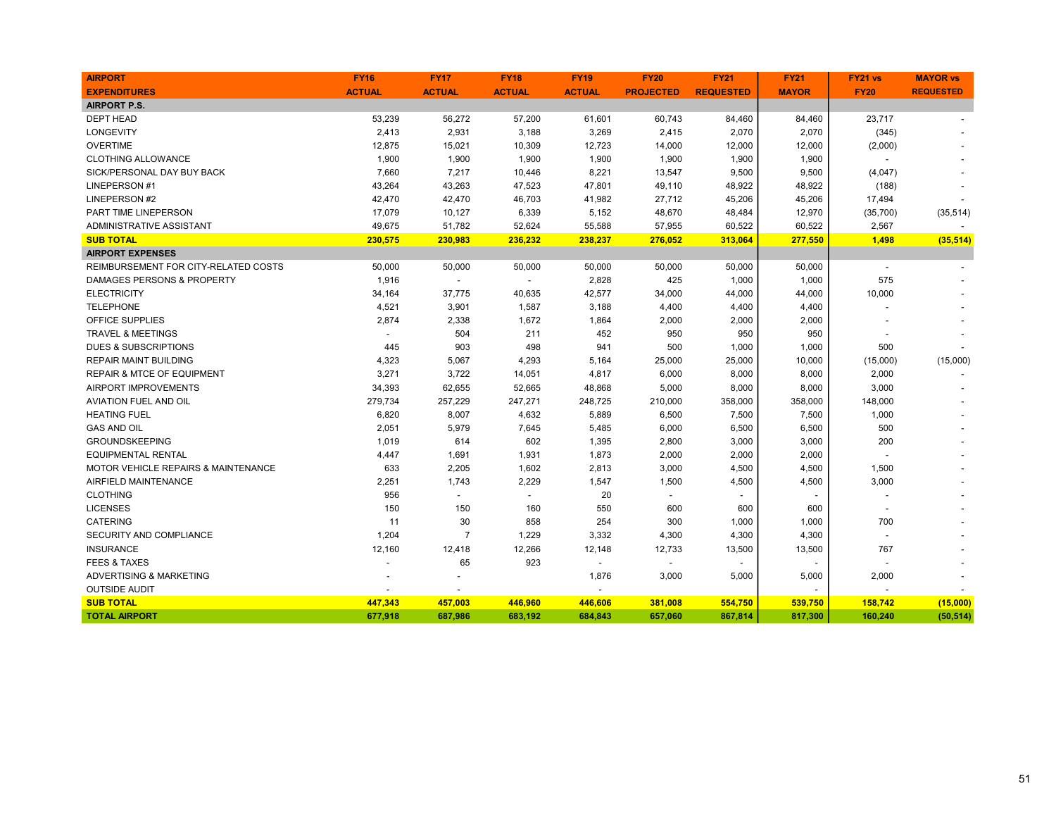| AIRPORT EXPENDITURES | FY16 ACTUAL | FY17 ACTUAL | FY18 ACTUAL | FY19 ACTUAL | FY20 PROJECTED | FY21 REQUESTED | FY21 MAYOR | FY21 vs FY20 | MAYOR vs REQUESTED |
|---|---|---|---|---|---|---|---|---|---|
| **AIRPORT P.S.** | | | | | | | | | |
| DEPT HEAD | 53,239 | 56,272 | 57,200 | 61,601 | 60,743 | 84,460 | 84,460 | 23,717 | - |
| LONGEVITY | 2,413 | 2,931 | 3,188 | 3,269 | 2,415 | 2,070 | 2,070 | (345) | - |
| OVERTIME | 12,875 | 15,021 | 10,309 | 12,723 | 14,000 | 12,000 | 12,000 | (2,000) | - |
| CLOTHING ALLOWANCE | 1,900 | 1,900 | 1,900 | 1,900 | 1,900 | 1,900 | 1,900 | - | - |
| SICK/PERSONAL DAY BUY BACK | 7,660 | 7,217 | 10,446 | 8,221 | 13,547 | 9,500 | 9,500 | (4,047) | - |
| LINEPERSON #1 | 43,264 | 43,263 | 47,523 | 47,801 | 49,110 | 48,922 | 48,922 | (188) | - |
| LINEPERSON #2 | 42,470 | 42,470 | 46,703 | 41,982 | 27,712 | 45,206 | 45,206 | 17,494 | - |
| PART TIME LINEPERSON | 17,079 | 10,127 | 6,339 | 5,152 | 48,670 | 48,484 | 12,970 | (35,700) | (35,514) |
| ADMINISTRATIVE ASSISTANT | 49,675 | 51,782 | 52,624 | 55,588 | 57,955 | 60,522 | 60,522 | 2,567 | - |
| **SUB TOTAL** | **230,575** | **230,983** | **236,232** | **238,237** | **276,052** | **313,064** | **277,550** | **1,498** | **(35,514)** |
| **AIRPORT EXPENSES** | | | | | | | | | |
| REIMBURSEMENT FOR CITY-RELATED COSTS | 50,000 | 50,000 | 50,000 | 50,000 | 50,000 | 50,000 | 50,000 | - | - |
| DAMAGES PERSONS & PROPERTY | 1,916 | - | - | 2,828 | 425 | 1,000 | 1,000 | 575 | - |
| ELECTRICITY | 34,164 | 37,775 | 40,635 | 42,577 | 34,000 | 44,000 | 44,000 | 10,000 | - |
| TELEPHONE | 4,521 | 3,901 | 1,587 | 3,188 | 4,400 | 4,400 | 4,400 | - | - |
| OFFICE SUPPLIES | 2,874 | 2,338 | 1,672 | 1,864 | 2,000 | 2,000 | 2,000 | - | - |
| TRAVEL & MEETINGS | - | 504 | 211 | 452 | 950 | 950 | 950 | - | - |
| DUES & SUBSCRIPTIONS | 445 | 903 | 498 | 941 | 500 | 1,000 | 1,000 | 500 | - |
| REPAIR MAINT BUILDING | 4,323 | 5,067 | 4,293 | 5,164 | 25,000 | 25,000 | 10,000 | (15,000) | (15,000) |
| REPAIR & MTCE OF EQUIPMENT | 3,271 | 3,722 | 14,051 | 4,817 | 6,000 | 8,000 | 8,000 | 2,000 | - |
| AIRPORT IMPROVEMENTS | 34,393 | 62,655 | 52,665 | 48,868 | 5,000 | 8,000 | 8,000 | 3,000 | - |
| AVIATION FUEL AND OIL | 279,734 | 257,229 | 247,271 | 248,725 | 210,000 | 358,000 | 358,000 | 148,000 | - |
| HEATING FUEL | 6,820 | 8,007 | 4,632 | 5,889 | 6,500 | 7,500 | 7,500 | 1,000 | - |
| GAS AND OIL | 2,051 | 5,979 | 7,645 | 5,485 | 6,000 | 6,500 | 6,500 | 500 | - |
| GROUNDSKEEPING | 1,019 | 614 | 602 | 1,395 | 2,800 | 3,000 | 3,000 | 200 | - |
| EQUIPMENTAL RENTAL | 4,447 | 1,691 | 1,931 | 1,873 | 2,000 | 2,000 | 2,000 | - | - |
| MOTOR VEHICLE REPAIRS & MAINTENANCE | 633 | 2,205 | 1,602 | 2,813 | 3,000 | 4,500 | 4,500 | 1,500 | - |
| AIRFIELD MAINTENANCE | 2,251 | 1,743 | 2,229 | 1,547 | 1,500 | 4,500 | 4,500 | 3,000 | - |
| CLOTHING | 956 | - | - | 20 | - | - | - | - | - |
| LICENSES | 150 | 150 | 160 | 550 | 600 | 600 | 600 | - | - |
| CATERING | 11 | 30 | 858 | 254 | 300 | 1,000 | 1,000 | 700 | - |
| SECURITY AND COMPLIANCE | 1,204 | 7 | 1,229 | 3,332 | 4,300 | 4,300 | 4,300 | - | - |
| INSURANCE | 12,160 | 12,418 | 12,266 | 12,148 | 12,733 | 13,500 | 13,500 | 767 | - |
| FEES & TAXES | - | 65 | 923 | - | - | - | - | - | - |
| ADVERTISING & MARKETING | - | - | | 1,876 | 3,000 | 5,000 | 5,000 | 2,000 | - |
| OUTSIDE AUDIT | - | - | | - | | | - | - | - |
| **SUB TOTAL** | **447,343** | **457,003** | **446,960** | **446,606** | **381,008** | **554,750** | **539,750** | **158,742** | **(15,000)** |
| **TOTAL AIRPORT** | **677,918** | **687,986** | **683,192** | **684,843** | **657,060** | **867,814** | **817,300** | **160,240** | **(50,514)** |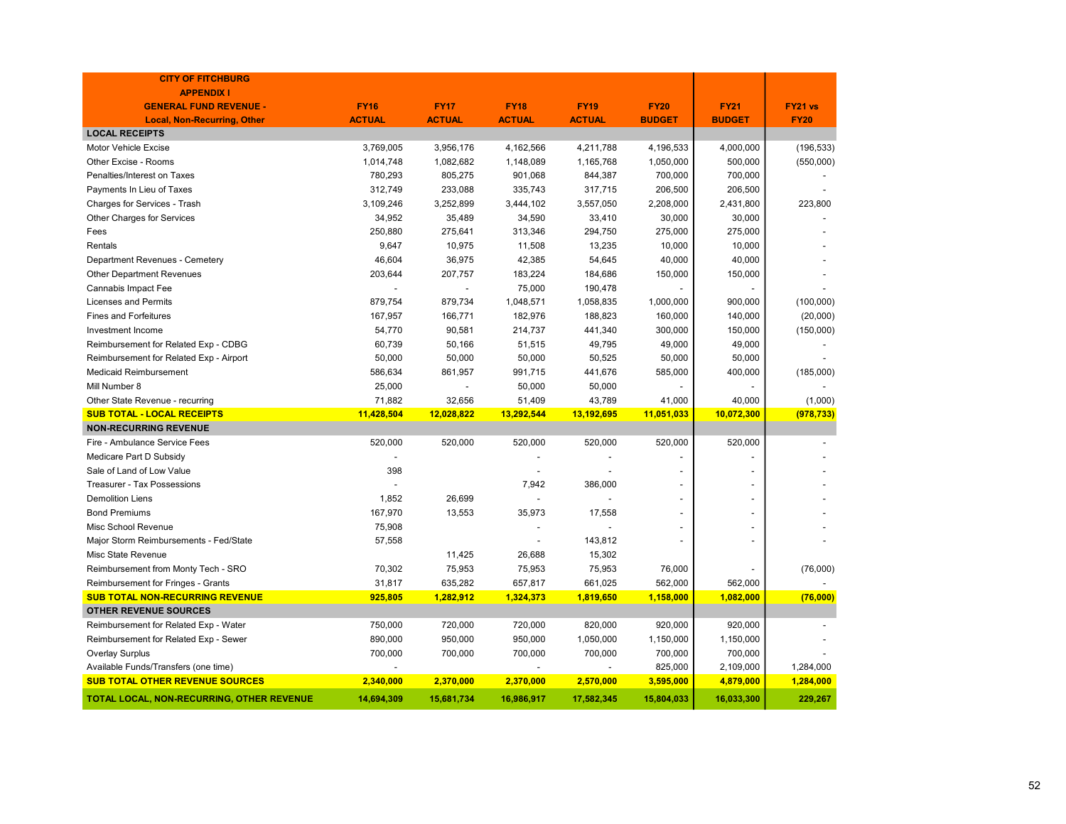| CITY OF FITCHBURG<br>APPENDIX I<br>GENERAL FUND REVENUE -<br>Local, Non-Recurring, Other | FY16<br>ACTUAL | FY17<br>ACTUAL | FY18<br>ACTUAL | FY19<br>ACTUAL | FY20<br>BUDGET | FY21<br>BUDGET | FY21 vs<br>FY20 |
|---|---|---|---|---|---|---|---|
| **LOCAL RECEIPTS** | | | | | | | |
| Motor Vehicle Excise | 3,769,005 | 3,956,176 | 4,162,566 | 4,211,788 | 4,196,533 | 4,000,000 | (196,533) |
| Other Excise - Rooms | 1,014,748 | 1,082,682 | 1,148,089 | 1,165,768 | 1,050,000 | 500,000 | (550,000) |
| Penalties/Interest on Taxes | 780,293 | 805,275 | 901,068 | 844,387 | 700,000 | 700,000 | - |
| Payments In Lieu of Taxes | 312,749 | 233,088 | 335,743 | 317,715 | 206,500 | 206,500 | - |
| Charges for Services - Trash | 3,109,246 | 3,252,899 | 3,444,102 | 3,557,050 | 2,208,000 | 2,431,800 | 223,800 |
| Other Charges for Services | 34,952 | 35,489 | 34,590 | 33,410 | 30,000 | 30,000 | - |
| Fees | 250,880 | 275,641 | 313,346 | 294,750 | 275,000 | 275,000 | - |
| Rentals | 9,647 | 10,975 | 11,508 | 13,235 | 10,000 | 10,000 | - |
| Department Revenues - Cemetery | 46,604 | 36,975 | 42,385 | 54,645 | 40,000 | 40,000 | - |
| Other Department Revenues | 203,644 | 207,757 | 183,224 | 184,686 | 150,000 | 150,000 | - |
| Cannabis Impact Fee | - | - | 75,000 | 190,478 | - | - | - |
| Licenses and Permits | 879,754 | 879,734 | 1,048,571 | 1,058,835 | 1,000,000 | 900,000 | (100,000) |
| Fines and Forfeitures | 167,957 | 166,771 | 182,976 | 188,823 | 160,000 | 140,000 | (20,000) |
| Investment Income | 54,770 | 90,581 | 214,737 | 441,340 | 300,000 | 150,000 | (150,000) |
| Reimbursement for Related Exp - CDBG | 60,739 | 50,166 | 51,515 | 49,795 | 49,000 | 49,000 | - |
| Reimbursement for Related Exp - Airport | 50,000 | 50,000 | 50,000 | 50,525 | 50,000 | 50,000 | - |
| Medicaid Reimbursement | 586,634 | 861,957 | 991,715 | 441,676 | 585,000 | 400,000 | (185,000) |
| Mill Number 8 | 25,000 | - | 50,000 | 50,000 | - | - | - |
| Other State Revenue - recurring | 71,882 | 32,656 | 51,409 | 43,789 | 41,000 | 40,000 | (1,000) |
| **SUB TOTAL - LOCAL RECEIPTS** | **11,428,504** | **12,028,822** | **13,292,544** | **13,192,695** | **11,051,033** | **10,072,300** | **(978,733)** |
| **NON-RECURRING REVENUE** | | | | | | | |
| Fire - Ambulance Service Fees | 520,000 | 520,000 | 520,000 | 520,000 | 520,000 | 520,000 | - |
| Medicare Part D Subsidy | - | | - | - | - | - | - |
| Sale of Land of Low Value | 398 | | - | - | - | - | - |
| Treasurer - Tax Possessions | - | | 7,942 | 386,000 | - | - | - |
| Demolition Liens | 1,852 | 26,699 | - | - | - | - | - |
| Bond Premiums | 167,970 | 13,553 | 35,973 | 17,558 | - | - | - |
| Misc School Revenue | 75,908 | | - | - | - | - | - |
| Major Storm Reimbursements - Fed/State | 57,558 | | - | 143,812 | - | - | - |
| Misc State Revenue | | 11,425 | 26,688 | 15,302 | | | |
| Reimbursement from Monty Tech - SRO | 70,302 | 75,953 | 75,953 | 75,953 | 76,000 | - | (76,000) |
| Reimbursement for Fringes - Grants | 31,817 | 635,282 | 657,817 | 661,025 | 562,000 | 562,000 | - |
| **SUB TOTAL NON-RECURRING REVENUE** | **925,805** | **1,282,912** | **1,324,373** | **1,819,650** | **1,158,000** | **1,082,000** | **(76,000)** |
| **OTHER REVENUE SOURCES** | | | | | | | |
| Reimbursement for Related Exp - Water | 750,000 | 720,000 | 720,000 | 820,000 | 920,000 | 920,000 | - |
| Reimbursement for Related Exp - Sewer | 890,000 | 950,000 | 950,000 | 1,050,000 | 1,150,000 | 1,150,000 | - |
| Overlay Surplus | 700,000 | 700,000 | 700,000 | 700,000 | 700,000 | 700,000 | - |
| Available Funds/Transfers (one time) | - | | - | - | 825,000 | 2,109,000 | 1,284,000 |
| **SUB TOTAL OTHER REVENUE SOURCES** | **2,340,000** | **2,370,000** | **2,370,000** | **2,570,000** | **3,595,000** | **4,879,000** | **1,284,000** |
| **TOTAL LOCAL, NON-RECURRING, OTHER REVENUE** | **14,694,309** | **15,681,734** | **16,986,917** | **17,582,345** | **15,804,033** | **16,033,300** | **229,267** |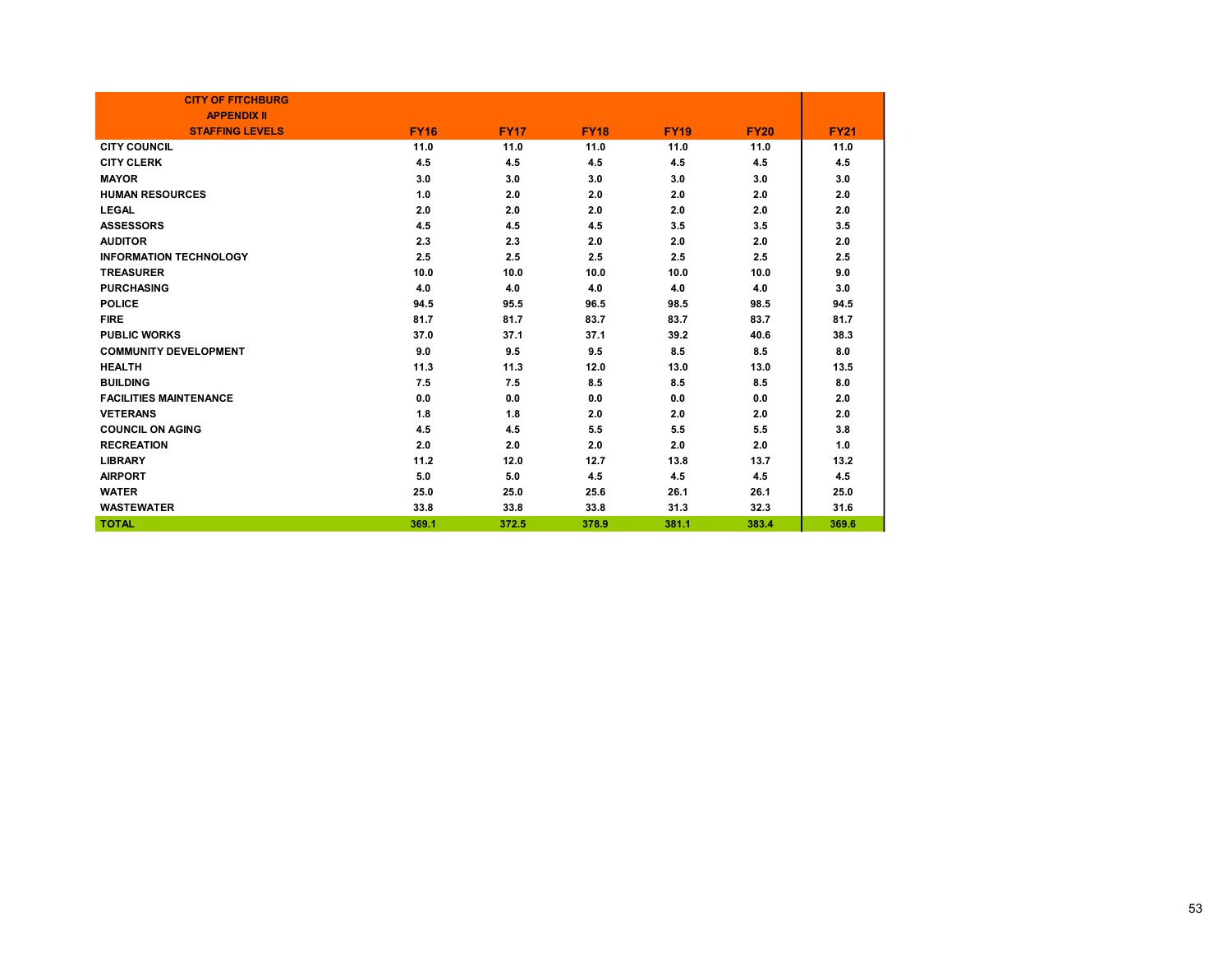| CITY OF FITCHBURG<br>APPENDIX II<br>STAFFING LEVELS | FY16 | FY17 | FY18 | FY19 | FY20 | FY21 |
|---|---|---|---|---|---|---|
| CITY COUNCIL | 11.0 | 11.0 | 11.0 | 11.0 | 11.0 | 11.0 |
| CITY CLERK | 4.5 | 4.5 | 4.5 | 4.5 | 4.5 | 4.5 |
| MAYOR | 3.0 | 3.0 | 3.0 | 3.0 | 3.0 | 3.0 |
| HUMAN RESOURCES | 1.0 | 2.0 | 2.0 | 2.0 | 2.0 | 2.0 |
| LEGAL | 2.0 | 2.0 | 2.0 | 2.0 | 2.0 | 2.0 |
| ASSESSORS | 4.5 | 4.5 | 4.5 | 3.5 | 3.5 | 3.5 |
| AUDITOR | 2.3 | 2.3 | 2.0 | 2.0 | 2.0 | 2.0 |
| INFORMATION TECHNOLOGY | 2.5 | 2.5 | 2.5 | 2.5 | 2.5 | 2.5 |
| TREASURER | 10.0 | 10.0 | 10.0 | 10.0 | 10.0 | 9.0 |
| PURCHASING | 4.0 | 4.0 | 4.0 | 4.0 | 4.0 | 3.0 |
| POLICE | 94.5 | 95.5 | 96.5 | 98.5 | 98.5 | 94.5 |
| FIRE | 81.7 | 81.7 | 83.7 | 83.7 | 83.7 | 81.7 |
| PUBLIC WORKS | 37.0 | 37.1 | 37.1 | 39.2 | 40.6 | 38.3 |
| COMMUNITY DEVELOPMENT | 9.0 | 9.5 | 9.5 | 8.5 | 8.5 | 8.0 |
| HEALTH | 11.3 | 11.3 | 12.0 | 13.0 | 13.0 | 13.5 |
| BUILDING | 7.5 | 7.5 | 8.5 | 8.5 | 8.5 | 8.0 |
| FACILITIES MAINTENANCE | 0.0 | 0.0 | 0.0 | 0.0 | 0.0 | 2.0 |
| VETERANS | 1.8 | 1.8 | 2.0 | 2.0 | 2.0 | 2.0 |
| COUNCIL ON AGING | 4.5 | 4.5 | 5.5 | 5.5 | 5.5 | 3.8 |
| RECREATION | 2.0 | 2.0 | 2.0 | 2.0 | 2.0 | 1.0 |
| LIBRARY | 11.2 | 12.0 | 12.7 | 13.8 | 13.7 | 13.2 |
| AIRPORT | 5.0 | 5.0 | 4.5 | 4.5 | 4.5 | 4.5 |
| WATER | 25.0 | 25.0 | 25.6 | 26.1 | 26.1 | 25.0 |
| WASTEWATER | 33.8 | 33.8 | 33.8 | 31.3 | 32.3 | 31.6 |
| TOTAL | 369.1 | 372.5 | 378.9 | 381.1 | 383.4 | 369.6 |